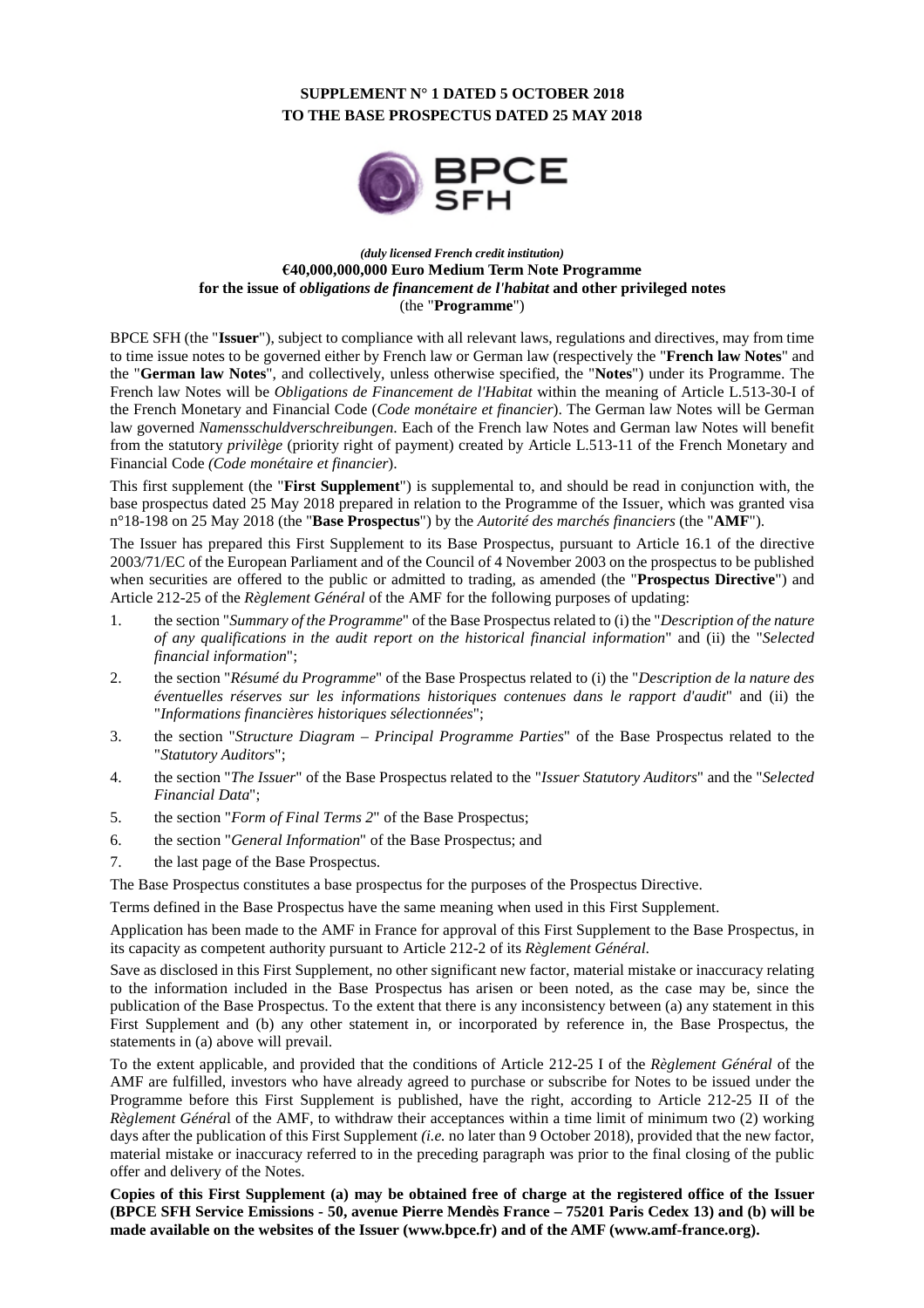**SUPPLEMENT N° 1 DATED 5 OCTOBER 2018**
**TO THE BASE PROSPECTUS DATED 25 MAY 2018**

BPCE SFH

*(duly licensed French credit institution)*
**€40,000,000,000 Euro Medium Term Note Programme**
**for the issue of *obligations de financement de l'habitat* and other privileged notes**
(the "**Programme**")

BPCE SFH (the "**Issuer**"), subject to compliance with all relevant laws, regulations and directives, may from time to time issue notes to be governed either by French law or German law (respectively the "**French law Notes**" and the "**German law Notes**", and collectively, unless otherwise specified, the "**Notes**") under its Programme. The French law Notes will be *Obligations de Financement de l'Habitat* within the meaning of Article L.513-30-I of the French Monetary and Financial Code (*Code monétaire et financier*). The German law Notes will be German law governed *Namensschuldverschreibungen*. Each of the French law Notes and German law Notes will benefit from the statutory *privilège* (priority right of payment) created by Article L.513-11 of the French Monetary and Financial Code *(Code monétaire et financier*).

This first supplement (the "**First Supplement**") is supplemental to, and should be read in conjunction with, the base prospectus dated 25 May 2018 prepared in relation to the Programme of the Issuer, which was granted visa n°18-198 on 25 May 2018 (the "**Base Prospectus**") by the *Autorité des marchés financiers* (the "**AMF**").

The Issuer has prepared this First Supplement to its Base Prospectus, pursuant to Article 16.1 of the directive 2003/71/EC of the European Parliament and of the Council of 4 November 2003 on the prospectus to be published when securities are offered to the public or admitted to trading, as amended (the "**Prospectus Directive**") and Article 212-25 of the *Règlement Général* of the AMF for the following purposes of updating:

1. the section "*Summary of the Programme*" of the Base Prospectus related to (i) the "*Description of the nature of any qualifications in the audit report on the historical financial information*" and (ii) the "*Selected financial information*";
2. the section "*Résumé du Programme*" of the Base Prospectus related to (i) the "*Description de la nature des éventuelles réserves sur les informations historiques contenues dans le rapport d'audit*" and (ii) the "*Informations financières historiques sélectionnées*";
3. the section "*Structure Diagram – Principal Programme Parties*" of the Base Prospectus related to the "*Statutory Auditors*";
4. the section "*The Issuer*" of the Base Prospectus related to the "*Issuer Statutory Auditors*" and the "*Selected Financial Data*";
5. the section "*Form of Final Terms 2*" of the Base Prospectus;
6. the section "*General Information*" of the Base Prospectus; and
7. the last page of the Base Prospectus.

The Base Prospectus constitutes a base prospectus for the purposes of the Prospectus Directive.

Terms defined in the Base Prospectus have the same meaning when used in this First Supplement.

Application has been made to the AMF in France for approval of this First Supplement to the Base Prospectus, in its capacity as competent authority pursuant to Article 212-2 of its *Règlement Général*.

Save as disclosed in this First Supplement, no other significant new factor, material mistake or inaccuracy relating to the information included in the Base Prospectus has arisen or been noted, as the case may be, since the publication of the Base Prospectus. To the extent that there is any inconsistency between (a) any statement in this First Supplement and (b) any other statement in, or incorporated by reference in, the Base Prospectus, the statements in (a) above will prevail.

To the extent applicable, and provided that the conditions of Article 212-25 I of the *Règlement Général* of the AMF are fulfilled, investors who have already agreed to purchase or subscribe for Notes to be issued under the Programme before this First Supplement is published, have the right, according to Article 212-25 II of the *Règlement Général* of the AMF, to withdraw their acceptances within a time limit of minimum two (2) working days after the publication of this First Supplement *(i.e.* no later than 9 October 2018), provided that the new factor, material mistake or inaccuracy referred to in the preceding paragraph was prior to the final closing of the public offer and delivery of the Notes.

**Copies of this First Supplement (a) may be obtained free of charge at the registered office of the Issuer (BPCE SFH Service Emissions - 50, avenue Pierre Mendès France – 75201 Paris Cedex 13) and (b) will be made available on the websites of the Issuer (www.bpce.fr) and of the AMF (www.amf-france.org).**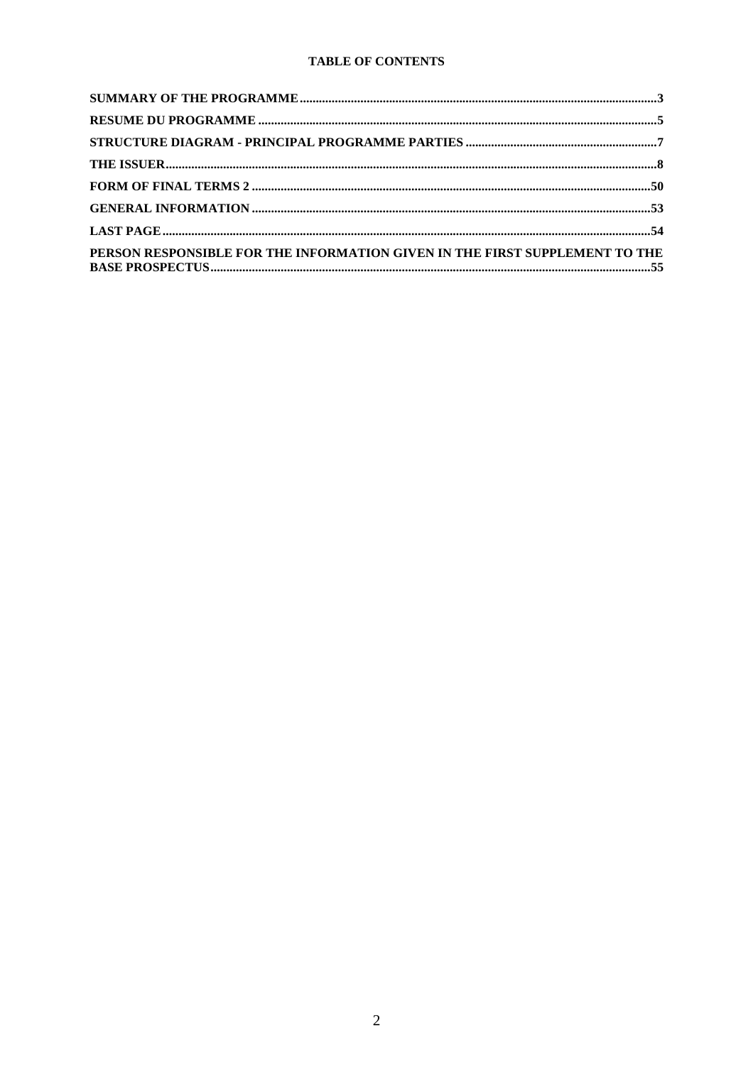**TABLE OF CONTENTS**

**SUMMARY OF THE PROGRAMME** .......... **3**

**RESUME DU PROGRAMME** .......... **5**

**STRUCTURE DIAGRAM - PRINCIPAL PROGRAMME PARTIES** .......... **7**

**THE ISSUER** .......... **8**

**FORM OF FINAL TERMS 2** .......... **50**

**GENERAL INFORMATION** .......... **53**

**LAST PAGE** .......... **54**

**PERSON RESPONSIBLE FOR THE INFORMATION GIVEN IN THE FIRST SUPPLEMENT TO THE BASE PROSPECTUS** .......... **55**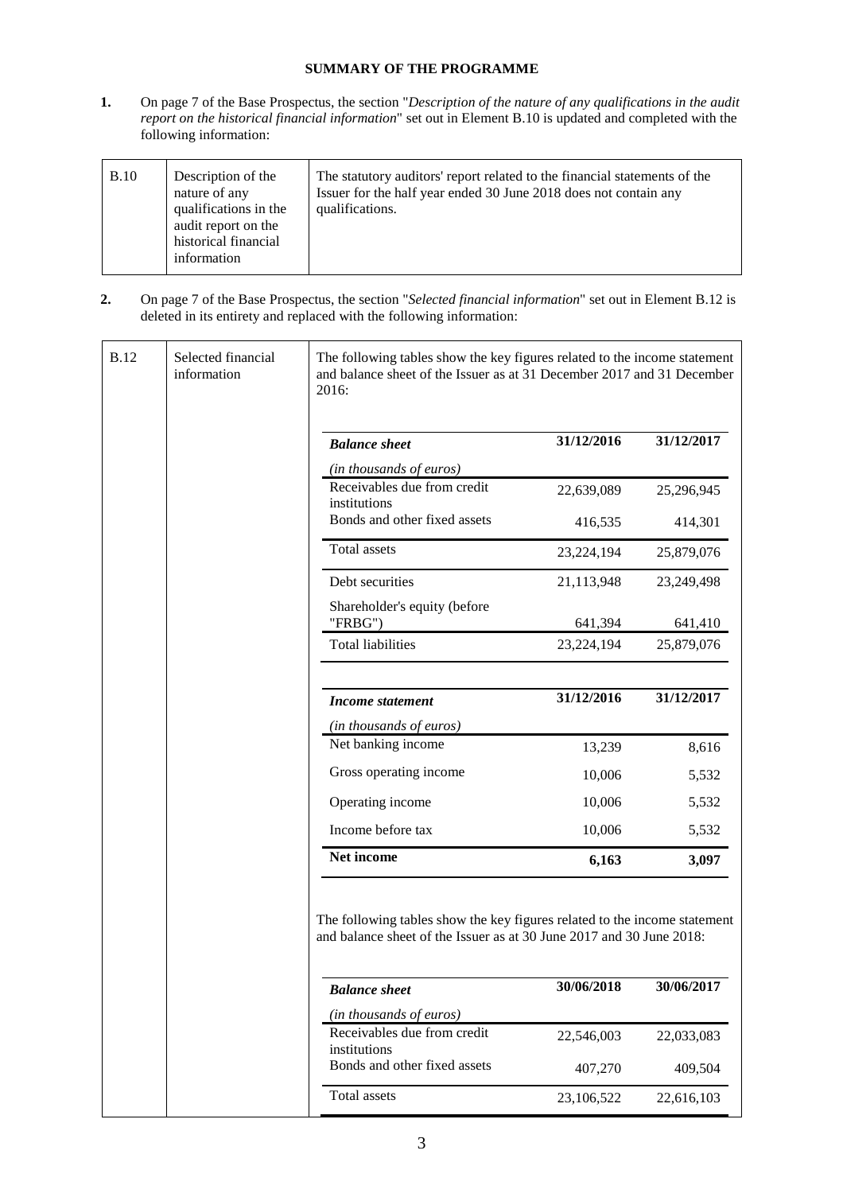## SUMMARY OF THE PROGRAMME

**1.** On page 7 of the Base Prospectus, the section "*Description of the nature of any qualifications in the audit report on the historical financial information*" set out in Element B.10 is updated and completed with the following information:

| B.10 | Description of the nature of any qualifications in the audit report on the historical financial information | The statutory auditors' report related to the financial statements of the Issuer for the half year ended 30 June 2018 does not contain any qualifications. |
|---|---|---|

**2.** On page 7 of the Base Prospectus, the section "*Selected financial information*" set out in Element B.12 is deleted in its entirety and replaced with the following information:

B.12 — Selected financial information

The following tables show the key figures related to the income statement and balance sheet of the Issuer as at 31 December 2017 and 31 December 2016:

| ***Balance sheet*** *(in thousands of euros)* | 31/12/2016 | 31/12/2017 |
|---|---|---|
| Receivables due from credit institutions | 22,639,089 | 25,296,945 |
| Bonds and other fixed assets | 416,535 | 414,301 |
| Total assets | 23,224,194 | 25,879,076 |
| Debt securities | 21,113,948 | 23,249,498 |
| Shareholder's equity (before "FRBG") | 641,394 | 641,410 |
| Total liabilities | 23,224,194 | 25,879,076 |

| ***Income statement*** *(in thousands of euros)* | 31/12/2016 | 31/12/2017 |
|---|---|---|
| Net banking income | 13,239 | 8,616 |
| Gross operating income | 10,006 | 5,532 |
| Operating income | 10,006 | 5,532 |
| Income before tax | 10,006 | 5,532 |
| **Net income** | **6,163** | **3,097** |

The following tables show the key figures related to the income statement and balance sheet of the Issuer as at 30 June 2017 and 30 June 2018:

| ***Balance sheet*** *(in thousands of euros)* | 30/06/2018 | 30/06/2017 |
|---|---|---|
| Receivables due from credit institutions | 22,546,003 | 22,033,083 |
| Bonds and other fixed assets | 407,270 | 409,504 |
| Total assets | 23,106,522 | 22,616,103 |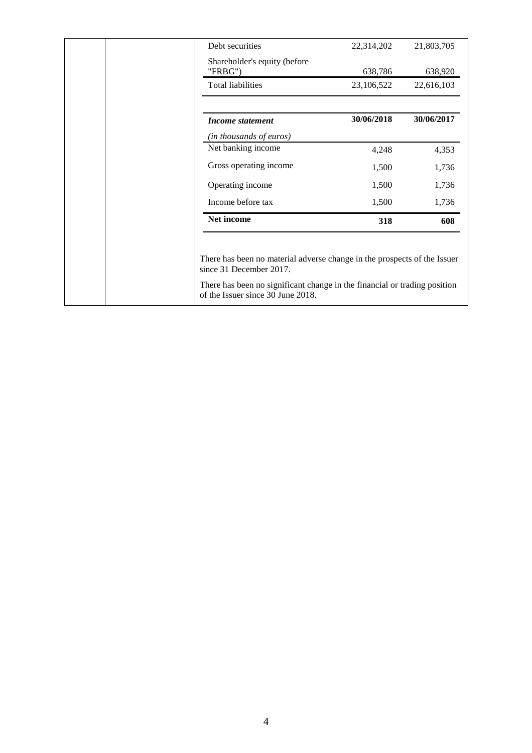| | | |
|---|---|---|
| Debt securities | 22,314,202 | 21,803,705 |
| Shareholder's equity (before "FRBG") | 638,786 | 638,920 |
| Total liabilities | 23,106,522 | 22,616,103 |

| ***Income statement*** | **30/06/2018** | **30/06/2017** |
|---|---|---|
| *(in thousands of euros)* | | |
| Net banking income | 4,248 | 4,353 |
| Gross operating income | 1,500 | 1,736 |
| Operating income | 1,500 | 1,736 |
| Income before tax | 1,500 | 1,736 |
| **Net income** | **318** | **608** |

There has been no material adverse change in the prospects of the Issuer since 31 December 2017.

There has been no significant change in the financial or trading position of the Issuer since 30 June 2018.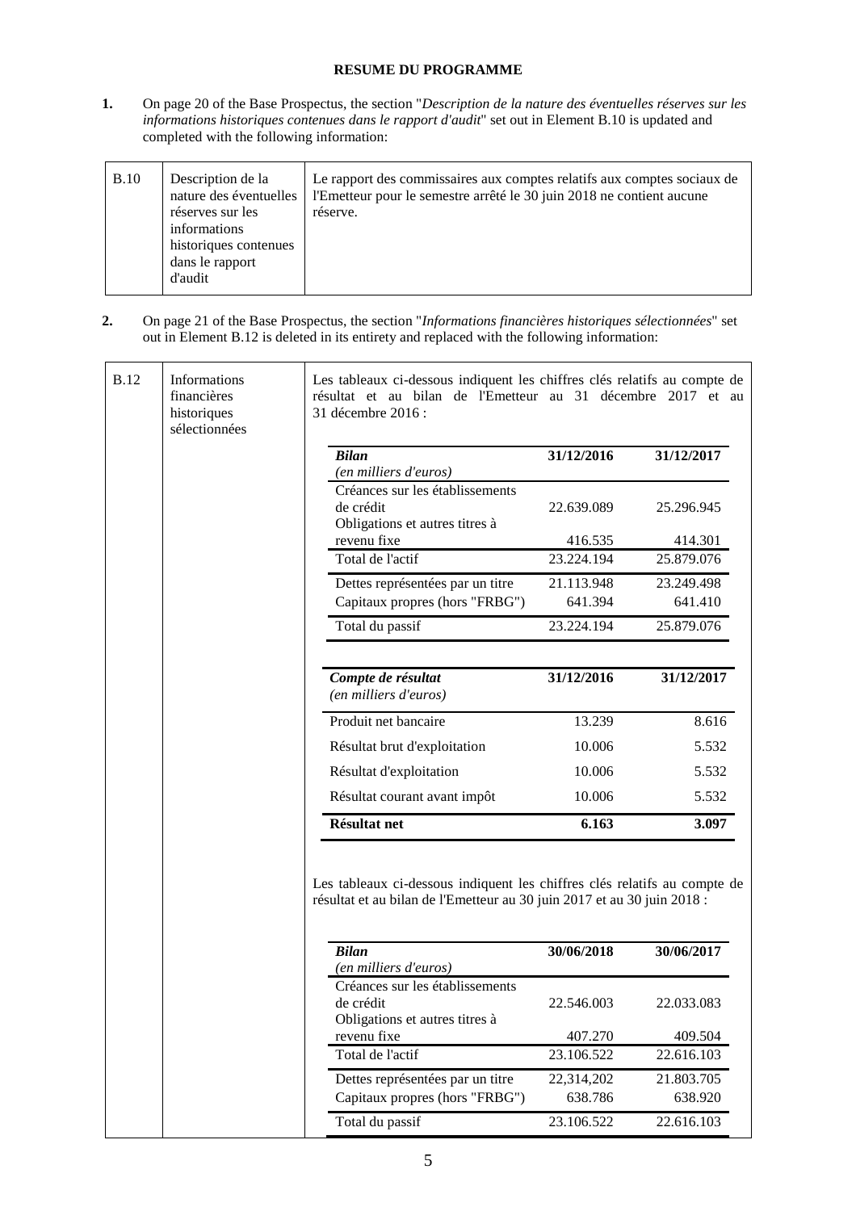**RESUME DU PROGRAMME**

1. On page 20 of the Base Prospectus, the section "*Description de la nature des éventuelles réserves sur les informations historiques contenues dans le rapport d'audit*" set out in Element B.10 is updated and completed with the following information:

| B.10 | Description de la nature des éventuelles réserves sur les informations historiques contenues dans le rapport d'audit | Le rapport des commissaires aux comptes relatifs aux comptes sociaux de l'Emetteur pour le semestre arrêté le 30 juin 2018 ne contient aucune réserve. |
|---|---|---|

2. On page 21 of the Base Prospectus, the section "*Informations financières historiques sélectionnées*" set out in Element B.12 is deleted in its entirety and replaced with the following information:

**B.12 – Informations financières historiques sélectionnées**

Les tableaux ci-dessous indiquent les chiffres clés relatifs au compte de résultat et au bilan de l'Emetteur au 31 décembre 2017 et au 31 décembre 2016 :

| ***Bilan*** *(en milliers d'euros)* | **31/12/2016** | **31/12/2017** |
|---|---|---|
| Créances sur les établissements de crédit | 22.639.089 | 25.296.945 |
| Obligations et autres titres à revenu fixe | 416.535 | 414.301 |
| Total de l'actif | 23.224.194 | 25.879.076 |
| Dettes représentées par un titre | 21.113.948 | 23.249.498 |
| Capitaux propres (hors "FRBG") | 641.394 | 641.410 |
| Total du passif | 23.224.194 | 25.879.076 |

| ***Compte de résultat*** *(en milliers d'euros)* | **31/12/2016** | **31/12/2017** |
|---|---|---|
| Produit net bancaire | 13.239 | 8.616 |
| Résultat brut d'exploitation | 10.006 | 5.532 |
| Résultat d'exploitation | 10.006 | 5.532 |
| Résultat courant avant impôt | 10.006 | 5.532 |
| **Résultat net** | **6.163** | **3.097** |

Les tableaux ci-dessous indiquent les chiffres clés relatifs au compte de résultat et au bilan de l'Emetteur au 30 juin 2017 et au 30 juin 2018 :

| ***Bilan*** *(en milliers d'euros)* | **30/06/2018** | **30/06/2017** |
|---|---|---|
| Créances sur les établissements de crédit | 22.546.003 | 22.033.083 |
| Obligations et autres titres à revenu fixe | 407.270 | 409.504 |
| Total de l'actif | 23.106.522 | 22.616.103 |
| Dettes représentées par un titre | 22,314,202 | 21.803.705 |
| Capitaux propres (hors "FRBG") | 638.786 | 638.920 |
| Total du passif | 23.106.522 | 22.616.103 |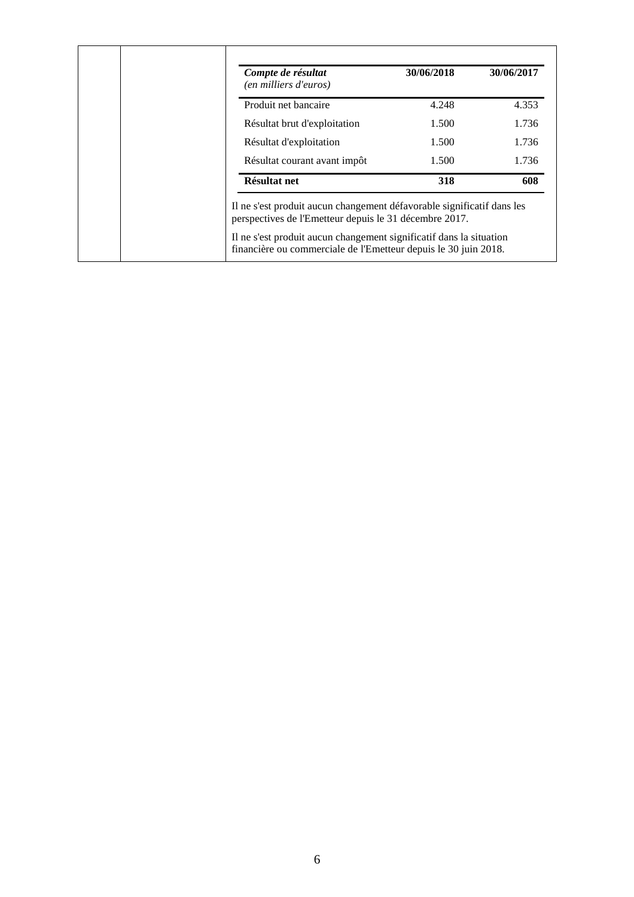| *Compte de résultat (en milliers d'euros)* | 30/06/2018 | 30/06/2017 |
|---|---|---|
| Produit net bancaire | 4.248 | 4.353 |
| Résultat brut d'exploitation | 1.500 | 1.736 |
| Résultat d'exploitation | 1.500 | 1.736 |
| Résultat courant avant impôt | 1.500 | 1.736 |
| **Résultat net** | **318** | **608** |

Il ne s'est produit aucun changement défavorable significatif dans les perspectives de l'Emetteur depuis le 31 décembre 2017.

Il ne s'est produit aucun changement significatif dans la situation financière ou commerciale de l'Emetteur depuis le 30 juin 2018.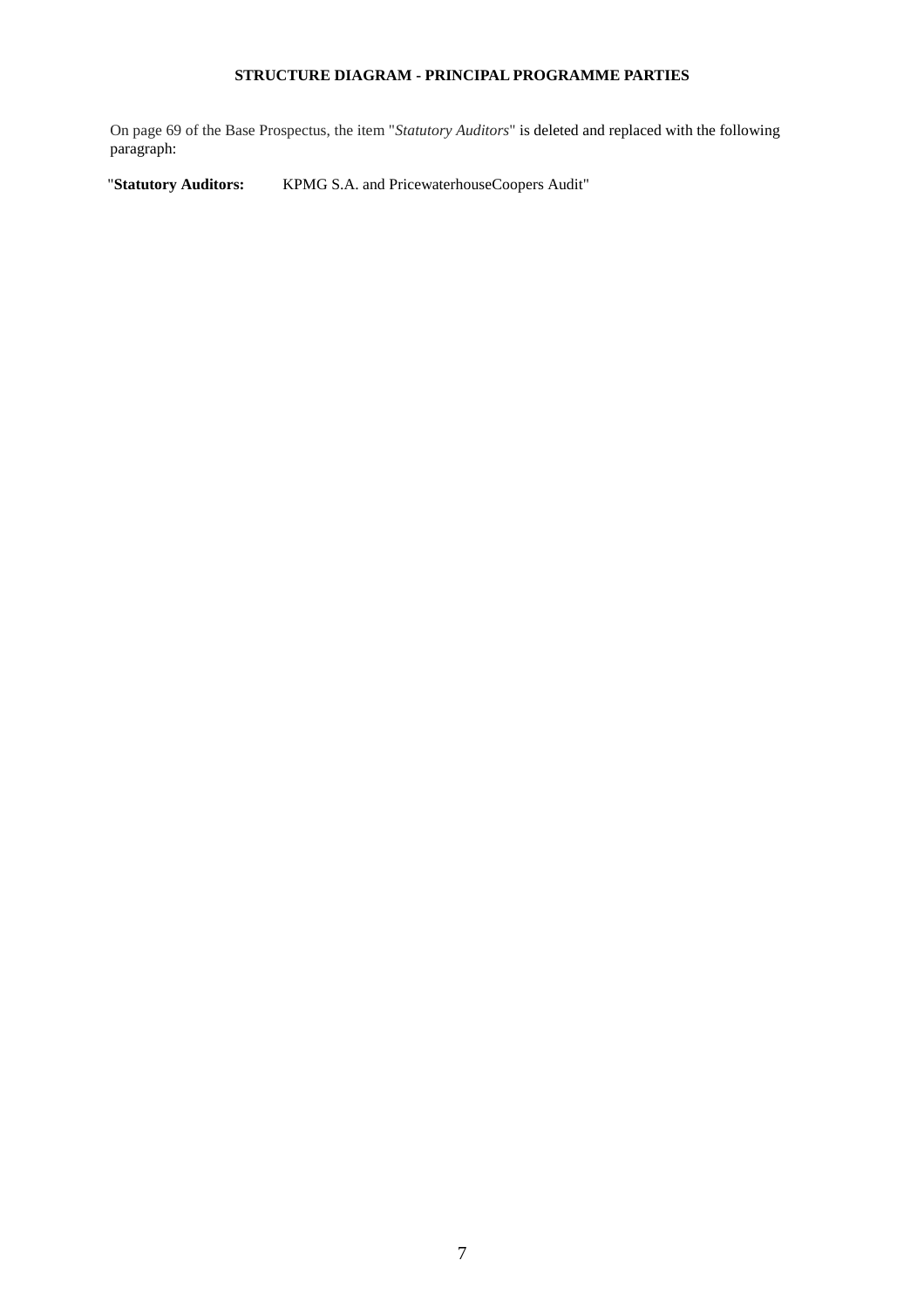## STRUCTURE DIAGRAM - PRINCIPAL PROGRAMME PARTIES

On page 69 of the Base Prospectus, the item "*Statutory Auditors*" is deleted and replaced with the following paragraph:

"**Statutory Auditors:** KPMG S.A. and PricewaterhouseCoopers Audit"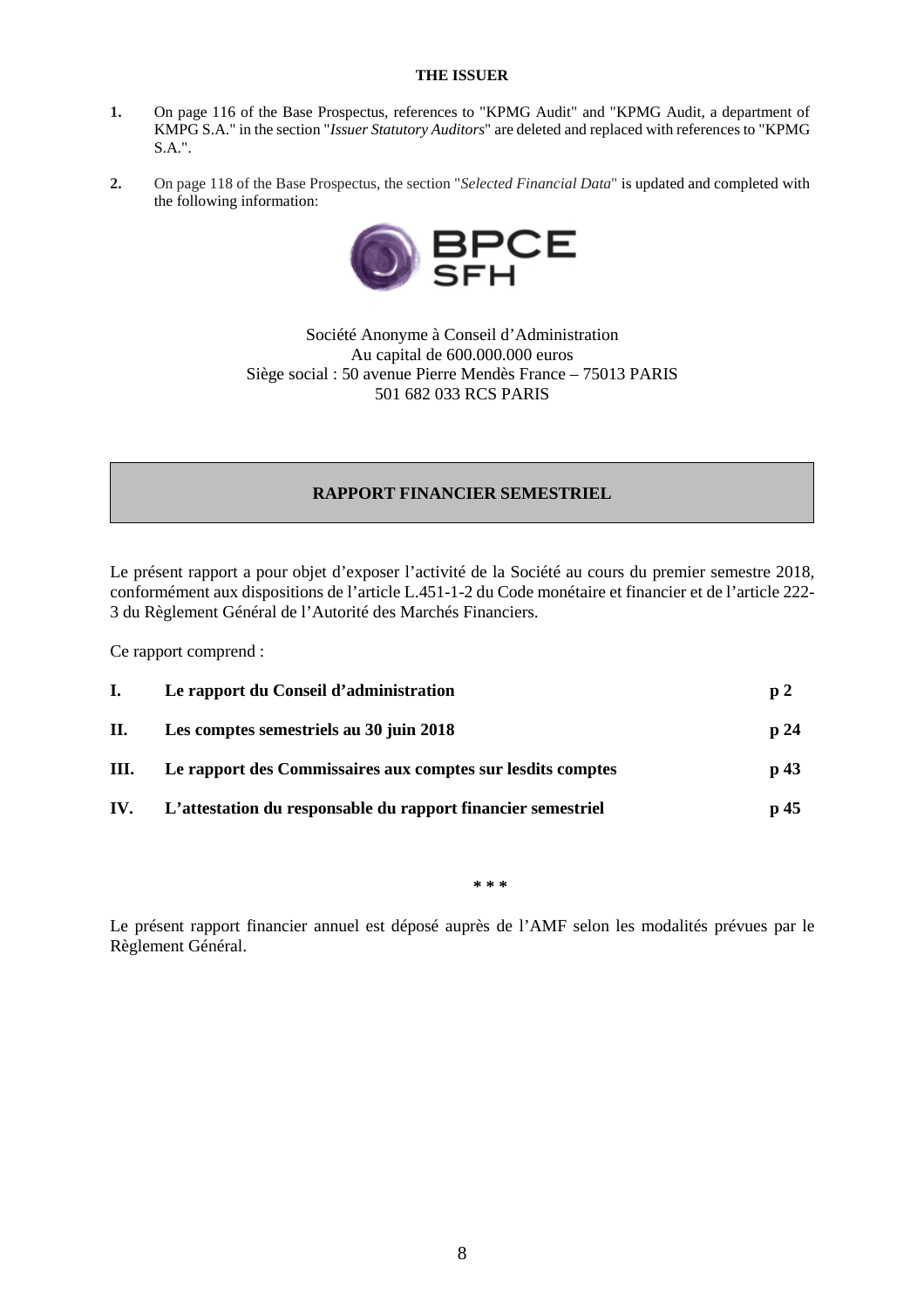**THE ISSUER**

1. On page 116 of the Base Prospectus, references to "KPMG Audit" and "KPMG Audit, a department of KMPG S.A." in the section "*Issuer Statutory Auditors*" are deleted and replaced with references to "KPMG S.A.".

2. On page 118 of the Base Prospectus, the section "*Selected Financial Data*" is updated and completed with the following information:

**BPCE SFH**

Société Anonyme à Conseil d'Administration
Au capital de 600.000.000 euros
Siège social : 50 avenue Pierre Mendès France – 75013 PARIS
501 682 033 RCS PARIS

## RAPPORT FINANCIER SEMESTRIEL

Le présent rapport a pour objet d'exposer l'activité de la Société au cours du premier semestre 2018, conformément aux dispositions de l'article L.451-1-2 du Code monétaire et financier et de l'article 222-3 du Règlement Général de l'Autorité des Marchés Financiers.

Ce rapport comprend :

| | | |
|---|---|---|
| **I.** | **Le rapport du Conseil d'administration** | **p 2** |
| **II.** | **Les comptes semestriels au 30 juin 2018** | **p 24** |
| **III.** | **Le rapport des Commissaires aux comptes sur lesdits comptes** | **p 43** |
| **IV.** | **L'attestation du responsable du rapport financier semestriel** | **p 45** |

\* \* \*

Le présent rapport financier annuel est déposé auprès de l'AMF selon les modalités prévues par le Règlement Général.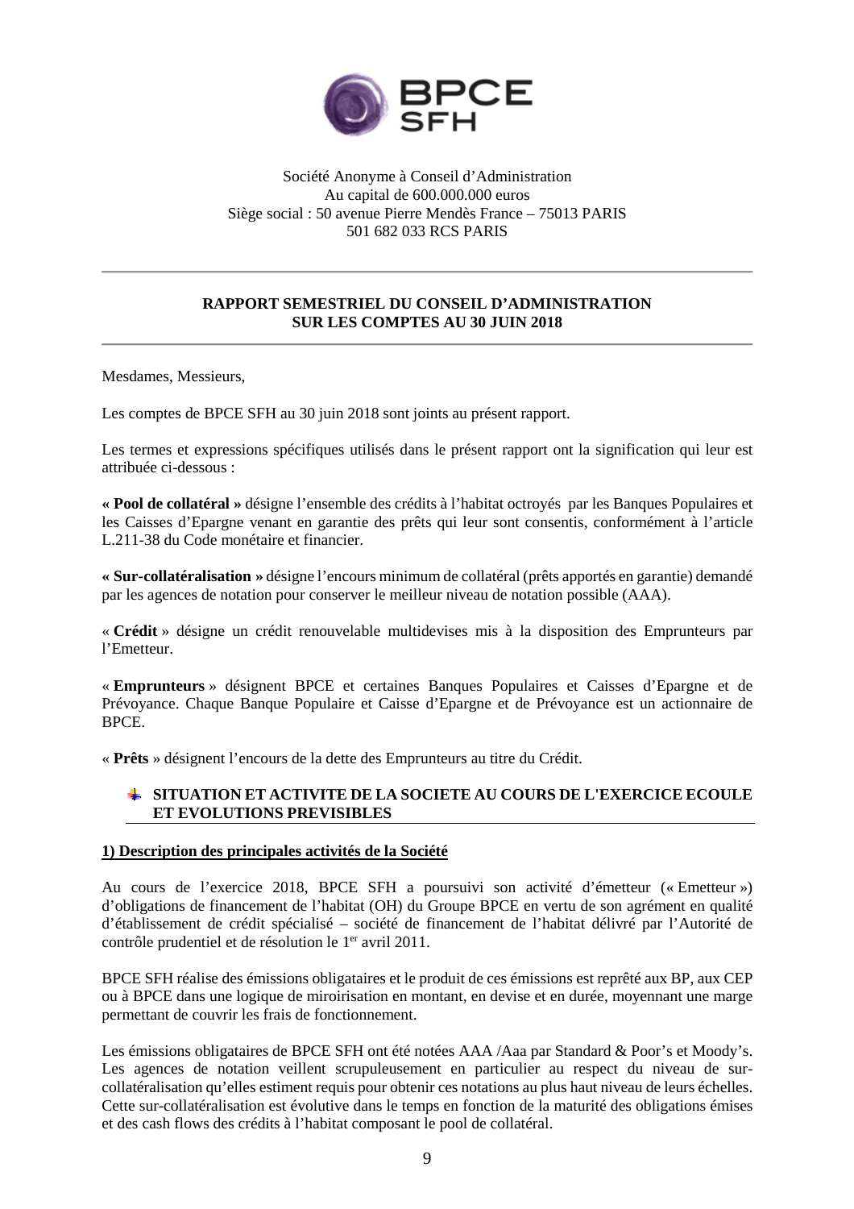Société Anonyme à Conseil d'Administration
Au capital de 600.000.000 euros
Siège social : 50 avenue Pierre Mendès France – 75013 PARIS
501 682 033 RCS PARIS

---

**RAPPORT SEMESTRIEL DU CONSEIL D'ADMINISTRATION SUR LES COMPTES AU 30 JUIN 2018**

---

Mesdames, Messieurs,

Les comptes de BPCE SFH au 30 juin 2018 sont joints au présent rapport.

Les termes et expressions spécifiques utilisés dans le présent rapport ont la signification qui leur est attribuée ci-dessous :

**« Pool de collatéral »** désigne l'ensemble des crédits à l'habitat octroyés par les Banques Populaires et les Caisses d'Epargne venant en garantie des prêts qui leur sont consentis, conformément à l'article L.211-38 du Code monétaire et financier.

**« Sur-collatéralisation »** désigne l'encours minimum de collatéral (prêts apportés en garantie) demandé par les agences de notation pour conserver le meilleur niveau de notation possible (AAA).

« **Crédit** » désigne un crédit renouvelable multidevises mis à la disposition des Emprunteurs par l'Emetteur.

« **Emprunteurs** » désignent BPCE et certaines Banques Populaires et Caisses d'Epargne et de Prévoyance. Chaque Banque Populaire et Caisse d'Epargne et de Prévoyance est un actionnaire de BPCE.

« **Prêts** » désignent l'encours de la dette des Emprunteurs au titre du Crédit.

## SITUATION ET ACTIVITE DE LA SOCIETE AU COURS DE L'EXERCICE ECOULE ET EVOLUTIONS PREVISIBLES

### 1) Description des principales activités de la Société

Au cours de l'exercice 2018, BPCE SFH a poursuivi son activité d'émetteur (« Emetteur ») d'obligations de financement de l'habitat (OH) du Groupe BPCE en vertu de son agrément en qualité d'établissement de crédit spécialisé – société de financement de l'habitat délivré par l'Autorité de contrôle prudentiel et de résolution le 1er avril 2011.

BPCE SFH réalise des émissions obligataires et le produit de ces émissions est reprêté aux BP, aux CEP ou à BPCE dans une logique de miroirisation en montant, en devise et en durée, moyennant une marge permettant de couvrir les frais de fonctionnement.

Les émissions obligataires de BPCE SFH ont été notées AAA /Aaa par Standard & Poor's et Moody's. Les agences de notation veillent scrupuleusement en particulier au respect du niveau de sur-collatéralisation qu'elles estiment requis pour obtenir ces notations au plus haut niveau de leurs échelles. Cette sur-collatéralisation est évolutive dans le temps en fonction de la maturité des obligations émises et des cash flows des crédits à l'habitat composant le pool de collatéral.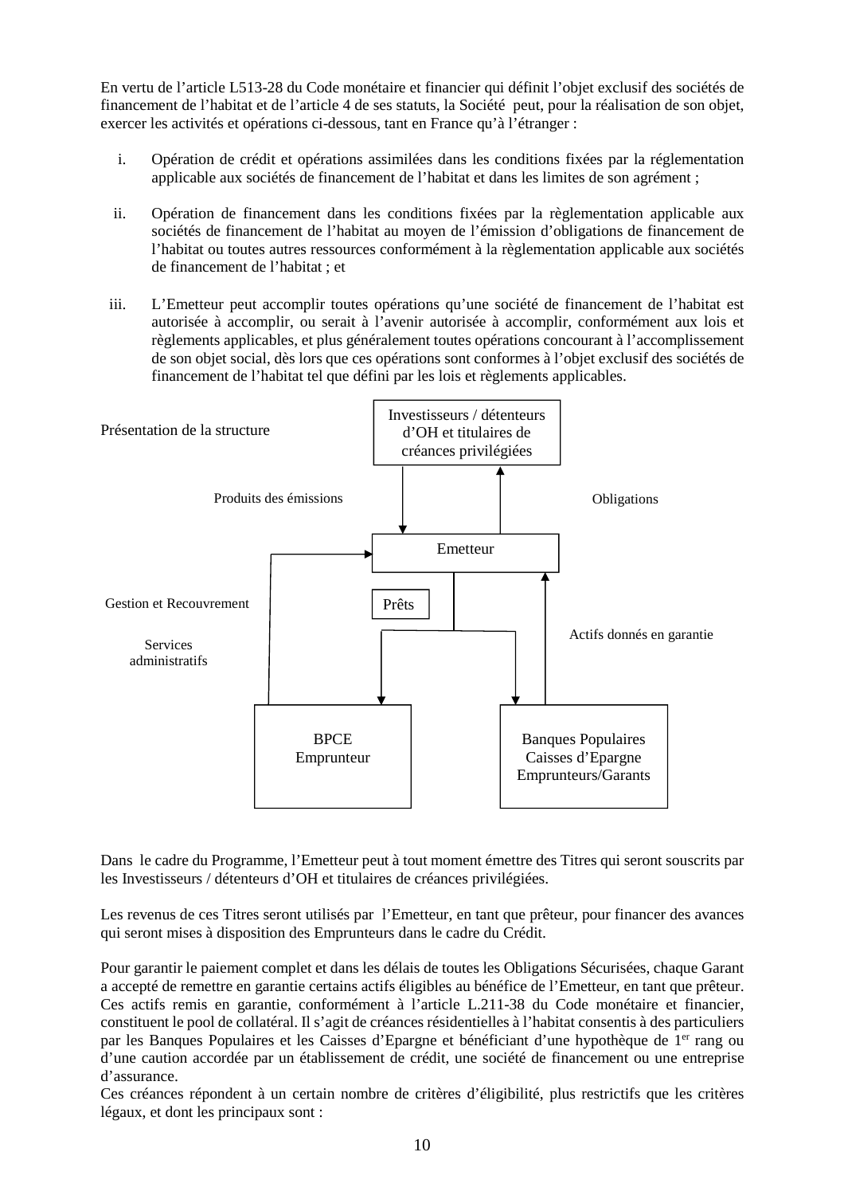En vertu de l'article L513-28 du Code monétaire et financier qui définit l'objet exclusif des sociétés de financement de l'habitat et de l'article 4 de ses statuts, la Société peut, pour la réalisation de son objet, exercer les activités et opérations ci-dessous, tant en France qu'à l'étranger :

i. Opération de crédit et opérations assimilées dans les conditions fixées par la réglementation applicable aux sociétés de financement de l'habitat et dans les limites de son agrément ;

ii. Opération de financement dans les conditions fixées par la règlementation applicable aux sociétés de financement de l'habitat au moyen de l'émission d'obligations de financement de l'habitat ou toutes autres ressources conformément à la règlementation applicable aux sociétés de financement de l'habitat ; et

iii. L'Emetteur peut accomplir toutes opérations qu'une société de financement de l'habitat est autorisée à accomplir, ou serait à l'avenir autorisée à accomplir, conformément aux lois et règlements applicables, et plus généralement toutes opérations concourant à l'accomplissement de son objet social, dès lors que ces opérations sont conformes à l'objet exclusif des sociétés de financement de l'habitat tel que défini par les lois et règlements applicables.

Présentation de la structure

Investisseurs / détenteurs d'OH et titulaires de créances privilégiées

Produits des émissions

Obligations

Emetteur

Gestion et Recouvrement

Prêts

Actifs donnés en garantie

Services administratifs

BPCE Emprunteur

Banques Populaires Caisses d'Epargne Emprunteurs/Garants

Dans le cadre du Programme, l'Emetteur peut à tout moment émettre des Titres qui seront souscrits par les Investisseurs / détenteurs d'OH et titulaires de créances privilégiées.

Les revenus de ces Titres seront utilisés par l'Emetteur, en tant que prêteur, pour financer des avances qui seront mises à disposition des Emprunteurs dans le cadre du Crédit.

Pour garantir le paiement complet et dans les délais de toutes les Obligations Sécurisées, chaque Garant a accepté de remettre en garantie certains actifs éligibles au bénéfice de l'Emetteur, en tant que prêteur. Ces actifs remis en garantie, conformément à l'article L.211-38 du Code monétaire et financier, constituent le pool de collatéral. Il s'agit de créances résidentielles à l'habitat consentis à des particuliers par les Banques Populaires et les Caisses d'Epargne et bénéficiant d'une hypothèque de 1er rang ou d'une caution accordée par un établissement de crédit, une société de financement ou une entreprise d'assurance.
Ces créances répondent à un certain nombre de critères d'éligibilité, plus restrictifs que les critères légaux, et dont les principaux sont :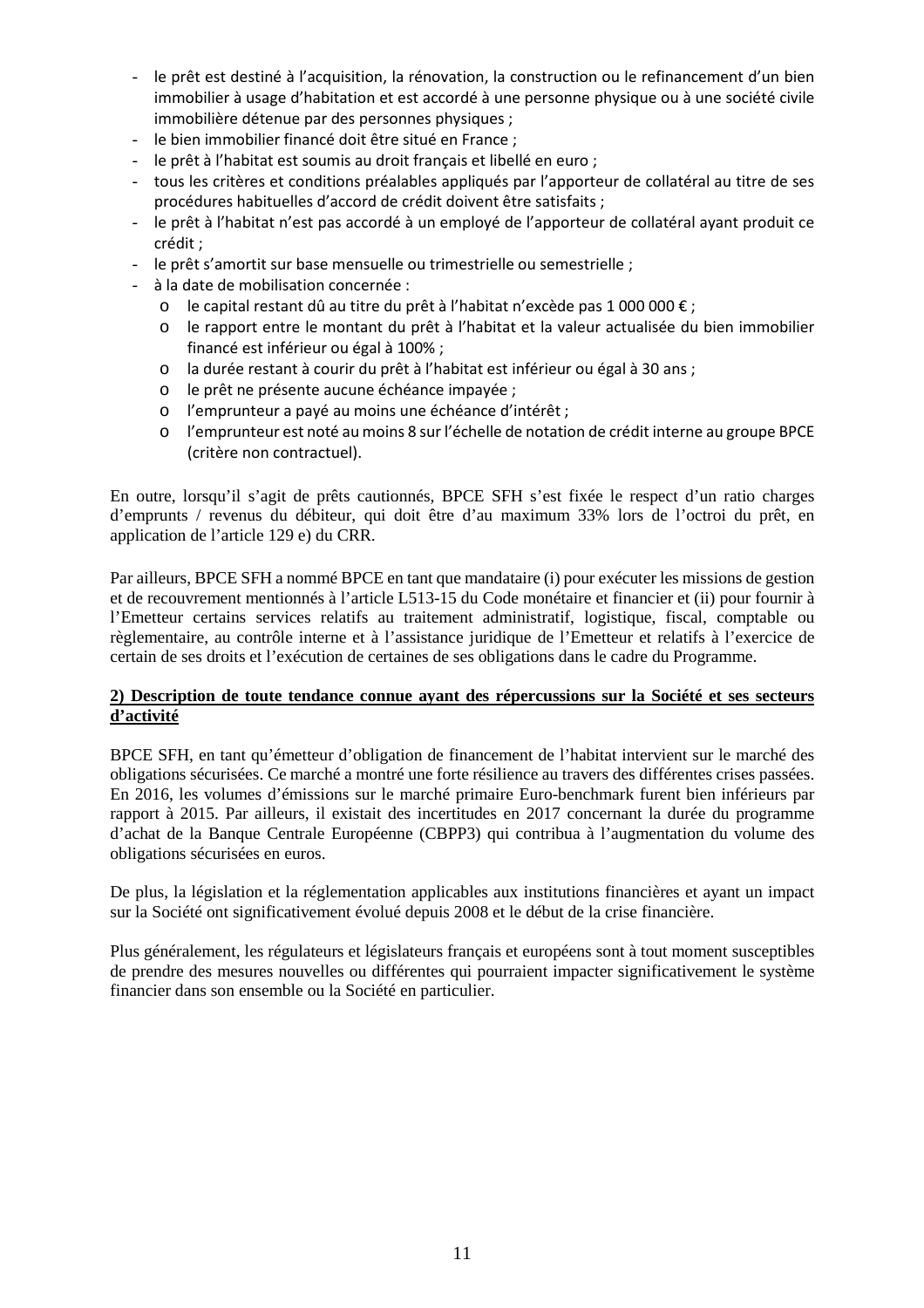- le prêt est destiné à l'acquisition, la rénovation, la construction ou le refinancement d'un bien immobilier à usage d'habitation et est accordé à une personne physique ou à une société civile immobilière détenue par des personnes physiques ;
- le bien immobilier financé doit être situé en France ;
- le prêt à l'habitat est soumis au droit français et libellé en euro ;
- tous les critères et conditions préalables appliqués par l'apporteur de collatéral au titre de ses procédures habituelles d'accord de crédit doivent être satisfaits ;
- le prêt à l'habitat n'est pas accordé à un employé de l'apporteur de collatéral ayant produit ce crédit ;
- le prêt s'amortit sur base mensuelle ou trimestrielle ou semestrielle ;
- à la date de mobilisation concernée :
  - le capital restant dû au titre du prêt à l'habitat n'excède pas 1 000 000 € ;
  - le rapport entre le montant du prêt à l'habitat et la valeur actualisée du bien immobilier financé est inférieur ou égal à 100% ;
  - la durée restant à courir du prêt à l'habitat est inférieur ou égal à 30 ans ;
  - le prêt ne présente aucune échéance impayée ;
  - l'emprunteur a payé au moins une échéance d'intérêt ;
  - l'emprunteur est noté au moins 8 sur l'échelle de notation de crédit interne au groupe BPCE (critère non contractuel).

En outre, lorsqu'il s'agit de prêts cautionnés, BPCE SFH s'est fixée le respect d'un ratio charges d'emprunts / revenus du débiteur, qui doit être d'au maximum 33% lors de l'octroi du prêt, en application de l'article 129 e) du CRR.

Par ailleurs, BPCE SFH a nommé BPCE en tant que mandataire (i) pour exécuter les missions de gestion et de recouvrement mentionnés à l'article L513-15 du Code monétaire et financier et (ii) pour fournir à l'Emetteur certains services relatifs au traitement administratif, logistique, fiscal, comptable ou règlementaire, au contrôle interne et à l'assistance juridique de l'Emetteur et relatifs à l'exercice de certain de ses droits et l'exécution de certaines de ses obligations dans le cadre du Programme.

**2) Description de toute tendance connue ayant des répercussions sur la Société et ses secteurs d'activité**

BPCE SFH, en tant qu'émetteur d'obligation de financement de l'habitat intervient sur le marché des obligations sécurisées. Ce marché a montré une forte résilience au travers des différentes crises passées. En 2016, les volumes d'émissions sur le marché primaire Euro-benchmark furent bien inférieurs par rapport à 2015. Par ailleurs, il existait des incertitudes en 2017 concernant la durée du programme d'achat de la Banque Centrale Européenne (CBPP3) qui contribua à l'augmentation du volume des obligations sécurisées en euros.

De plus, la législation et la réglementation applicables aux institutions financières et ayant un impact sur la Société ont significativement évolué depuis 2008 et le début de la crise financière.

Plus généralement, les régulateurs et législateurs français et européens sont à tout moment susceptibles de prendre des mesures nouvelles ou différentes qui pourraient impacter significativement le système financier dans son ensemble ou la Société en particulier.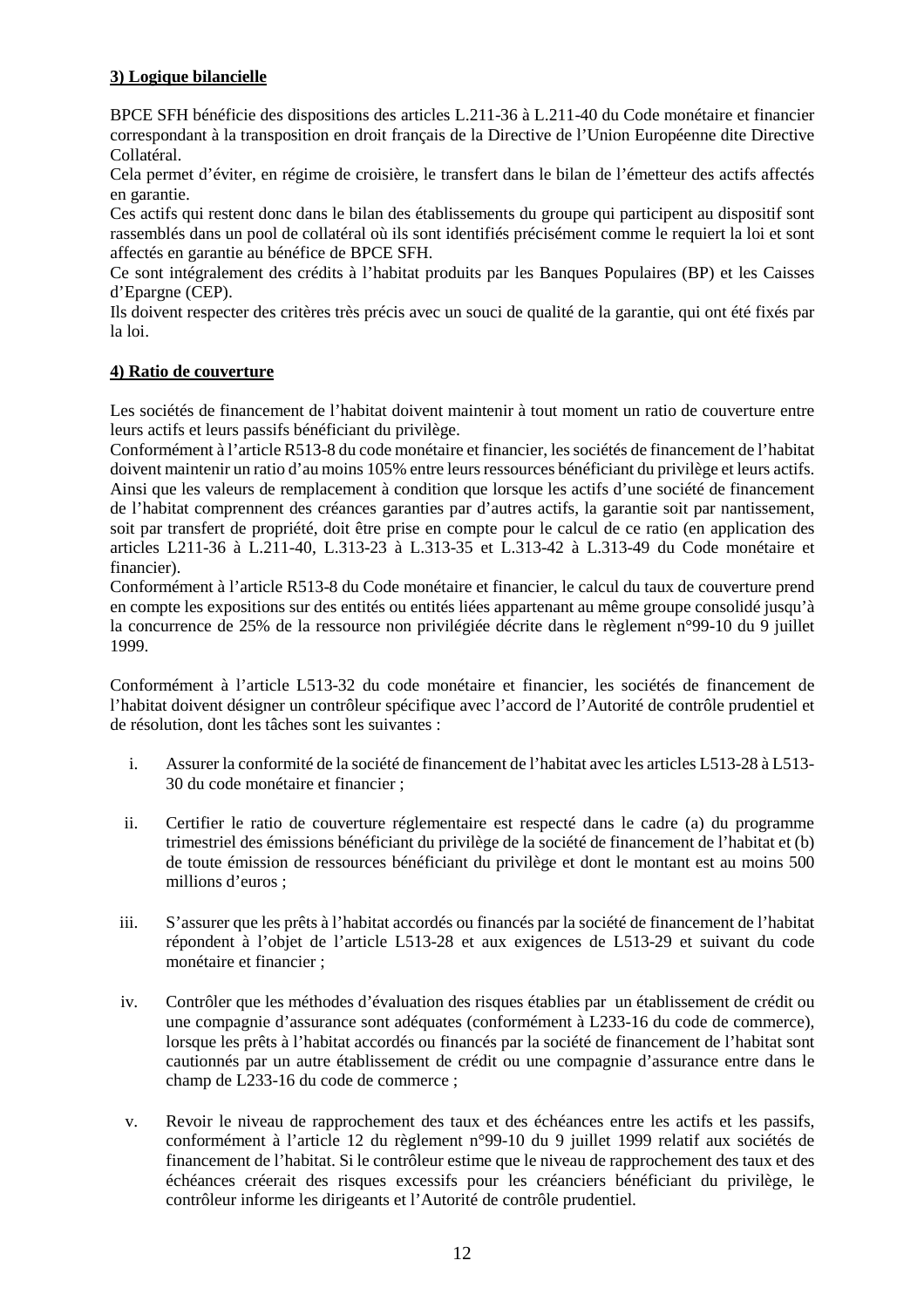**<u>3) Logique bilancielle</u>**

BPCE SFH bénéficie des dispositions des articles L.211-36 à L.211-40 du Code monétaire et financier correspondant à la transposition en droit français de la Directive de l'Union Européenne dite Directive Collatéral.

Cela permet d'éviter, en régime de croisière, le transfert dans le bilan de l'émetteur des actifs affectés en garantie.

Ces actifs qui restent donc dans le bilan des établissements du groupe qui participent au dispositif sont rassemblés dans un pool de collatéral où ils sont identifiés précisément comme le requiert la loi et sont affectés en garantie au bénéfice de BPCE SFH.

Ce sont intégralement des crédits à l'habitat produits par les Banques Populaires (BP) et les Caisses d'Epargne (CEP).

Ils doivent respecter des critères très précis avec un souci de qualité de la garantie, qui ont été fixés par la loi.

**<u>4) Ratio de couverture</u>**

Les sociétés de financement de l'habitat doivent maintenir à tout moment un ratio de couverture entre leurs actifs et leurs passifs bénéficiant du privilège.

Conformément à l'article R513-8 du code monétaire et financier, les sociétés de financement de l'habitat doivent maintenir un ratio d'au moins 105% entre leurs ressources bénéficiant du privilège et leurs actifs. Ainsi que les valeurs de remplacement à condition que lorsque les actifs d'une société de financement de l'habitat comprennent des créances garanties par d'autres actifs, la garantie soit par nantissement, soit par transfert de propriété, doit être prise en compte pour le calcul de ce ratio (en application des articles L211-36 à L.211-40, L.313-23 à L.313-35 et L.313-42 à L.313-49 du Code monétaire et financier).

Conformément à l'article R513-8 du Code monétaire et financier, le calcul du taux de couverture prend en compte les expositions sur des entités ou entités liées appartenant au même groupe consolidé jusqu'à la concurrence de 25% de la ressource non privilégiée décrite dans le règlement n°99-10 du 9 juillet 1999.

Conformément à l'article L513-32 du code monétaire et financier, les sociétés de financement de l'habitat doivent désigner un contrôleur spécifique avec l'accord de l'Autorité de contrôle prudentiel et de résolution, dont les tâches sont les suivantes :

i. Assurer la conformité de la société de financement de l'habitat avec les articles L513-28 à L513-30 du code monétaire et financier ;

ii. Certifier le ratio de couverture réglementaire est respecté dans le cadre (a) du programme trimestriel des émissions bénéficiant du privilège de la société de financement de l'habitat et (b) de toute émission de ressources bénéficiant du privilège et dont le montant est au moins 500 millions d'euros ;

iii. S'assurer que les prêts à l'habitat accordés ou financés par la société de financement de l'habitat répondent à l'objet de l'article L513-28 et aux exigences de L513-29 et suivant du code monétaire et financier ;

iv. Contrôler que les méthodes d'évaluation des risques établies par un établissement de crédit ou une compagnie d'assurance sont adéquates (conformément à L233-16 du code de commerce), lorsque les prêts à l'habitat accordés ou financés par la société de financement de l'habitat sont cautionnés par un autre établissement de crédit ou une compagnie d'assurance entre dans le champ de L233-16 du code de commerce ;

v. Revoir le niveau de rapprochement des taux et des échéances entre les actifs et les passifs, conformément à l'article 12 du règlement n°99-10 du 9 juillet 1999 relatif aux sociétés de financement de l'habitat. Si le contrôleur estime que le niveau de rapprochement des taux et des échéances créerait des risques excessifs pour les créanciers bénéficiant du privilège, le contrôleur informe les dirigeants et l'Autorité de contrôle prudentiel.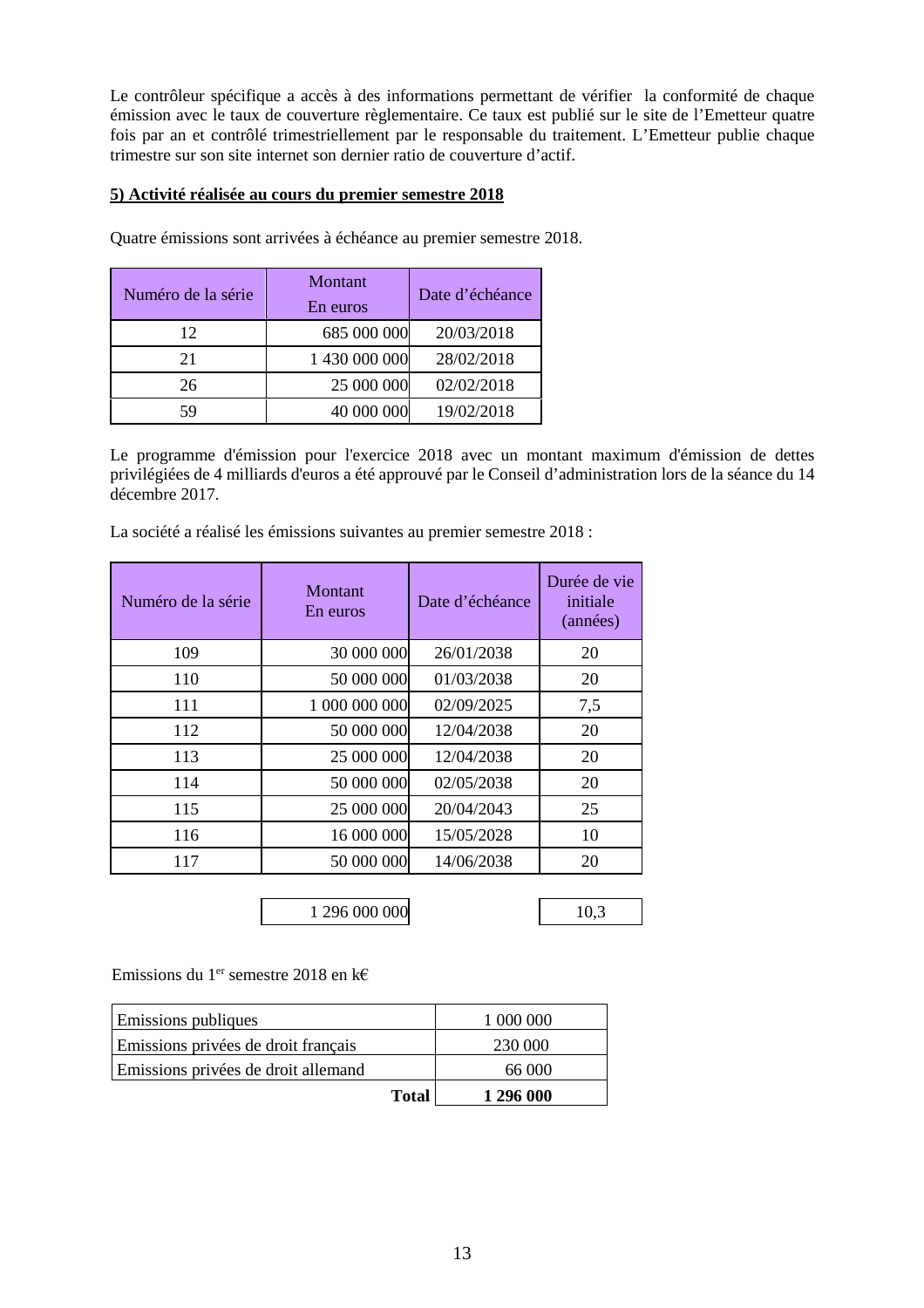Le contrôleur spécifique a accès à des informations permettant de vérifier la conformité de chaque émission avec le taux de couverture règlementaire. Ce taux est publié sur le site de l'Emetteur quatre fois par an et contrôlé trimestriellement par le responsable du traitement. L'Emetteur publie chaque trimestre sur son site internet son dernier ratio de couverture d'actif.

**5) Activité réalisée au cours du premier semestre 2018**

Quatre émissions sont arrivées à échéance au premier semestre 2018.

| Numéro de la série | Montant En euros | Date d'échéance |
|---|---|---|
| 12 | 685 000 000 | 20/03/2018 |
| 21 | 1 430 000 000 | 28/02/2018 |
| 26 | 25 000 000 | 02/02/2018 |
| 59 | 40 000 000 | 19/02/2018 |

Le programme d'émission pour l'exercice 2018 avec un montant maximum d'émission de dettes privilégiées de 4 milliards d'euros a été approuvé par le Conseil d'administration lors de la séance du 14 décembre 2017.

La société a réalisé les émissions suivantes au premier semestre 2018 :

| Numéro de la série | Montant En euros | Date d'échéance | Durée de vie initiale (années) |
|---|---|---|---|
| 109 | 30 000 000 | 26/01/2038 | 20 |
| 110 | 50 000 000 | 01/03/2038 | 20 |
| 111 | 1 000 000 000 | 02/09/2025 | 7,5 |
| 112 | 50 000 000 | 12/04/2038 | 20 |
| 113 | 25 000 000 | 12/04/2038 | 20 |
| 114 | 50 000 000 | 02/05/2038 | 20 |
| 115 | 25 000 000 | 20/04/2043 | 25 |
| 116 | 16 000 000 | 15/05/2028 | 10 |
| 117 | 50 000 000 | 14/06/2038 | 20 |
| | 1 296 000 000 | | 10,3 |

Emissions du 1[er] semestre 2018 en k€

| | |
|---|---|
| Emissions publiques | 1 000 000 |
| Emissions privées de droit français | 230 000 |
| Emissions privées de droit allemand | 66 000 |
| **Total** | **1 296 000** |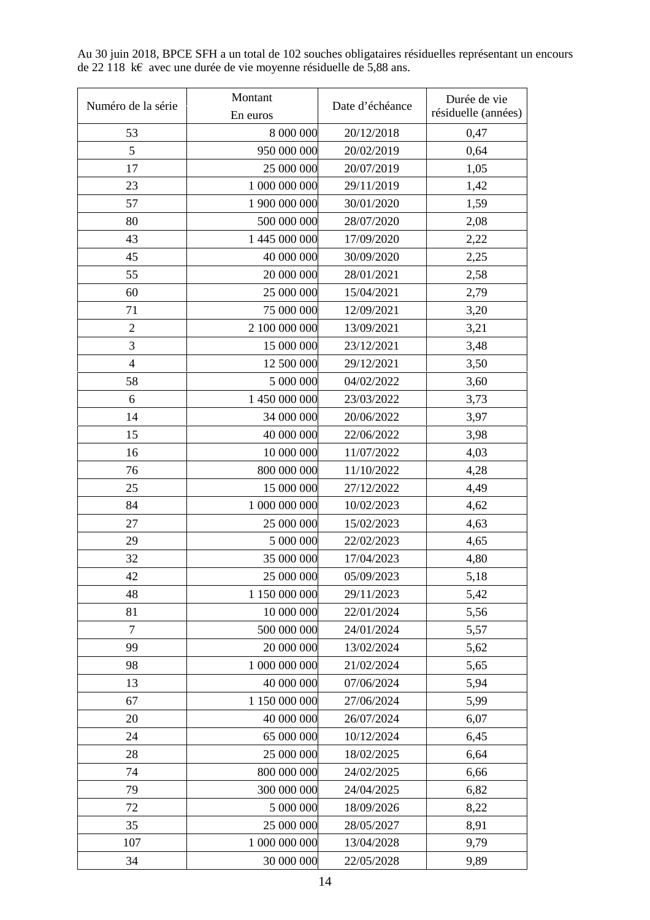Au 30 juin 2018, BPCE SFH a un total de 102 souches obligataires résiduelles représentant un encours de 22 118 k€ avec une durée de vie moyenne résiduelle de 5,88 ans.

| Numéro de la série | Montant En euros | Date d'échéance | Durée de vie résiduelle (années) |
|---|---|---|---|
| 53 | 8 000 000 | 20/12/2018 | 0,47 |
| 5 | 950 000 000 | 20/02/2019 | 0,64 |
| 17 | 25 000 000 | 20/07/2019 | 1,05 |
| 23 | 1 000 000 000 | 29/11/2019 | 1,42 |
| 57 | 1 900 000 000 | 30/01/2020 | 1,59 |
| 80 | 500 000 000 | 28/07/2020 | 2,08 |
| 43 | 1 445 000 000 | 17/09/2020 | 2,22 |
| 45 | 40 000 000 | 30/09/2020 | 2,25 |
| 55 | 20 000 000 | 28/01/2021 | 2,58 |
| 60 | 25 000 000 | 15/04/2021 | 2,79 |
| 71 | 75 000 000 | 12/09/2021 | 3,20 |
| 2 | 2 100 000 000 | 13/09/2021 | 3,21 |
| 3 | 15 000 000 | 23/12/2021 | 3,48 |
| 4 | 12 500 000 | 29/12/2021 | 3,50 |
| 58 | 5 000 000 | 04/02/2022 | 3,60 |
| 6 | 1 450 000 000 | 23/03/2022 | 3,73 |
| 14 | 34 000 000 | 20/06/2022 | 3,97 |
| 15 | 40 000 000 | 22/06/2022 | 3,98 |
| 16 | 10 000 000 | 11/07/2022 | 4,03 |
| 76 | 800 000 000 | 11/10/2022 | 4,28 |
| 25 | 15 000 000 | 27/12/2022 | 4,49 |
| 84 | 1 000 000 000 | 10/02/2023 | 4,62 |
| 27 | 25 000 000 | 15/02/2023 | 4,63 |
| 29 | 5 000 000 | 22/02/2023 | 4,65 |
| 32 | 35 000 000 | 17/04/2023 | 4,80 |
| 42 | 25 000 000 | 05/09/2023 | 5,18 |
| 48 | 1 150 000 000 | 29/11/2023 | 5,42 |
| 81 | 10 000 000 | 22/01/2024 | 5,56 |
| 7 | 500 000 000 | 24/01/2024 | 5,57 |
| 99 | 20 000 000 | 13/02/2024 | 5,62 |
| 98 | 1 000 000 000 | 21/02/2024 | 5,65 |
| 13 | 40 000 000 | 07/06/2024 | 5,94 |
| 67 | 1 150 000 000 | 27/06/2024 | 5,99 |
| 20 | 40 000 000 | 26/07/2024 | 6,07 |
| 24 | 65 000 000 | 10/12/2024 | 6,45 |
| 28 | 25 000 000 | 18/02/2025 | 6,64 |
| 74 | 800 000 000 | 24/02/2025 | 6,66 |
| 79 | 300 000 000 | 24/04/2025 | 6,82 |
| 72 | 5 000 000 | 18/09/2026 | 8,22 |
| 35 | 25 000 000 | 28/05/2027 | 8,91 |
| 107 | 1 000 000 000 | 13/04/2028 | 9,79 |
| 34 | 30 000 000 | 22/05/2028 | 9,89 |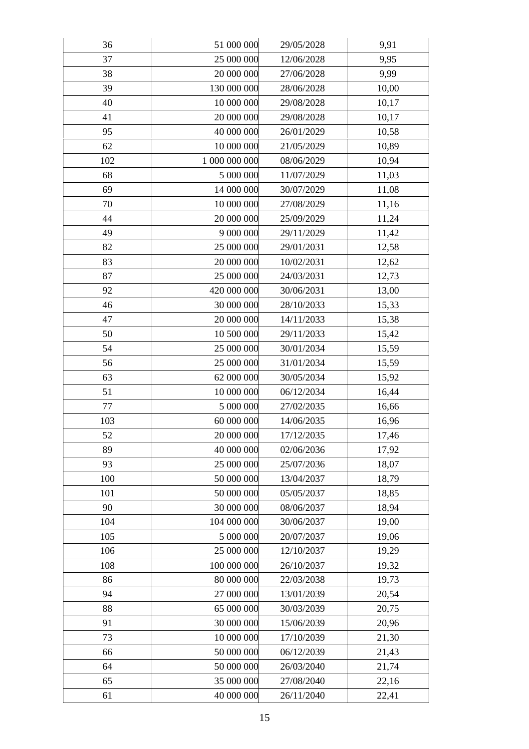| | | | |
|---|---|---|---|
| 36 | 51 000 000 | 29/05/2028 | 9,91 |
| 37 | 25 000 000 | 12/06/2028 | 9,95 |
| 38 | 20 000 000 | 27/06/2028 | 9,99 |
| 39 | 130 000 000 | 28/06/2028 | 10,00 |
| 40 | 10 000 000 | 29/08/2028 | 10,17 |
| 41 | 20 000 000 | 29/08/2028 | 10,17 |
| 95 | 40 000 000 | 26/01/2029 | 10,58 |
| 62 | 10 000 000 | 21/05/2029 | 10,89 |
| 102 | 1 000 000 000 | 08/06/2029 | 10,94 |
| 68 | 5 000 000 | 11/07/2029 | 11,03 |
| 69 | 14 000 000 | 30/07/2029 | 11,08 |
| 70 | 10 000 000 | 27/08/2029 | 11,16 |
| 44 | 20 000 000 | 25/09/2029 | 11,24 |
| 49 | 9 000 000 | 29/11/2029 | 11,42 |
| 82 | 25 000 000 | 29/01/2031 | 12,58 |
| 83 | 20 000 000 | 10/02/2031 | 12,62 |
| 87 | 25 000 000 | 24/03/2031 | 12,73 |
| 92 | 420 000 000 | 30/06/2031 | 13,00 |
| 46 | 30 000 000 | 28/10/2033 | 15,33 |
| 47 | 20 000 000 | 14/11/2033 | 15,38 |
| 50 | 10 500 000 | 29/11/2033 | 15,42 |
| 54 | 25 000 000 | 30/01/2034 | 15,59 |
| 56 | 25 000 000 | 31/01/2034 | 15,59 |
| 63 | 62 000 000 | 30/05/2034 | 15,92 |
| 51 | 10 000 000 | 06/12/2034 | 16,44 |
| 77 | 5 000 000 | 27/02/2035 | 16,66 |
| 103 | 60 000 000 | 14/06/2035 | 16,96 |
| 52 | 20 000 000 | 17/12/2035 | 17,46 |
| 89 | 40 000 000 | 02/06/2036 | 17,92 |
| 93 | 25 000 000 | 25/07/2036 | 18,07 |
| 100 | 50 000 000 | 13/04/2037 | 18,79 |
| 101 | 50 000 000 | 05/05/2037 | 18,85 |
| 90 | 30 000 000 | 08/06/2037 | 18,94 |
| 104 | 104 000 000 | 30/06/2037 | 19,00 |
| 105 | 5 000 000 | 20/07/2037 | 19,06 |
| 106 | 25 000 000 | 12/10/2037 | 19,29 |
| 108 | 100 000 000 | 26/10/2037 | 19,32 |
| 86 | 80 000 000 | 22/03/2038 | 19,73 |
| 94 | 27 000 000 | 13/01/2039 | 20,54 |
| 88 | 65 000 000 | 30/03/2039 | 20,75 |
| 91 | 30 000 000 | 15/06/2039 | 20,96 |
| 73 | 10 000 000 | 17/10/2039 | 21,30 |
| 66 | 50 000 000 | 06/12/2039 | 21,43 |
| 64 | 50 000 000 | 26/03/2040 | 21,74 |
| 65 | 35 000 000 | 27/08/2040 | 22,16 |
| 61 | 40 000 000 | 26/11/2040 | 22,41 |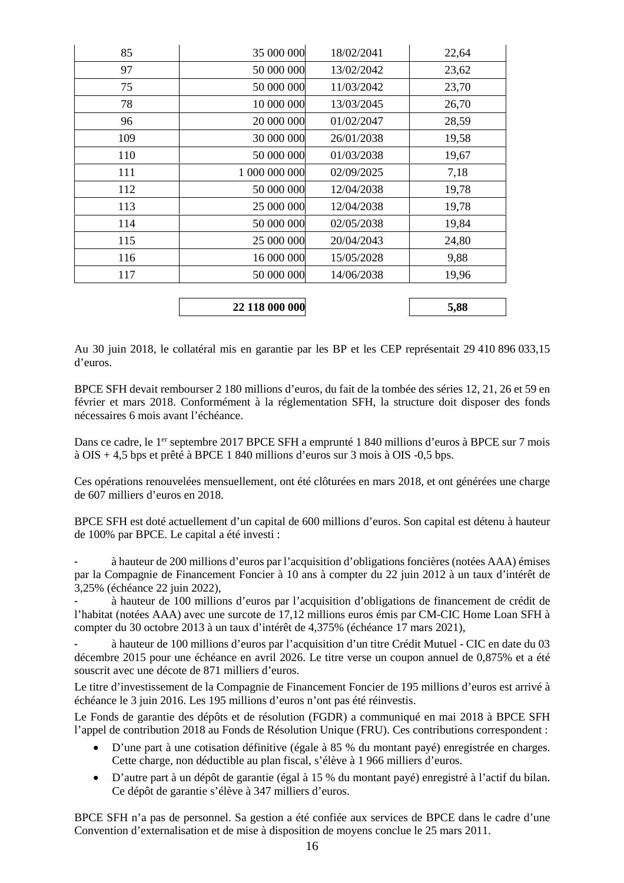| | | | |
|---|---|---|---|
| 85 | 35 000 000 | 18/02/2041 | 22,64 |
| 97 | 50 000 000 | 13/02/2042 | 23,62 |
| 75 | 50 000 000 | 11/03/2042 | 23,70 |
| 78 | 10 000 000 | 13/03/2045 | 26,70 |
| 96 | 20 000 000 | 01/02/2047 | 28,59 |
| 109 | 30 000 000 | 26/01/2038 | 19,58 |
| 110 | 50 000 000 | 01/03/2038 | 19,67 |
| 111 | 1 000 000 000 | 02/09/2025 | 7,18 |
| 112 | 50 000 000 | 12/04/2038 | 19,78 |
| 113 | 25 000 000 | 12/04/2038 | 19,78 |
| 114 | 50 000 000 | 02/05/2038 | 19,84 |
| 115 | 25 000 000 | 20/04/2043 | 24,80 |
| 116 | 16 000 000 | 15/05/2028 | 9,88 |
| 117 | 50 000 000 | 14/06/2038 | 19,96 |
| | **22 118 000 000** | | **5,88** |

Au 30 juin 2018, le collatéral mis en garantie par les BP et les CEP représentait 29 410 896 033,15 d'euros.

BPCE SFH devait rembourser 2 180 millions d'euros, du fait de la tombée des séries 12, 21, 26 et 59 en février et mars 2018. Conformément à la réglementation SFH, la structure doit disposer des fonds nécessaires 6 mois avant l'échéance.

Dans ce cadre, le 1[er] septembre 2017 BPCE SFH a emprunté 1 840 millions d'euros à BPCE sur 7 mois à OIS + 4,5 bps et prêté à BPCE 1 840 millions d'euros sur 3 mois à OIS -0,5 bps.

Ces opérations renouvelées mensuellement, ont été clôturées en mars 2018, et ont générées une charge de 607 milliers d'euros en 2018.

BPCE SFH est doté actuellement d'un capital de 600 millions d'euros. Son capital est détenu à hauteur de 100% par BPCE. Le capital a été investi :

- à hauteur de 200 millions d'euros par l'acquisition d'obligations foncières (notées AAA) émises par la Compagnie de Financement Foncier à 10 ans à compter du 22 juin 2012 à un taux d'intérêt de 3,25% (échéance 22 juin 2022),
- à hauteur de 100 millions d'euros par l'acquisition d'obligations de financement de crédit de l'habitat (notées AAA) avec une surcote de 17,12 millions euros émis par CM-CIC Home Loan SFH à compter du 30 octobre 2013 à un taux d'intérêt de 4,375% (échéance 17 mars 2021),
- à hauteur de 100 millions d'euros par l'acquisition d'un titre Crédit Mutuel - CIC en date du 03 décembre 2015 pour une échéance en avril 2026. Le titre verse un coupon annuel de 0,875% et a été souscrit avec une décote de 871 milliers d'euros.

Le titre d'investissement de la Compagnie de Financement Foncier de 195 millions d'euros est arrivé à échéance le 3 juin 2016. Les 195 millions d'euros n'ont pas été réinvestis.

Le Fonds de garantie des dépôts et de résolution (FGDR) a communiqué en mai 2018 à BPCE SFH l'appel de contribution 2018 au Fonds de Résolution Unique (FRU). Ces contributions correspondent :

- D'une part à une cotisation définitive (égale à 85 % du montant payé) enregistrée en charges. Cette charge, non déductible au plan fiscal, s'élève à 1 966 milliers d'euros.
- D'autre part à un dépôt de garantie (égal à 15 % du montant payé) enregistré à l'actif du bilan. Ce dépôt de garantie s'élève à 347 milliers d'euros.

BPCE SFH n'a pas de personnel. Sa gestion a été confiée aux services de BPCE dans le cadre d'une Convention d'externalisation et de mise à disposition de moyens conclue le 25 mars 2011.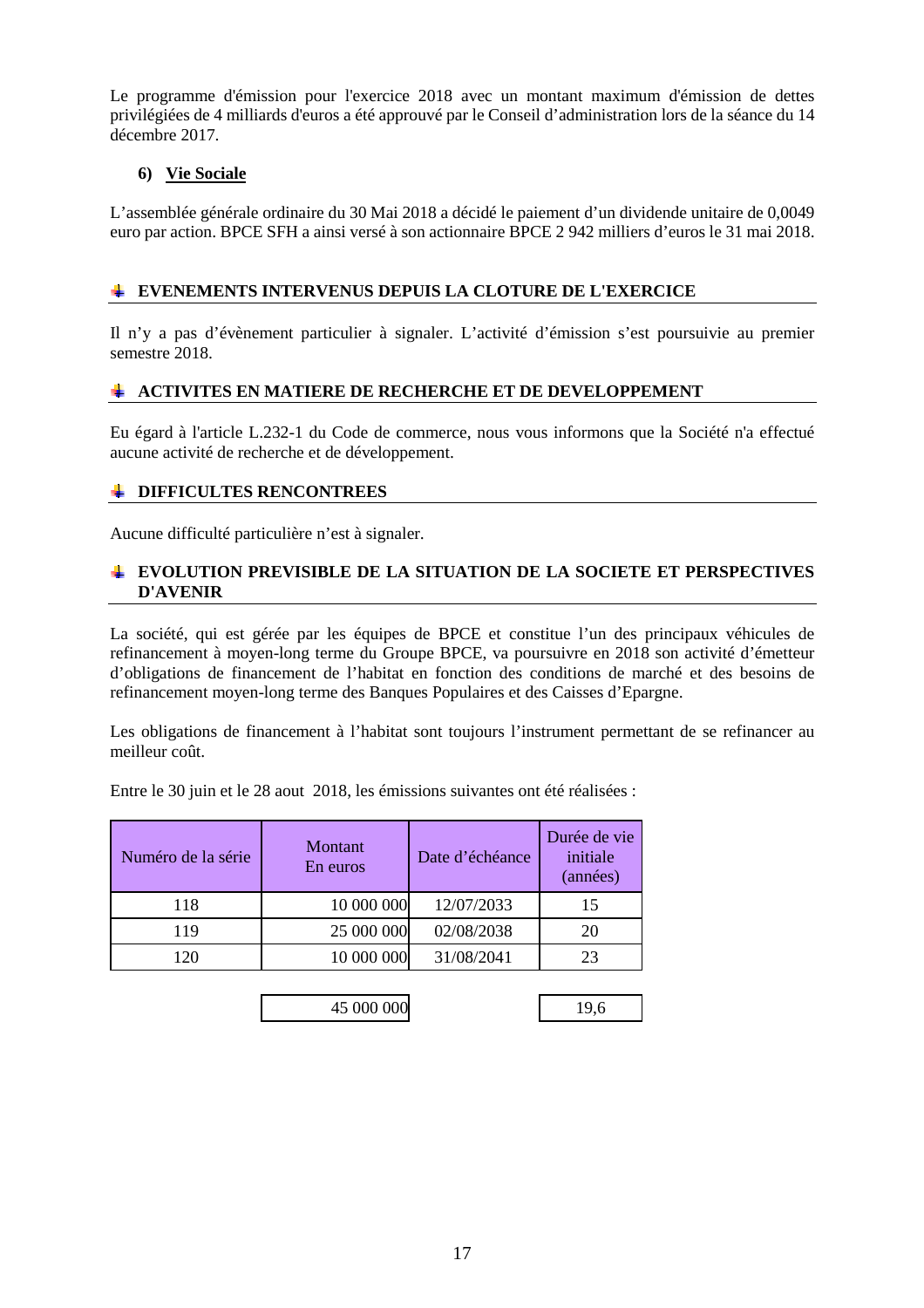Le programme d'émission pour l'exercice 2018 avec un montant maximum d'émission de dettes privilégiées de 4 milliards d'euros a été approuvé par le Conseil d'administration lors de la séance du 14 décembre 2017.

#### 6) Vie Sociale

L'assemblée générale ordinaire du 30 Mai 2018 a décidé le paiement d'un dividende unitaire de 0,0049 euro par action. BPCE SFH a ainsi versé à son actionnaire BPCE 2 942 milliers d'euros le 31 mai 2018.

## EVENEMENTS INTERVENUS DEPUIS LA CLOTURE DE L'EXERCICE

Il n'y a pas d'évènement particulier à signaler. L'activité d'émission s'est poursuivie au premier semestre 2018.

## ACTIVITES EN MATIERE DE RECHERCHE ET DE DEVELOPPEMENT

Eu égard à l'article L.232-1 du Code de commerce, nous vous informons que la Société n'a effectué aucune activité de recherche et de développement.

## DIFFICULTES RENCONTREES

Aucune difficulté particulière n'est à signaler.

## EVOLUTION PREVISIBLE DE LA SITUATION DE LA SOCIETE ET PERSPECTIVES D'AVENIR

La société, qui est gérée par les équipes de BPCE et constitue l'un des principaux véhicules de refinancement à moyen-long terme du Groupe BPCE, va poursuivre en 2018 son activité d'émetteur d'obligations de financement de l'habitat en fonction des conditions de marché et des besoins de refinancement moyen-long terme des Banques Populaires et des Caisses d'Epargne.

Les obligations de financement à l'habitat sont toujours l'instrument permettant de se refinancer au meilleur coût.

Entre le 30 juin et le 28 aout 2018, les émissions suivantes ont été réalisées :

| Numéro de la série | Montant En euros | Date d'échéance | Durée de vie initiale (années) |
|---|---|---|---|
| 118 | 10 000 000 | 12/07/2033 | 15 |
| 119 | 25 000 000 | 02/08/2038 | 20 |
| 120 | 10 000 000 | 31/08/2041 | 23 |
| | 45 000 000 | | 19,6 |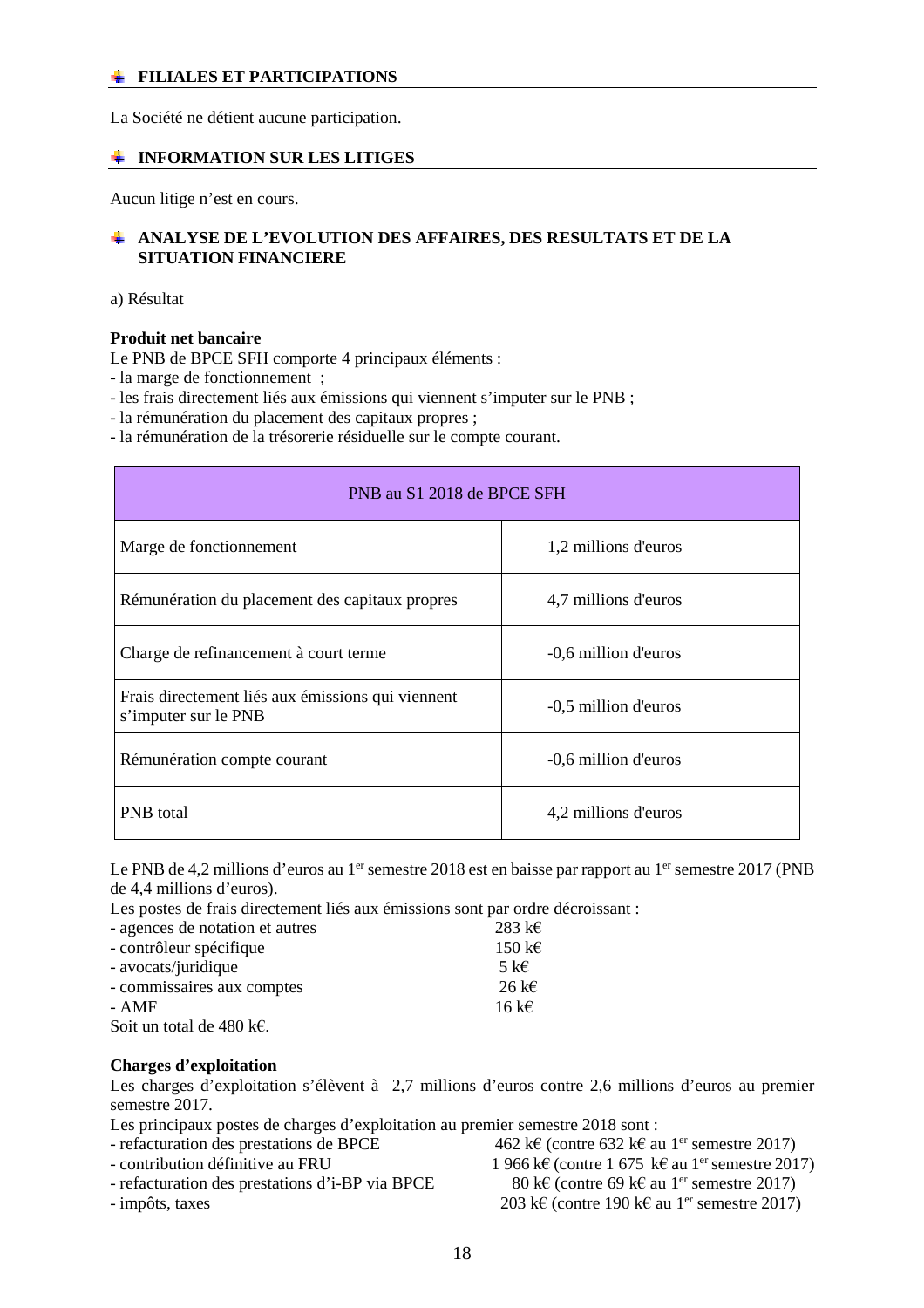## FILIALES ET PARTICIPATIONS

La Société ne détient aucune participation.

## INFORMATION SUR LES LITIGES

Aucun litige n'est en cours.

## ANALYSE DE L'EVOLUTION DES AFFAIRES, DES RESULTATS ET DE LA SITUATION FINANCIERE

a) Résultat

**Produit net bancaire**

Le PNB de BPCE SFH comporte 4 principaux éléments :

- la marge de fonctionnement ;
- les frais directement liés aux émissions qui viennent s'imputer sur le PNB ;
- la rémunération du placement des capitaux propres ;
- la rémunération de la trésorerie résiduelle sur le compte courant.

| PNB au S1 2018 de BPCE SFH | |
|---|---|
| Marge de fonctionnement | 1,2 millions d'euros |
| Rémunération du placement des capitaux propres | 4,7 millions d'euros |
| Charge de refinancement à court terme | -0,6 million d'euros |
| Frais directement liés aux émissions qui viennent s'imputer sur le PNB | -0,5 million d'euros |
| Rémunération compte courant | -0,6 million d'euros |
| PNB total | 4,2 millions d'euros |

Le PNB de 4,2 millions d'euros au 1er semestre 2018 est en baisse par rapport au 1er semestre 2017 (PNB de 4,4 millions d'euros).

Les postes de frais directement liés aux émissions sont par ordre décroissant :

- agences de notation et autres 283 k€
- contrôleur spécifique 150 k€
- avocats/juridique 5 k€
- commissaires aux comptes 26 k€
- AMF 16 k€

Soit un total de 480 k€.

**Charges d'exploitation**

Les charges d'exploitation s'élèvent à 2,7 millions d'euros contre 2,6 millions d'euros au premier semestre 2017.

Les principaux postes de charges d'exploitation au premier semestre 2018 sont :

- refacturation des prestations de BPCE 462 k€ (contre 632 k€ au 1er semestre 2017)
- contribution définitive au FRU 1 966 k€ (contre 1 675 k€ au 1er semestre 2017)
- refacturation des prestations d'i-BP via BPCE 80 k€ (contre 69 k€ au 1er semestre 2017)
- impôts, taxes 203 k€ (contre 190 k€ au 1er semestre 2017)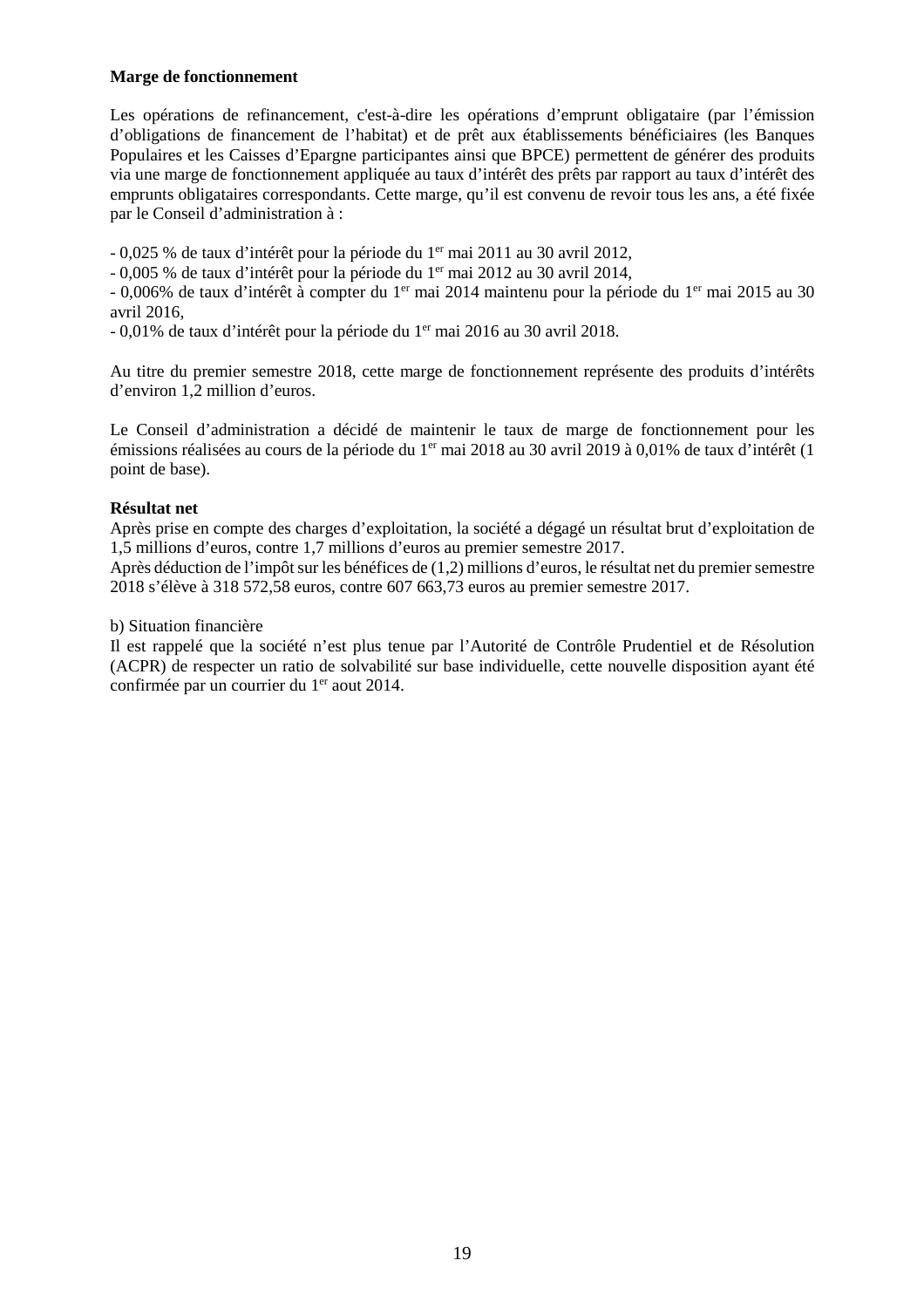**Marge de fonctionnement**

Les opérations de refinancement, c'est-à-dire les opérations d'emprunt obligataire (par l'émission d'obligations de financement de l'habitat) et de prêt aux établissements bénéficiaires (les Banques Populaires et les Caisses d'Epargne participantes ainsi que BPCE) permettent de générer des produits via une marge de fonctionnement appliquée au taux d'intérêt des prêts par rapport au taux d'intérêt des emprunts obligataires correspondants. Cette marge, qu'il est convenu de revoir tous les ans, a été fixée par le Conseil d'administration à :

- 0,025 % de taux d'intérêt pour la période du 1er mai 2011 au 30 avril 2012,
- 0,005 % de taux d'intérêt pour la période du 1er mai 2012 au 30 avril 2014,
- 0,006% de taux d'intérêt à compter du 1er mai 2014 maintenu pour la période du 1er mai 2015 au 30 avril 2016,
- 0,01% de taux d'intérêt pour la période du 1er mai 2016 au 30 avril 2018.

Au titre du premier semestre 2018, cette marge de fonctionnement représente des produits d'intérêts d'environ 1,2 million d'euros.

Le Conseil d'administration a décidé de maintenir le taux de marge de fonctionnement pour les émissions réalisées au cours de la période du 1er mai 2018 au 30 avril 2019 à 0,01% de taux d'intérêt (1 point de base).

**Résultat net**

Après prise en compte des charges d'exploitation, la société a dégagé un résultat brut d'exploitation de 1,5 millions d'euros, contre 1,7 millions d'euros au premier semestre 2017.
Après déduction de l'impôt sur les bénéfices de (1,2) millions d'euros, le résultat net du premier semestre 2018 s'élève à 318 572,58 euros, contre 607 663,73 euros au premier semestre 2017.

b) Situation financière

Il est rappelé que la société n'est plus tenue par l'Autorité de Contrôle Prudentiel et de Résolution (ACPR) de respecter un ratio de solvabilité sur base individuelle, cette nouvelle disposition ayant été confirmée par un courrier du 1er aout 2014.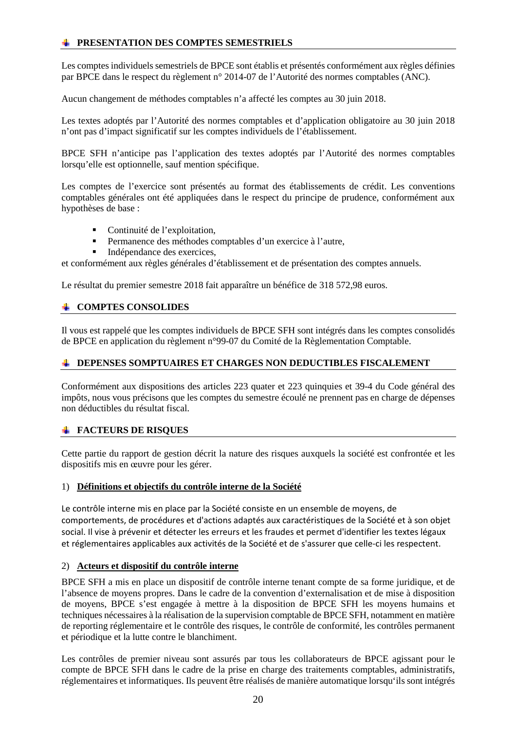## PRESENTATION DES COMPTES SEMESTRIELS

Les comptes individuels semestriels de BPCE sont établis et présentés conformément aux règles définies par BPCE dans le respect du règlement n° 2014-07 de l'Autorité des normes comptables (ANC).

Aucun changement de méthodes comptables n'a affecté les comptes au 30 juin 2018.

Les textes adoptés par l'Autorité des normes comptables et d'application obligatoire au 30 juin 2018 n'ont pas d'impact significatif sur les comptes individuels de l'établissement.

BPCE SFH n'anticipe pas l'application des textes adoptés par l'Autorité des normes comptables lorsqu'elle est optionnelle, sauf mention spécifique.

Les comptes de l'exercice sont présentés au format des établissements de crédit. Les conventions comptables générales ont été appliquées dans le respect du principe de prudence, conformément aux hypothèses de base :

- Continuité de l'exploitation,
- Permanence des méthodes comptables d'un exercice à l'autre,
- Indépendance des exercices,

et conformément aux règles générales d'établissement et de présentation des comptes annuels.

Le résultat du premier semestre 2018 fait apparaître un bénéfice de 318 572,98 euros.

## COMPTES CONSOLIDES

Il vous est rappelé que les comptes individuels de BPCE SFH sont intégrés dans les comptes consolidés de BPCE en application du règlement n°99-07 du Comité de la Règlementation Comptable.

## DEPENSES SOMPTUAIRES ET CHARGES NON DEDUCTIBLES FISCALEMENT

Conformément aux dispositions des articles 223 quater et 223 quinquies et 39-4 du Code général des impôts, nous vous précisons que les comptes du semestre écoulé ne prennent pas en charge de dépenses non déductibles du résultat fiscal.

## FACTEURS DE RISQUES

Cette partie du rapport de gestion décrit la nature des risques auxquels la société est confrontée et les dispositifs mis en œuvre pour les gérer.

### 1) Définitions et objectifs du contrôle interne de la Société

Le contrôle interne mis en place par la Société consiste en un ensemble de moyens, de comportements, de procédures et d'actions adaptés aux caractéristiques de la Société et à son objet social. Il vise à prévenir et détecter les erreurs et les fraudes et permet d'identifier les textes légaux et réglementaires applicables aux activités de la Société et de s'assurer que celle-ci les respectent.

### 2) Acteurs et dispositif du contrôle interne

BPCE SFH a mis en place un dispositif de contrôle interne tenant compte de sa forme juridique, et de l'absence de moyens propres. Dans le cadre de la convention d'externalisation et de mise à disposition de moyens, BPCE s'est engagée à mettre à la disposition de BPCE SFH les moyens humains et techniques nécessaires à la réalisation de la supervision comptable de BPCE SFH, notamment en matière de reporting réglementaire et le contrôle des risques, le contrôle de conformité, les contrôles permanent et périodique et la lutte contre le blanchiment.

Les contrôles de premier niveau sont assurés par tous les collaborateurs de BPCE agissant pour le compte de BPCE SFH dans le cadre de la prise en charge des traitements comptables, administratifs, réglementaires et informatiques. Ils peuvent être réalisés de manière automatique lorsqu'ils sont intégrés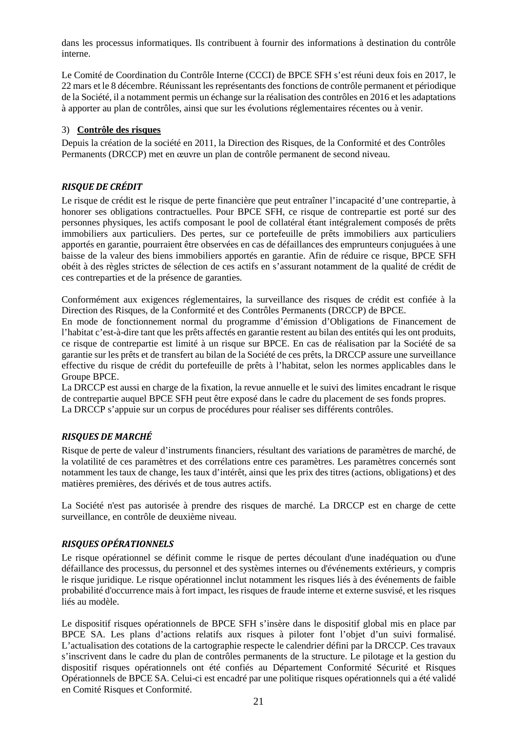dans les processus informatiques. Ils contribuent à fournir des informations à destination du contrôle interne.

Le Comité de Coordination du Contrôle Interne (CCCI) de BPCE SFH s'est réuni deux fois en 2017, le 22 mars et le 8 décembre. Réunissant les représentants des fonctions de contrôle permanent et périodique de la Société, il a notamment permis un échange sur la réalisation des contrôles en 2016 et les adaptations à apporter au plan de contrôles, ainsi que sur les évolutions réglementaires récentes ou à venir.

3) **Contrôle des risques**

Depuis la création de la société en 2011, la Direction des Risques, de la Conformité et des Contrôles Permanents (DRCCP) met en œuvre un plan de contrôle permanent de second niveau.

### ***RISQUE DE CRÉDIT***

Le risque de crédit est le risque de perte financière que peut entraîner l'incapacité d'une contrepartie, à honorer ses obligations contractuelles. Pour BPCE SFH, ce risque de contrepartie est porté sur des personnes physiques, les actifs composant le pool de collatéral étant intégralement composés de prêts immobiliers aux particuliers. Des pertes, sur ce portefeuille de prêts immobiliers aux particuliers apportés en garantie, pourraient être observées en cas de défaillances des emprunteurs conjuguées à une baisse de la valeur des biens immobiliers apportés en garantie. Afin de réduire ce risque, BPCE SFH obéit à des règles strictes de sélection de ces actifs en s'assurant notamment de la qualité de crédit de ces contreparties et de la présence de garanties.

Conformément aux exigences réglementaires, la surveillance des risques de crédit est confiée à la Direction des Risques, de la Conformité et des Contrôles Permanents (DRCCP) de BPCE.

En mode de fonctionnement normal du programme d'émission d'Obligations de Financement de l'habitat c'est-à-dire tant que les prêts affectés en garantie restent au bilan des entités qui les ont produits, ce risque de contrepartie est limité à un risque sur BPCE. En cas de réalisation par la Société de sa garantie sur les prêts et de transfert au bilan de la Société de ces prêts, la DRCCP assure une surveillance effective du risque de crédit du portefeuille de prêts à l'habitat, selon les normes applicables dans le Groupe BPCE.

La DRCCP est aussi en charge de la fixation, la revue annuelle et le suivi des limites encadrant le risque de contrepartie auquel BPCE SFH peut être exposé dans le cadre du placement de ses fonds propres.

La DRCCP s'appuie sur un corpus de procédures pour réaliser ses différents contrôles.

### ***RISQUES DE MARCHÉ***

Risque de perte de valeur d'instruments financiers, résultant des variations de paramètres de marché, de la volatilité de ces paramètres et des corrélations entre ces paramètres. Les paramètres concernés sont notamment les taux de change, les taux d'intérêt, ainsi que les prix des titres (actions, obligations) et des matières premières, des dérivés et de tous autres actifs.

La Société n'est pas autorisée à prendre des risques de marché. La DRCCP est en charge de cette surveillance, en contrôle de deuxième niveau.

### ***RISQUES OPÉRATIONNELS***

Le risque opérationnel se définit comme le risque de pertes découlant d'une inadéquation ou d'une défaillance des processus, du personnel et des systèmes internes ou d'événements extérieurs, y compris le risque juridique. Le risque opérationnel inclut notamment les risques liés à des événements de faible probabilité d'occurrence mais à fort impact, les risques de fraude interne et externe susvisé, et les risques liés au modèle.

Le dispositif risques opérationnels de BPCE SFH s'insère dans le dispositif global mis en place par BPCE SA. Les plans d'actions relatifs aux risques à piloter font l'objet d'un suivi formalisé. L'actualisation des cotations de la cartographie respecte le calendrier défini par la DRCCP. Ces travaux s'inscrivent dans le cadre du plan de contrôles permanents de la structure. Le pilotage et la gestion du dispositif risques opérationnels ont été confiés au Département Conformité Sécurité et Risques Opérationnels de BPCE SA. Celui-ci est encadré par une politique risques opérationnels qui a été validé en Comité Risques et Conformité.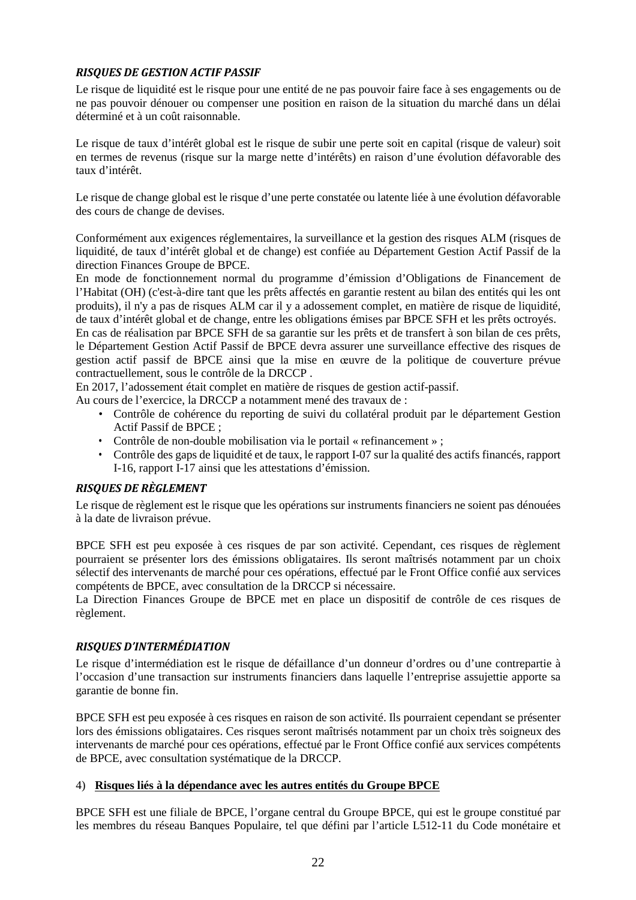### *RISQUES DE GESTION ACTIF PASSIF*

Le risque de liquidité est le risque pour une entité de ne pas pouvoir faire face à ses engagements ou de ne pas pouvoir dénouer ou compenser une position en raison de la situation du marché dans un délai déterminé et à un coût raisonnable.

Le risque de taux d'intérêt global est le risque de subir une perte soit en capital (risque de valeur) soit en termes de revenus (risque sur la marge nette d'intérêts) en raison d'une évolution défavorable des taux d'intérêt.

Le risque de change global est le risque d'une perte constatée ou latente liée à une évolution défavorable des cours de change de devises.

Conformément aux exigences réglementaires, la surveillance et la gestion des risques ALM (risques de liquidité, de taux d'intérêt global et de change) est confiée au Département Gestion Actif Passif de la direction Finances Groupe de BPCE.

En mode de fonctionnement normal du programme d'émission d'Obligations de Financement de l'Habitat (OH) (c'est-à-dire tant que les prêts affectés en garantie restent au bilan des entités qui les ont produits), il n'y a pas de risques ALM car il y a adossement complet, en matière de risque de liquidité, de taux d'intérêt global et de change, entre les obligations émises par BPCE SFH et les prêts octroyés.

En cas de réalisation par BPCE SFH de sa garantie sur les prêts et de transfert à son bilan de ces prêts, le Département Gestion Actif Passif de BPCE devra assurer une surveillance effective des risques de gestion actif passif de BPCE ainsi que la mise en œuvre de la politique de couverture prévue contractuellement, sous le contrôle de la DRCCP .

En 2017, l'adossement était complet en matière de risques de gestion actif-passif.

Au cours de l'exercice, la DRCCP a notamment mené des travaux de :

- Contrôle de cohérence du reporting de suivi du collatéral produit par le département Gestion Actif Passif de BPCE ;
- Contrôle de non-double mobilisation via le portail « refinancement » ;
- Contrôle des gaps de liquidité et de taux, le rapport I-07 sur la qualité des actifs financés, rapport I-16, rapport I-17 ainsi que les attestations d'émission.

### *RISQUES DE RÈGLEMENT*

Le risque de règlement est le risque que les opérations sur instruments financiers ne soient pas dénouées à la date de livraison prévue.

BPCE SFH est peu exposée à ces risques de par son activité. Cependant, ces risques de règlement pourraient se présenter lors des émissions obligataires. Ils seront maîtrisés notamment par un choix sélectif des intervenants de marché pour ces opérations, effectué par le Front Office confié aux services compétents de BPCE, avec consultation de la DRCCP si nécessaire.

La Direction Finances Groupe de BPCE met en place un dispositif de contrôle de ces risques de règlement.

### *RISQUES D'INTERMÉDIATION*

Le risque d'intermédiation est le risque de défaillance d'un donneur d'ordres ou d'une contrepartie à l'occasion d'une transaction sur instruments financiers dans laquelle l'entreprise assujettie apporte sa garantie de bonne fin.

BPCE SFH est peu exposée à ces risques en raison de son activité. Ils pourraient cependant se présenter lors des émissions obligataires. Ces risques seront maîtrisés notamment par un choix très soigneux des intervenants de marché pour ces opérations, effectué par le Front Office confié aux services compétents de BPCE, avec consultation systématique de la DRCCP.

4) **<u>Risques liés à la dépendance avec les autres entités du Groupe BPCE</u>**

BPCE SFH est une filiale de BPCE, l'organe central du Groupe BPCE, qui est le groupe constitué par les membres du réseau Banques Populaire, tel que défini par l'article L512-11 du Code monétaire et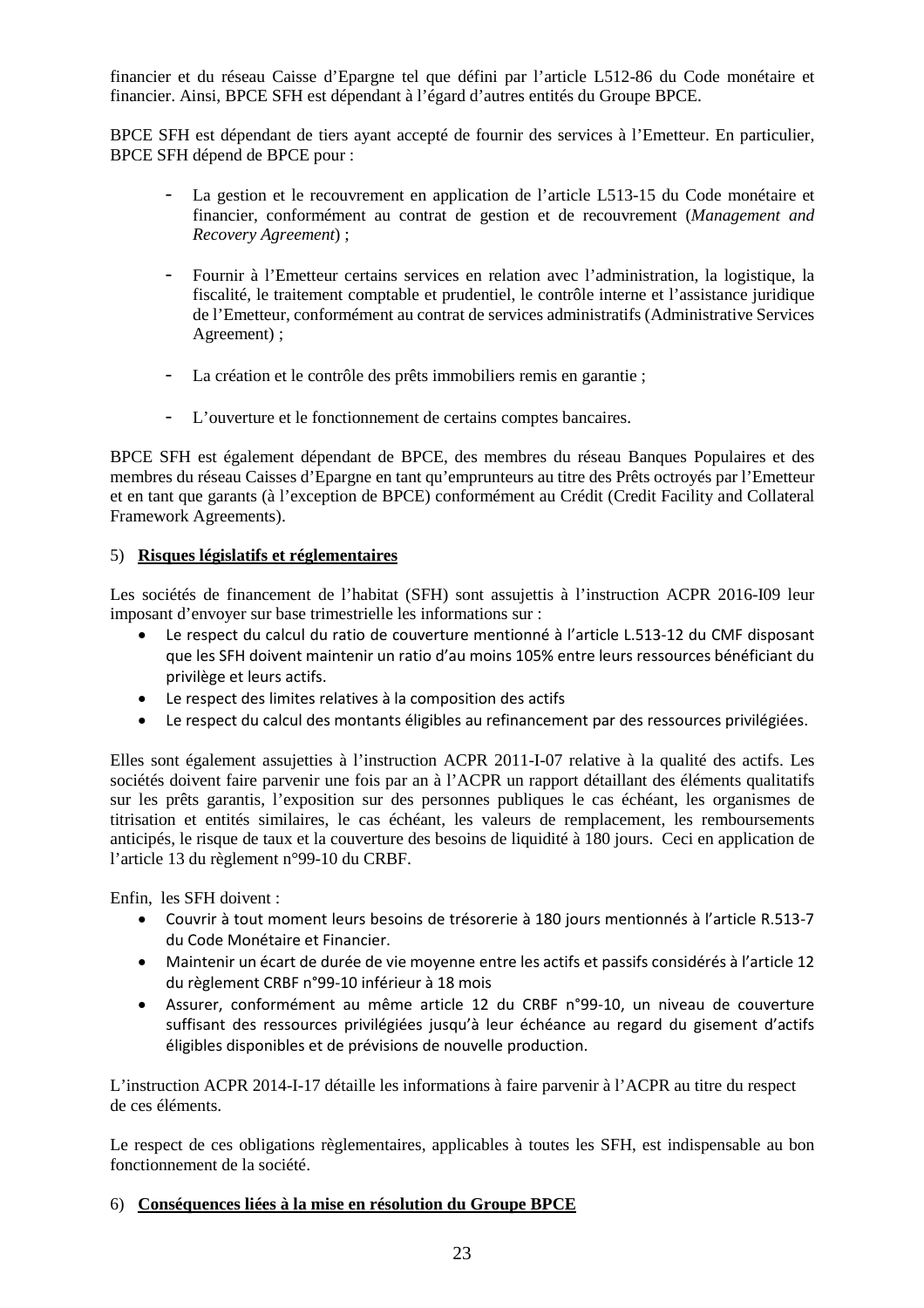financier et du réseau Caisse d'Epargne tel que défini par l'article L512-86 du Code monétaire et financier. Ainsi, BPCE SFH est dépendant à l'égard d'autres entités du Groupe BPCE.

BPCE SFH est dépendant de tiers ayant accepté de fournir des services à l'Emetteur. En particulier, BPCE SFH dépend de BPCE pour :

- La gestion et le recouvrement en application de l'article L513-15 du Code monétaire et financier, conformément au contrat de gestion et de recouvrement (*Management and Recovery Agreement*) ;

- Fournir à l'Emetteur certains services en relation avec l'administration, la logistique, la fiscalité, le traitement comptable et prudentiel, le contrôle interne et l'assistance juridique de l'Emetteur, conformément au contrat de services administratifs (Administrative Services Agreement) ;

- La création et le contrôle des prêts immobiliers remis en garantie ;

- L'ouverture et le fonctionnement de certains comptes bancaires.

BPCE SFH est également dépendant de BPCE, des membres du réseau Banques Populaires et des membres du réseau Caisses d'Epargne en tant qu'emprunteurs au titre des Prêts octroyés par l'Emetteur et en tant que garants (à l'exception de BPCE) conformément au Crédit (Credit Facility and Collateral Framework Agreements).

5) **Risques législatifs et réglementaires**

Les sociétés de financement de l'habitat (SFH) sont assujettis à l'instruction ACPR 2016-I09 leur imposant d'envoyer sur base trimestrielle les informations sur :

- Le respect du calcul du ratio de couverture mentionné à l'article L.513-12 du CMF disposant que les SFH doivent maintenir un ratio d'au moins 105% entre leurs ressources bénéficiant du privilège et leurs actifs.
- Le respect des limites relatives à la composition des actifs
- Le respect du calcul des montants éligibles au refinancement par des ressources privilégiées.

Elles sont également assujetties à l'instruction ACPR 2011-I-07 relative à la qualité des actifs. Les sociétés doivent faire parvenir une fois par an à l'ACPR un rapport détaillant des éléments qualitatifs sur les prêts garantis, l'exposition sur des personnes publiques le cas échéant, les organismes de titrisation et entités similaires, le cas échéant, les valeurs de remplacement, les remboursements anticipés, le risque de taux et la couverture des besoins de liquidité à 180 jours. Ceci en application de l'article 13 du règlement n°99-10 du CRBF.

Enfin, les SFH doivent :

- Couvrir à tout moment leurs besoins de trésorerie à 180 jours mentionnés à l'article R.513-7 du Code Monétaire et Financier.
- Maintenir un écart de durée de vie moyenne entre les actifs et passifs considérés à l'article 12 du règlement CRBF n°99-10 inférieur à 18 mois
- Assurer, conformément au même article 12 du CRBF n°99-10, un niveau de couverture suffisant des ressources privilégiées jusqu'à leur échéance au regard du gisement d'actifs éligibles disponibles et de prévisions de nouvelle production.

L'instruction ACPR 2014-I-17 détaille les informations à faire parvenir à l'ACPR au titre du respect de ces éléments.

Le respect de ces obligations règlementaires, applicables à toutes les SFH, est indispensable au bon fonctionnement de la société.

6) **Conséquences liées à la mise en résolution du Groupe BPCE**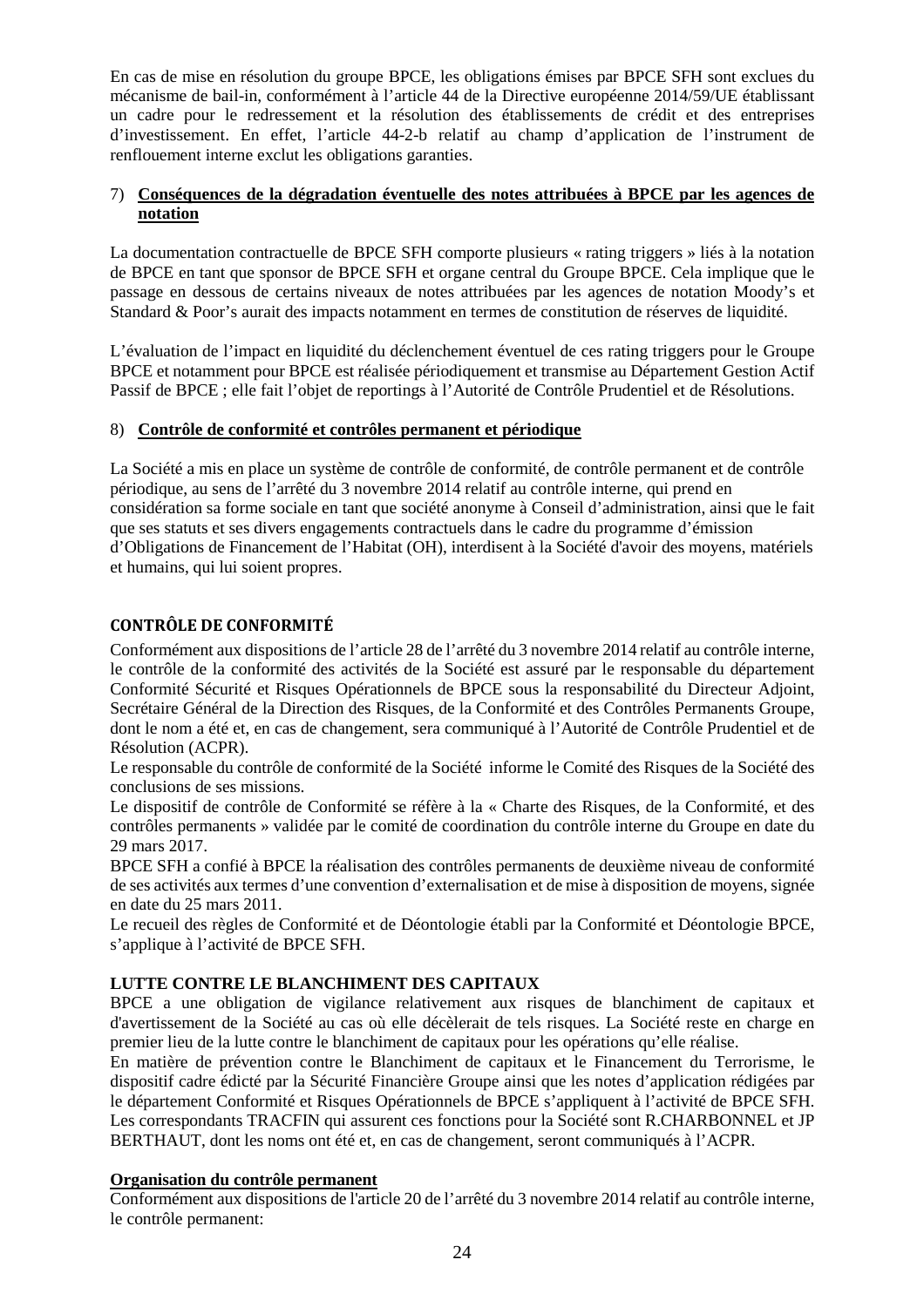En cas de mise en résolution du groupe BPCE, les obligations émises par BPCE SFH sont exclues du mécanisme de bail-in, conformément à l'article 44 de la Directive européenne 2014/59/UE établissant un cadre pour le redressement et la résolution des établissements de crédit et des entreprises d'investissement. En effet, l'article 44-2-b relatif au champ d'application de l'instrument de renflouement interne exclut les obligations garanties.

7) **Conséquences de la dégradation éventuelle des notes attribuées à BPCE par les agences de notation**

La documentation contractuelle de BPCE SFH comporte plusieurs « rating triggers » liés à la notation de BPCE en tant que sponsor de BPCE SFH et organe central du Groupe BPCE. Cela implique que le passage en dessous de certains niveaux de notes attribuées par les agences de notation Moody's et Standard & Poor's aurait des impacts notamment en termes de constitution de réserves de liquidité.

L'évaluation de l'impact en liquidité du déclenchement éventuel de ces rating triggers pour le Groupe BPCE et notamment pour BPCE est réalisée périodiquement et transmise au Département Gestion Actif Passif de BPCE ; elle fait l'objet de reportings à l'Autorité de Contrôle Prudentiel et de Résolutions.

8) **Contrôle de conformité et contrôles permanent et périodique**

La Société a mis en place un système de contrôle de conformité, de contrôle permanent et de contrôle périodique, au sens de l'arrêté du 3 novembre 2014 relatif au contrôle interne, qui prend en considération sa forme sociale en tant que société anonyme à Conseil d'administration, ainsi que le fait que ses statuts et ses divers engagements contractuels dans le cadre du programme d'émission d'Obligations de Financement de l'Habitat (OH), interdisent à la Société d'avoir des moyens, matériels et humains, qui lui soient propres.

**CONTRÔLE DE CONFORMITÉ**

Conformément aux dispositions de l'article 28 de l'arrêté du 3 novembre 2014 relatif au contrôle interne, le contrôle de la conformité des activités de la Société est assuré par le responsable du département Conformité Sécurité et Risques Opérationnels de BPCE sous la responsabilité du Directeur Adjoint, Secrétaire Général de la Direction des Risques, de la Conformité et des Contrôles Permanents Groupe, dont le nom a été et, en cas de changement, sera communiqué à l'Autorité de Contrôle Prudentiel et de Résolution (ACPR).
Le responsable du contrôle de conformité de la Société informe le Comité des Risques de la Société des conclusions de ses missions.
Le dispositif de contrôle de Conformité se réfère à la « Charte des Risques, de la Conformité, et des contrôles permanents » validée par le comité de coordination du contrôle interne du Groupe en date du 29 mars 2017.
BPCE SFH a confié à BPCE la réalisation des contrôles permanents de deuxième niveau de conformité de ses activités aux termes d'une convention d'externalisation et de mise à disposition de moyens, signée en date du 25 mars 2011.
Le recueil des règles de Conformité et de Déontologie établi par la Conformité et Déontologie BPCE, s'applique à l'activité de BPCE SFH.

**LUTTE CONTRE LE BLANCHIMENT DES CAPITAUX**

BPCE a une obligation de vigilance relativement aux risques de blanchiment de capitaux et d'avertissement de la Société au cas où elle décèlerait de tels risques. La Société reste en charge en premier lieu de la lutte contre le blanchiment de capitaux pour les opérations qu'elle réalise.
En matière de prévention contre le Blanchiment de capitaux et le Financement du Terrorisme, le dispositif cadre édicté par la Sécurité Financière Groupe ainsi que les notes d'application rédigées par le département Conformité et Risques Opérationnels de BPCE s'appliquent à l'activité de BPCE SFH.
Les correspondants TRACFIN qui assurent ces fonctions pour la Société sont R.CHARBONNEL et JP BERTHAUT, dont les noms ont été et, en cas de changement, seront communiqués à l'ACPR.

**Organisation du contrôle permanent**

Conformément aux dispositions de l'article 20 de l'arrêté du 3 novembre 2014 relatif au contrôle interne, le contrôle permanent: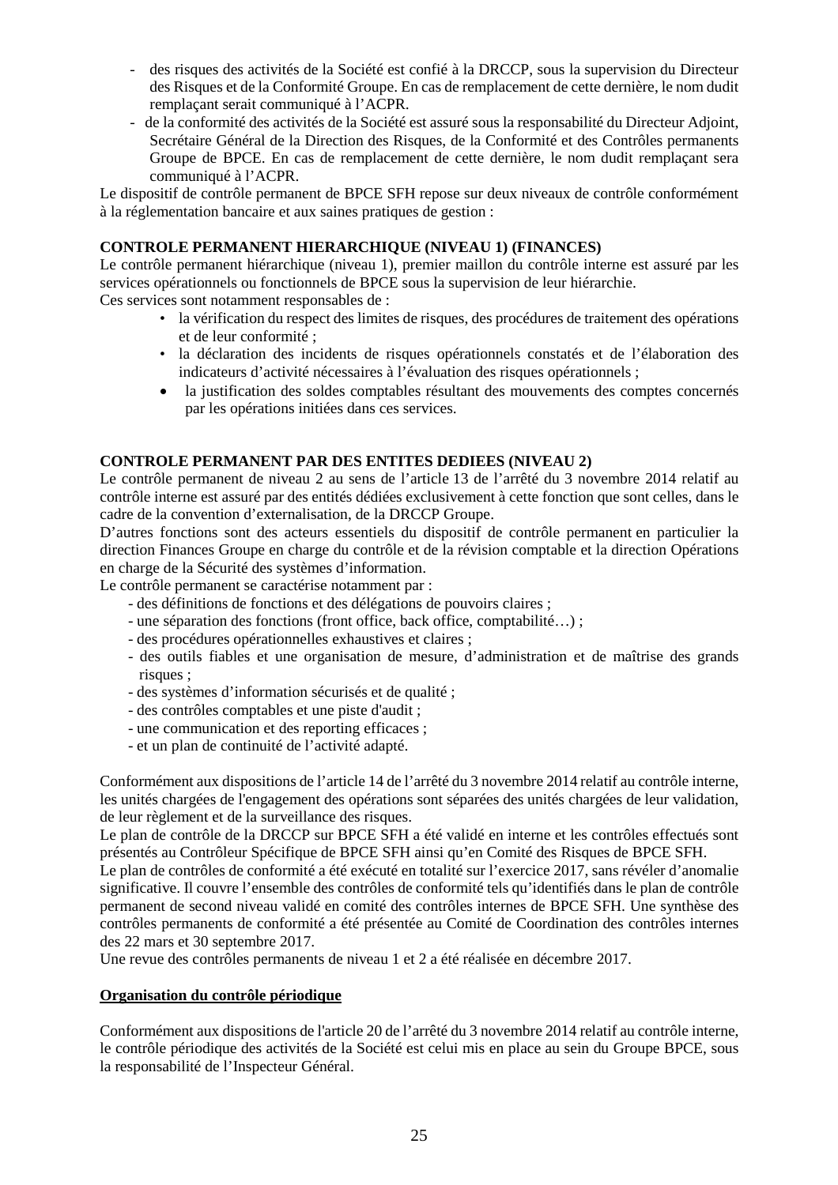- des risques des activités de la Société est confié à la DRCCP, sous la supervision du Directeur des Risques et de la Conformité Groupe. En cas de remplacement de cette dernière, le nom dudit remplaçant serait communiqué à l'ACPR.
- de la conformité des activités de la Société est assuré sous la responsabilité du Directeur Adjoint, Secrétaire Général de la Direction des Risques, de la Conformité et des Contrôles permanents Groupe de BPCE. En cas de remplacement de cette dernière, le nom dudit remplaçant sera communiqué à l'ACPR.

Le dispositif de contrôle permanent de BPCE SFH repose sur deux niveaux de contrôle conformément à la réglementation bancaire et aux saines pratiques de gestion :

**CONTROLE PERMANENT HIERARCHIQUE (NIVEAU 1) (FINANCES)**

Le contrôle permanent hiérarchique (niveau 1), premier maillon du contrôle interne est assuré par les services opérationnels ou fonctionnels de BPCE sous la supervision de leur hiérarchie.
Ces services sont notamment responsables de :

- la vérification du respect des limites de risques, des procédures de traitement des opérations et de leur conformité ;
- la déclaration des incidents de risques opérationnels constatés et de l'élaboration des indicateurs d'activité nécessaires à l'évaluation des risques opérationnels ;
- la justification des soldes comptables résultant des mouvements des comptes concernés par les opérations initiées dans ces services.

**CONTROLE PERMANENT PAR DES ENTITES DEDIEES (NIVEAU 2)**

Le contrôle permanent de niveau 2 au sens de l'article 13 de l'arrêté du 3 novembre 2014 relatif au contrôle interne est assuré par des entités dédiées exclusivement à cette fonction que sont celles, dans le cadre de la convention d'externalisation, de la DRCCP Groupe.
D'autres fonctions sont des acteurs essentiels du dispositif de contrôle permanent en particulier la direction Finances Groupe en charge du contrôle et de la révision comptable et la direction Opérations en charge de la Sécurité des systèmes d'information.
Le contrôle permanent se caractérise notamment par :

- des définitions de fonctions et des délégations de pouvoirs claires ;
- une séparation des fonctions (front office, back office, comptabilité…) ;
- des procédures opérationnelles exhaustives et claires ;
- des outils fiables et une organisation de mesure, d'administration et de maîtrise des grands risques ;
- des systèmes d'information sécurisés et de qualité ;
- des contrôles comptables et une piste d'audit ;
- une communication et des reporting efficaces ;
- et un plan de continuité de l'activité adapté.

Conformément aux dispositions de l'article 14 de l'arrêté du 3 novembre 2014 relatif au contrôle interne, les unités chargées de l'engagement des opérations sont séparées des unités chargées de leur validation, de leur règlement et de la surveillance des risques.
Le plan de contrôle de la DRCCP sur BPCE SFH a été validé en interne et les contrôles effectués sont présentés au Contrôleur Spécifique de BPCE SFH ainsi qu'en Comité des Risques de BPCE SFH.
Le plan de contrôles de conformité a été exécuté en totalité sur l'exercice 2017, sans révéler d'anomalie significative. Il couvre l'ensemble des contrôles de conformité tels qu'identifiés dans le plan de contrôle permanent de second niveau validé en comité des contrôles internes de BPCE SFH. Une synthèse des contrôles permanents de conformité a été présentée au Comité de Coordination des contrôles internes des 22 mars et 30 septembre 2017.
Une revue des contrôles permanents de niveau 1 et 2 a été réalisée en décembre 2017.

**<u>Organisation du contrôle périodique</u>**

Conformément aux dispositions de l'article 20 de l'arrêté du 3 novembre 2014 relatif au contrôle interne, le contrôle périodique des activités de la Société est celui mis en place au sein du Groupe BPCE, sous la responsabilité de l'Inspecteur Général.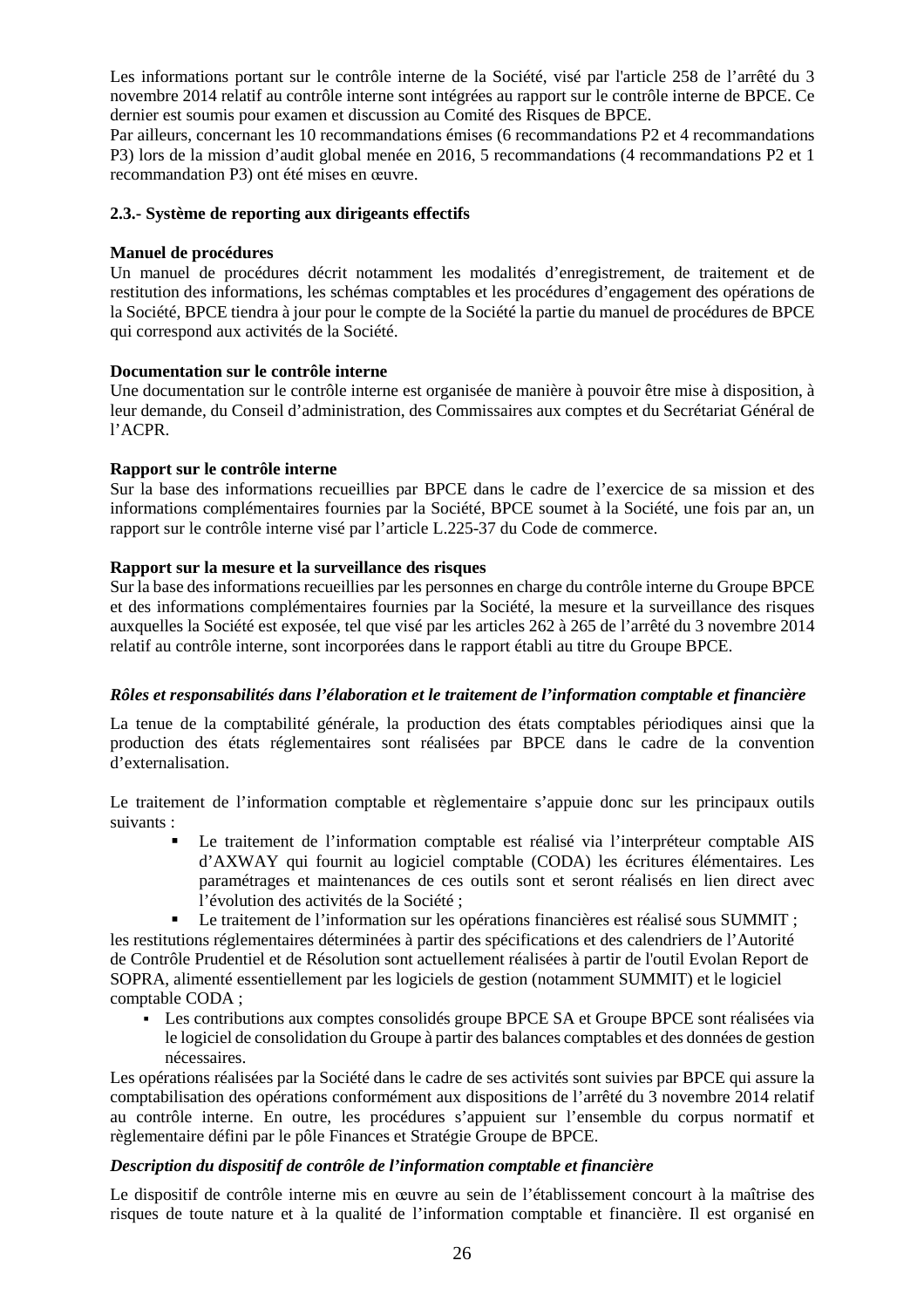Les informations portant sur le contrôle interne de la Société, visé par l'article 258 de l'arrêté du 3 novembre 2014 relatif au contrôle interne sont intégrées au rapport sur le contrôle interne de BPCE. Ce dernier est soumis pour examen et discussion au Comité des Risques de BPCE.
Par ailleurs, concernant les 10 recommandations émises (6 recommandations P2 et 4 recommandations P3) lors de la mission d'audit global menée en 2016, 5 recommandations (4 recommandations P2 et 1 recommandation P3) ont été mises en œuvre.

**2.3.- Système de reporting aux dirigeants effectifs**

**Manuel de procédures**
Un manuel de procédures décrit notamment les modalités d'enregistrement, de traitement et de restitution des informations, les schémas comptables et les procédures d'engagement des opérations de la Société, BPCE tiendra à jour pour le compte de la Société la partie du manuel de procédures de BPCE qui correspond aux activités de la Société.

**Documentation sur le contrôle interne**
Une documentation sur le contrôle interne est organisée de manière à pouvoir être mise à disposition, à leur demande, du Conseil d'administration, des Commissaires aux comptes et du Secrétariat Général de l'ACPR.

**Rapport sur le contrôle interne**
Sur la base des informations recueillies par BPCE dans le cadre de l'exercice de sa mission et des informations complémentaires fournies par la Société, BPCE soumet à la Société, une fois par an, un rapport sur le contrôle interne visé par l'article L.225-37 du Code de commerce.

**Rapport sur la mesure et la surveillance des risques**
Sur la base des informations recueillies par les personnes en charge du contrôle interne du Groupe BPCE et des informations complémentaires fournies par la Société, la mesure et la surveillance des risques auxquelles la Société est exposée, tel que visé par les articles 262 à 265 de l'arrêté du 3 novembre 2014 relatif au contrôle interne, sont incorporées dans le rapport établi au titre du Groupe BPCE.

***Rôles et responsabilités dans l'élaboration et le traitement de l'information comptable et financière***

La tenue de la comptabilité générale, la production des états comptables périodiques ainsi que la production des états réglementaires sont réalisées par BPCE dans le cadre de la convention d'externalisation.

Le traitement de l'information comptable et règlementaire s'appuie donc sur les principaux outils suivants :

- Le traitement de l'information comptable est réalisé via l'interpréteur comptable AIS d'AXWAY qui fournit au logiciel comptable (CODA) les écritures élémentaires. Les paramétrages et maintenances de ces outils sont et seront réalisés en lien direct avec l'évolution des activités de la Société ;
- Le traitement de l'information sur les opérations financières est réalisé sous SUMMIT ;

les restitutions réglementaires déterminées à partir des spécifications et des calendriers de l'Autorité de Contrôle Prudentiel et de Résolution sont actuellement réalisées à partir de l'outil Evolan Report de SOPRA, alimenté essentiellement par les logiciels de gestion (notamment SUMMIT) et le logiciel comptable CODA ;

- Les contributions aux comptes consolidés groupe BPCE SA et Groupe BPCE sont réalisées via le logiciel de consolidation du Groupe à partir des balances comptables et des données de gestion nécessaires.

Les opérations réalisées par la Société dans le cadre de ses activités sont suivies par BPCE qui assure la comptabilisation des opérations conformément aux dispositions de l'arrêté du 3 novembre 2014 relatif au contrôle interne. En outre, les procédures s'appuient sur l'ensemble du corpus normatif et règlementaire défini par le pôle Finances et Stratégie Groupe de BPCE.

***Description du dispositif de contrôle de l'information comptable et financière***

Le dispositif de contrôle interne mis en œuvre au sein de l'établissement concourt à la maîtrise des risques de toute nature et à la qualité de l'information comptable et financière. Il est organisé en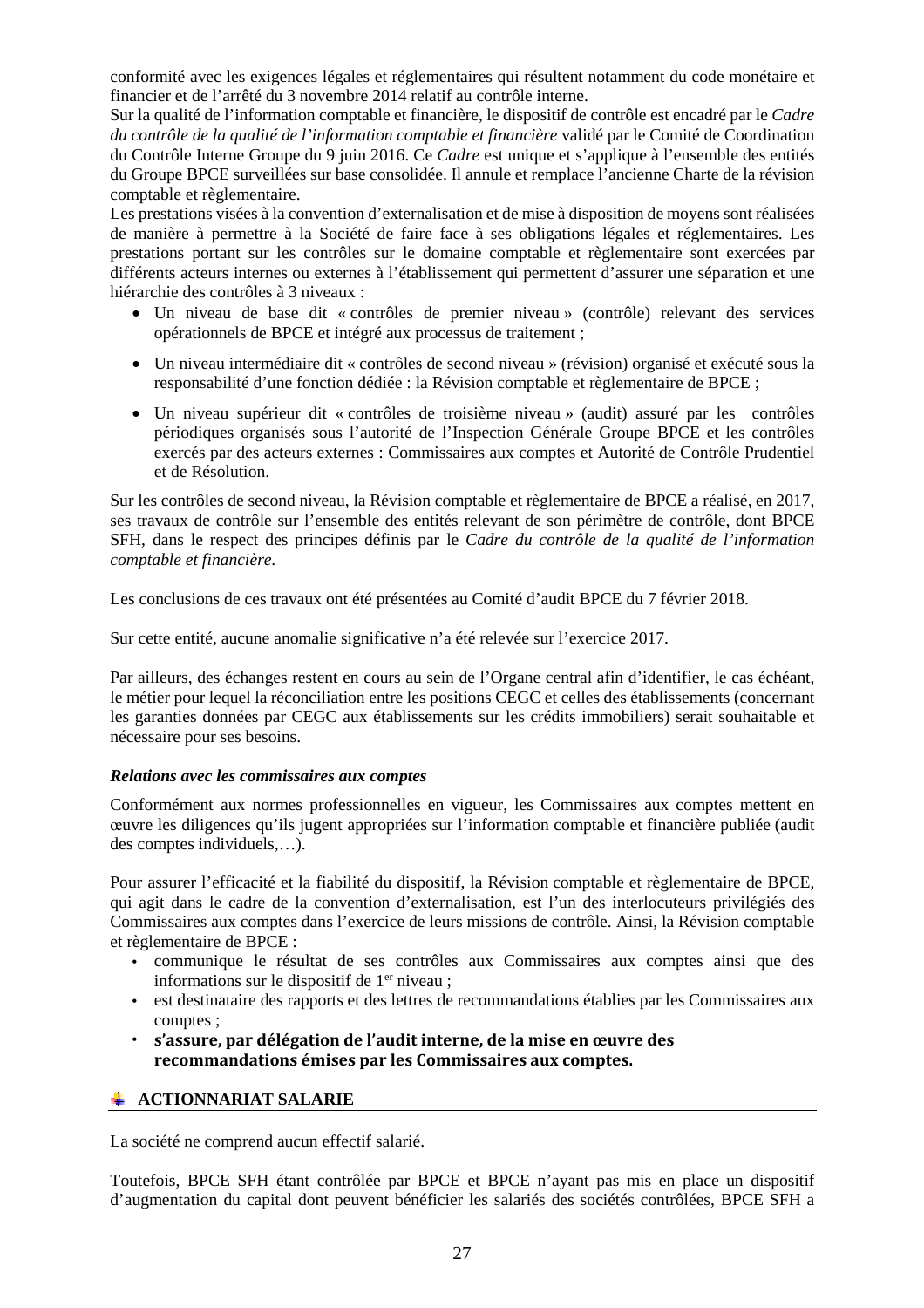conformité avec les exigences légales et réglementaires qui résultent notamment du code monétaire et financier et de l'arrêté du 3 novembre 2014 relatif au contrôle interne.

Sur la qualité de l'information comptable et financière, le dispositif de contrôle est encadré par le *Cadre du contrôle de la qualité de l'information comptable et financière* validé par le Comité de Coordination du Contrôle Interne Groupe du 9 juin 2016. Ce *Cadre* est unique et s'applique à l'ensemble des entités du Groupe BPCE surveillées sur base consolidée. Il annule et remplace l'ancienne Charte de la révision comptable et règlementaire.

Les prestations visées à la convention d'externalisation et de mise à disposition de moyens sont réalisées de manière à permettre à la Société de faire face à ses obligations légales et réglementaires. Les prestations portant sur les contrôles sur le domaine comptable et règlementaire sont exercées par différents acteurs internes ou externes à l'établissement qui permettent d'assurer une séparation et une hiérarchie des contrôles à 3 niveaux :

- Un niveau de base dit « contrôles de premier niveau » (contrôle) relevant des services opérationnels de BPCE et intégré aux processus de traitement ;
- Un niveau intermédiaire dit « contrôles de second niveau » (révision) organisé et exécuté sous la responsabilité d'une fonction dédiée : la Révision comptable et règlementaire de BPCE ;
- Un niveau supérieur dit « contrôles de troisième niveau » (audit) assuré par les contrôles périodiques organisés sous l'autorité de l'Inspection Générale Groupe BPCE et les contrôles exercés par des acteurs externes : Commissaires aux comptes et Autorité de Contrôle Prudentiel et de Résolution.

Sur les contrôles de second niveau, la Révision comptable et règlementaire de BPCE a réalisé, en 2017, ses travaux de contrôle sur l'ensemble des entités relevant de son périmètre de contrôle, dont BPCE SFH, dans le respect des principes définis par le *Cadre du contrôle de la qualité de l'information comptable et financière*.

Les conclusions de ces travaux ont été présentées au Comité d'audit BPCE du 7 février 2018.

Sur cette entité, aucune anomalie significative n'a été relevée sur l'exercice 2017.

Par ailleurs, des échanges restent en cours au sein de l'Organe central afin d'identifier, le cas échéant, le métier pour lequel la réconciliation entre les positions CEGC et celles des établissements (concernant les garanties données par CEGC aux établissements sur les crédits immobiliers) serait souhaitable et nécessaire pour ses besoins.

***Relations avec les commissaires aux comptes***

Conformément aux normes professionnelles en vigueur, les Commissaires aux comptes mettent en œuvre les diligences qu'ils jugent appropriées sur l'information comptable et financière publiée (audit des comptes individuels,…).

Pour assurer l'efficacité et la fiabilité du dispositif, la Révision comptable et règlementaire de BPCE, qui agit dans le cadre de la convention d'externalisation, est l'un des interlocuteurs privilégiés des Commissaires aux comptes dans l'exercice de leurs missions de contrôle. Ainsi, la Révision comptable et règlementaire de BPCE :

- communique le résultat de ses contrôles aux Commissaires aux comptes ainsi que des informations sur le dispositif de 1[er] niveau ;
- est destinataire des rapports et des lettres de recommandations établies par les Commissaires aux comptes ;
- **s'assure, par délégation de l'audit interne, de la mise en œuvre des recommandations émises par les Commissaires aux comptes.**

## ACTIONNARIAT SALARIE

La société ne comprend aucun effectif salarié.

Toutefois, BPCE SFH étant contrôlée par BPCE et BPCE n'ayant pas mis en place un dispositif d'augmentation du capital dont peuvent bénéficier les salariés des sociétés contrôlées, BPCE SFH a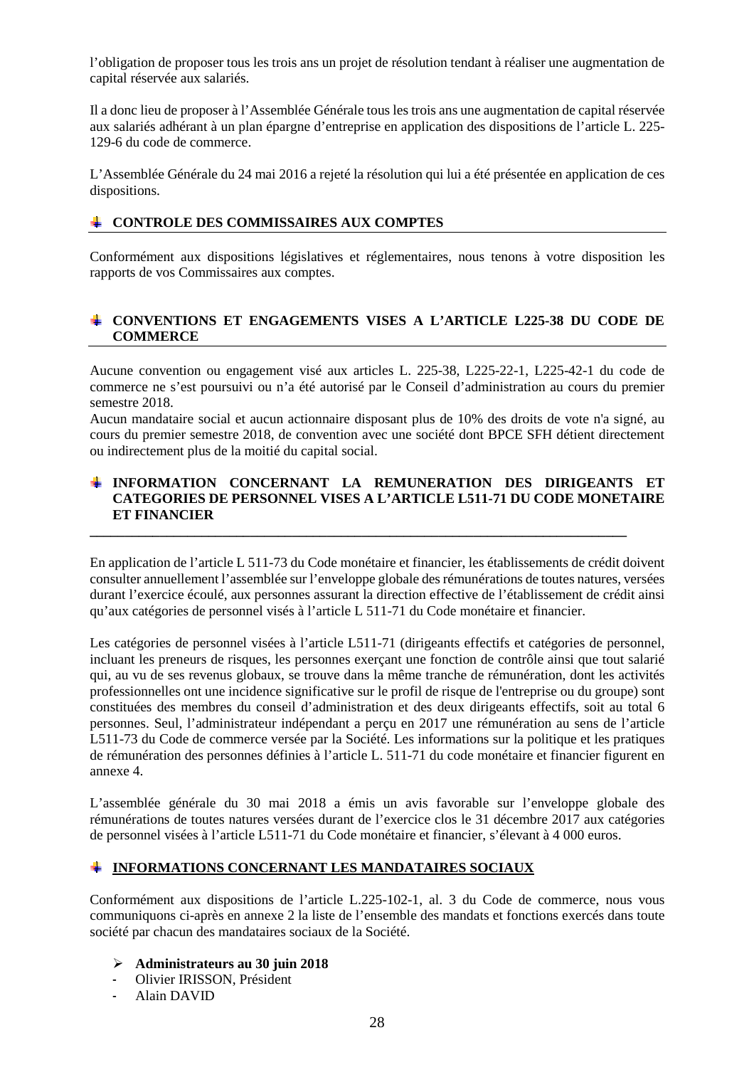l'obligation de proposer tous les trois ans un projet de résolution tendant à réaliser une augmentation de capital réservée aux salariés.

Il a donc lieu de proposer à l'Assemblée Générale tous les trois ans une augmentation de capital réservée aux salariés adhérant à un plan épargne d'entreprise en application des dispositions de l'article L. 225-129-6 du code de commerce.

L'Assemblée Générale du 24 mai 2016 a rejeté la résolution qui lui a été présentée en application de ces dispositions.

## CONTROLE DES COMMISSAIRES AUX COMPTES

Conformément aux dispositions législatives et réglementaires, nous tenons à votre disposition les rapports de vos Commissaires aux comptes.

## CONVENTIONS ET ENGAGEMENTS VISES A L'ARTICLE L225-38 DU CODE DE COMMERCE

Aucune convention ou engagement visé aux articles L. 225-38, L225-22-1, L225-42-1 du code de commerce ne s'est poursuivi ou n'a été autorisé par le Conseil d'administration au cours du premier semestre 2018.
Aucun mandataire social et aucun actionnaire disposant plus de 10% des droits de vote n'a signé, au cours du premier semestre 2018, de convention avec une société dont BPCE SFH détient directement ou indirectement plus de la moitié du capital social.

## INFORMATION CONCERNANT LA REMUNERATION DES DIRIGEANTS ET CATEGORIES DE PERSONNEL VISES A L'ARTICLE L511-71 DU CODE MONETAIRE ET FINANCIER

En application de l'article L 511-73 du Code monétaire et financier, les établissements de crédit doivent consulter annuellement l'assemblée sur l'enveloppe globale des rémunérations de toutes natures, versées durant l'exercice écoulé, aux personnes assurant la direction effective de l'établissement de crédit ainsi qu'aux catégories de personnel visés à l'article L 511-71 du Code monétaire et financier.

Les catégories de personnel visées à l'article L511-71 (dirigeants effectifs et catégories de personnel, incluant les preneurs de risques, les personnes exerçant une fonction de contrôle ainsi que tout salarié qui, au vu de ses revenus globaux, se trouve dans la même tranche de rémunération, dont les activités professionnelles ont une incidence significative sur le profil de risque de l'entreprise ou du groupe) sont constituées des membres du conseil d'administration et des deux dirigeants effectifs, soit au total 6 personnes. Seul, l'administrateur indépendant a perçu en 2017 une rémunération au sens de l'article L511-73 du Code de commerce versée par la Société. Les informations sur la politique et les pratiques de rémunération des personnes définies à l'article L. 511-71 du code monétaire et financier figurent en annexe 4.

L'assemblée générale du 30 mai 2018 a émis un avis favorable sur l'enveloppe globale des rémunérations de toutes natures versées durant de l'exercice clos le 31 décembre 2017 aux catégories de personnel visées à l'article L511-71 du Code monétaire et financier, s'élevant à 4 000 euros.

## INFORMATIONS CONCERNANT LES MANDATAIRES SOCIAUX

Conformément aux dispositions de l'article L.225-102-1, al. 3 du Code de commerce, nous vous communiquons ci-après en annexe 2 la liste de l'ensemble des mandats et fonctions exercés dans toute société par chacun des mandataires sociaux de la Société.

- **Administrateurs au 30 juin 2018**
  - Olivier IRISSON, Président
  - Alain DAVID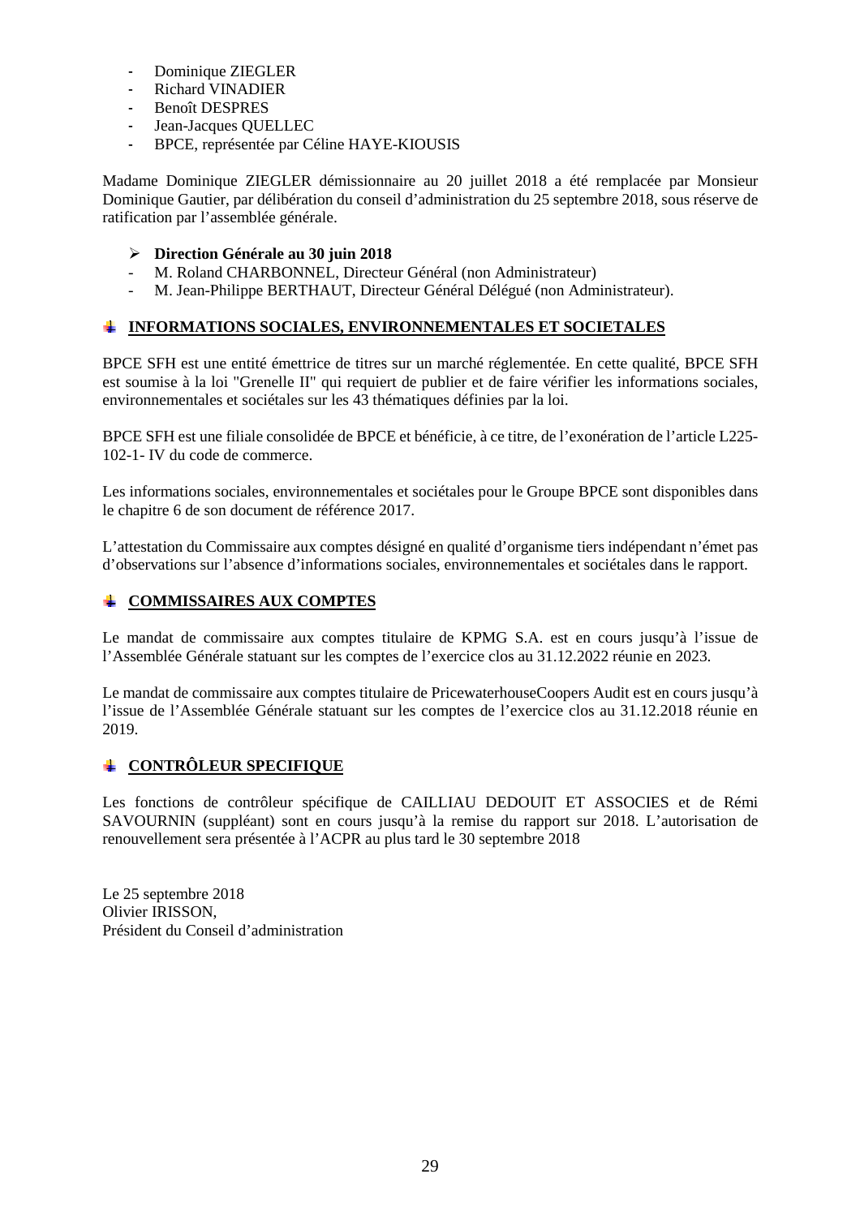- Dominique ZIEGLER
- Richard VINADIER
- Benoît DESPRES
- Jean-Jacques QUELLEC
- BPCE, représentée par Céline HAYE-KIOUSIS

Madame Dominique ZIEGLER démissionnaire au 20 juillet 2018 a été remplacée par Monsieur Dominique Gautier, par délibération du conseil d'administration du 25 septembre 2018, sous réserve de ratification par l'assemblée générale.

- **Direction Générale au 30 juin 2018**

- M. Roland CHARBONNEL, Directeur Général (non Administrateur)
- M. Jean-Philippe BERTHAUT, Directeur Général Délégué (non Administrateur).

## INFORMATIONS SOCIALES, ENVIRONNEMENTALES ET SOCIETALES

BPCE SFH est une entité émettrice de titres sur un marché réglementée. En cette qualité, BPCE SFH est soumise à la loi "Grenelle II" qui requiert de publier et de faire vérifier les informations sociales, environnementales et sociétales sur les 43 thématiques définies par la loi.

BPCE SFH est une filiale consolidée de BPCE et bénéficie, à ce titre, de l'exonération de l'article L225-102-1- IV du code de commerce.

Les informations sociales, environnementales et sociétales pour le Groupe BPCE sont disponibles dans le chapitre 6 de son document de référence 2017.

L'attestation du Commissaire aux comptes désigné en qualité d'organisme tiers indépendant n'émet pas d'observations sur l'absence d'informations sociales, environnementales et sociétales dans le rapport.

## COMMISSAIRES AUX COMPTES

Le mandat de commissaire aux comptes titulaire de KPMG S.A. est en cours jusqu'à l'issue de l'Assemblée Générale statuant sur les comptes de l'exercice clos au 31.12.2022 réunie en 2023.

Le mandat de commissaire aux comptes titulaire de PricewaterhouseCoopers Audit est en cours jusqu'à l'issue de l'Assemblée Générale statuant sur les comptes de l'exercice clos au 31.12.2018 réunie en 2019.

## CONTRÔLEUR SPECIFIQUE

Les fonctions de contrôleur spécifique de CAILLIAU DEDOUIT ET ASSOCIES et de Rémi SAVOURNIN (suppléant) sont en cours jusqu'à la remise du rapport sur 2018. L'autorisation de renouvellement sera présentée à l'ACPR au plus tard le 30 septembre 2018

Le 25 septembre 2018
Olivier IRISSON,
Président du Conseil d'administration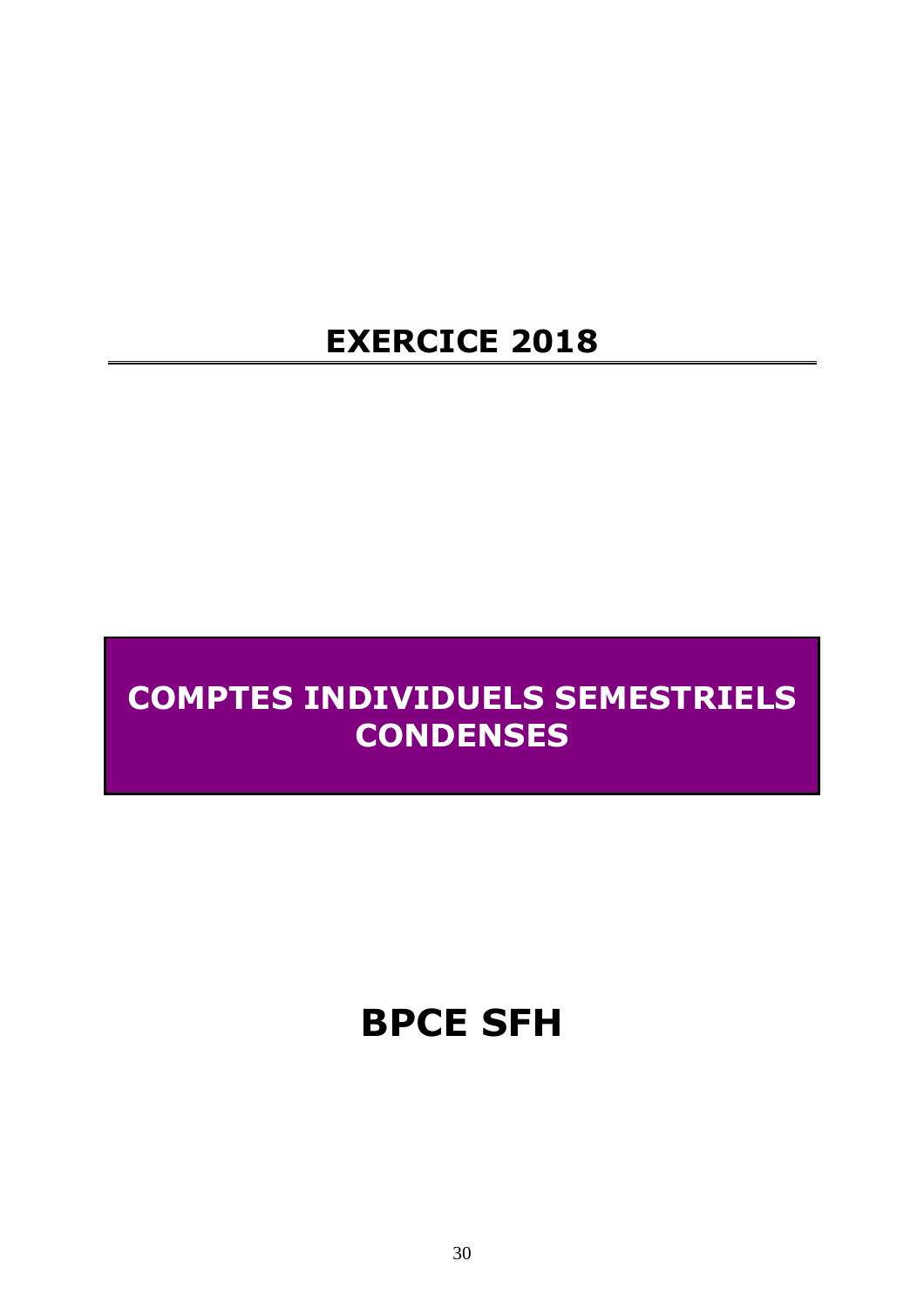# EXERCICE 2018

# COMPTES INDIVIDUELS SEMESTRIELS CONDENSES

# BPCE SFH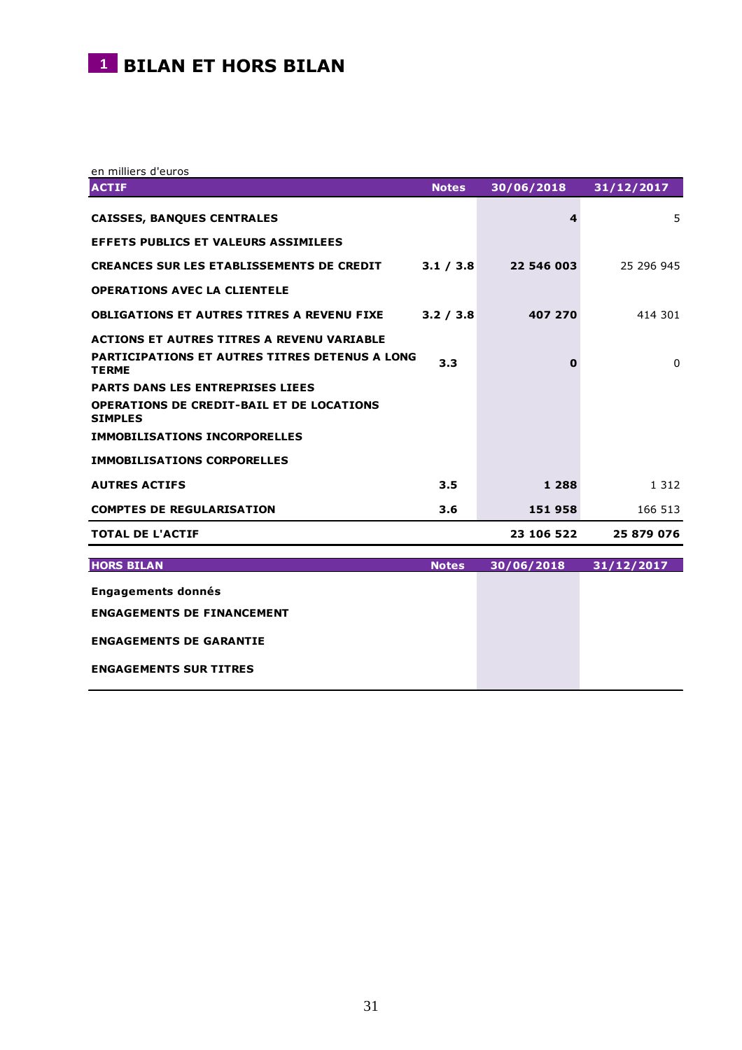# 1 BILAN ET HORS BILAN

en milliers d'euros

| ACTIF | Notes | 30/06/2018 | 31/12/2017 |
|---|---|---|---|
| **CAISSES, BANQUES CENTRALES** | | **4** | 5 |
| **EFFETS PUBLICS ET VALEURS ASSIMILEES** | | | |
| **CREANCES SUR LES ETABLISSEMENTS DE CREDIT** | **3.1 / 3.8** | **22 546 003** | 25 296 945 |
| **OPERATIONS AVEC LA CLIENTELE** | | | |
| **OBLIGATIONS ET AUTRES TITRES A REVENU FIXE** | **3.2 / 3.8** | **407 270** | 414 301 |
| **ACTIONS ET AUTRES TITRES A REVENU VARIABLE** | | | |
| **PARTICIPATIONS ET AUTRES TITRES DETENUS A LONG TERME** | **3.3** | **0** | 0 |
| **PARTS DANS LES ENTREPRISES LIEES** | | | |
| **OPERATIONS DE CREDIT-BAIL ET DE LOCATIONS SIMPLES** | | | |
| **IMMOBILISATIONS INCORPORELLES** | | | |
| **IMMOBILISATIONS CORPORELLES** | | | |
| **AUTRES ACTIFS** | **3.5** | **1 288** | 1 312 |
| **COMPTES DE REGULARISATION** | **3.6** | **151 958** | 166 513 |
| **TOTAL DE L'ACTIF** | | **23 106 522** | **25 879 076** |

| HORS BILAN | Notes | 30/06/2018 | 31/12/2017 |
|---|---|---|---|
| **Engagements donnés** | | | |
| **ENGAGEMENTS DE FINANCEMENT** | | | |
| **ENGAGEMENTS DE GARANTIE** | | | |
| **ENGAGEMENTS SUR TITRES** | | | |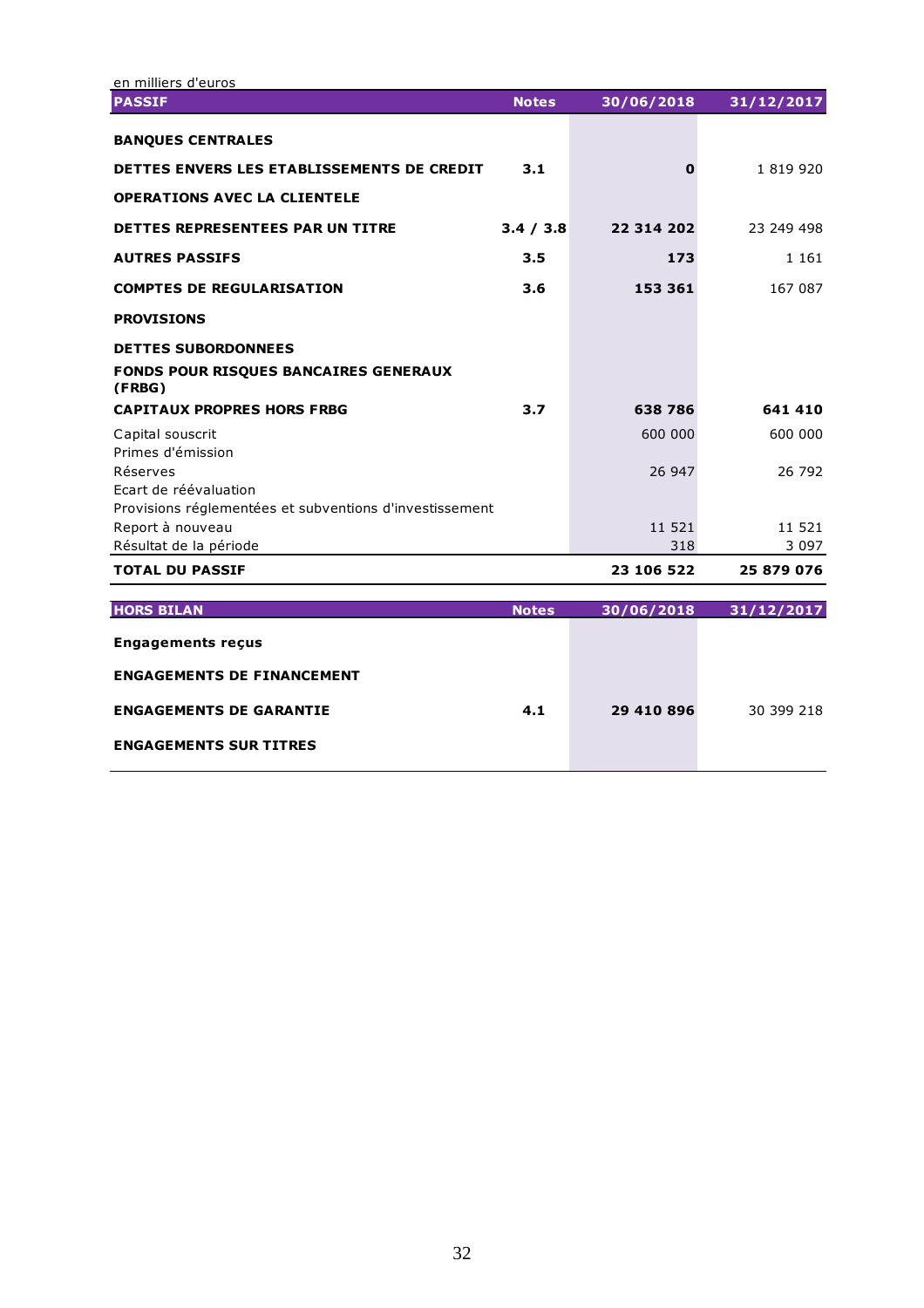en milliers d'euros

| PASSIF | Notes | 30/06/2018 | 31/12/2017 |
|---|---|---|---|
| **BANQUES CENTRALES** | | | |
| **DETTES ENVERS LES ETABLISSEMENTS DE CREDIT** | **3.1** | **0** | 1 819 920 |
| **OPERATIONS AVEC LA CLIENTELE** | | | |
| **DETTES REPRESENTEES PAR UN TITRE** | **3.4 / 3.8** | **22 314 202** | 23 249 498 |
| **AUTRES PASSIFS** | **3.5** | **173** | 1 161 |
| **COMPTES DE REGULARISATION** | **3.6** | **153 361** | 167 087 |
| **PROVISIONS** | | | |
| **DETTES SUBORDONNEES** | | | |
| **FONDS POUR RISQUES BANCAIRES GENERAUX (FRBG)** | | | |
| **CAPITAUX PROPRES HORS FRBG** | **3.7** | **638 786** | **641 410** |
| Capital souscrit | | 600 000 | 600 000 |
| Primes d'émission | | | |
| Réserves | | 26 947 | 26 792 |
| Ecart de réévaluation | | | |
| Provisions réglementées et subventions d'investissement | | | |
| Report à nouveau | | 11 521 | 11 521 |
| Résultat de la période | | 318 | 3 097 |
| **TOTAL DU PASSIF** | | **23 106 522** | **25 879 076** |

| HORS BILAN | Notes | 30/06/2018 | 31/12/2017 |
|---|---|---|---|
| **Engagements reçus** | | | |
| **ENGAGEMENTS DE FINANCEMENT** | | | |
| **ENGAGEMENTS DE GARANTIE** | **4.1** | **29 410 896** | 30 399 218 |
| **ENGAGEMENTS SUR TITRES** | | | |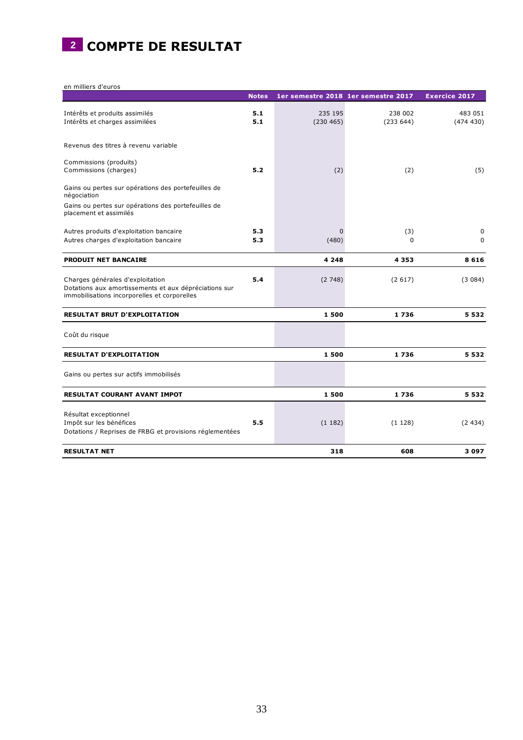# 2 COMPTE DE RESULTAT

en milliers d'euros

| | Notes | 1er semestre 2018 | 1er semestre 2017 | Exercice 2017 |
|---|---|---|---|---|
| Intérêts et produits assimilés | 5.1 | 235 195 | 238 002 | 483 051 |
| Intérêts et charges assimilées | 5.1 | (230 465) | (233 644) | (474 430) |
| Revenus des titres à revenu variable | | | | |
| Commissions (produits) | | | | |
| Commissions (charges) | 5.2 | (2) | (2) | (5) |
| Gains ou pertes sur opérations des portefeuilles de négociation | | | | |
| Gains ou pertes sur opérations des portefeuilles de placement et assimilés | | | | |
| Autres produits d'exploitation bancaire | 5.3 | 0 | (3) | 0 |
| Autres charges d'exploitation bancaire | 5.3 | (480) | 0 | 0 |
| **PRODUIT NET BANCAIRE** | | **4 248** | **4 353** | **8 616** |
| Charges générales d'exploitation | 5.4 | (2 748) | (2 617) | (3 084) |
| Dotations aux amortissements et aux dépréciations sur immobilisations incorporelles et corporelles | | | | |
| **RESULTAT BRUT D'EXPLOITATION** | | **1 500** | **1 736** | **5 532** |
| Coût du risque | | | | |
| **RESULTAT D'EXPLOITATION** | | **1 500** | **1 736** | **5 532** |
| Gains ou pertes sur actifs immobilisés | | | | |
| **RESULTAT COURANT AVANT IMPOT** | | **1 500** | **1 736** | **5 532** |
| Résultat exceptionnel | | | | |
| Impôt sur les bénéfices | 5.5 | (1 182) | (1 128) | (2 434) |
| Dotations / Reprises de FRBG et provisions réglementées | | | | |
| **RESULTAT NET** | | **318** | **608** | **3 097** |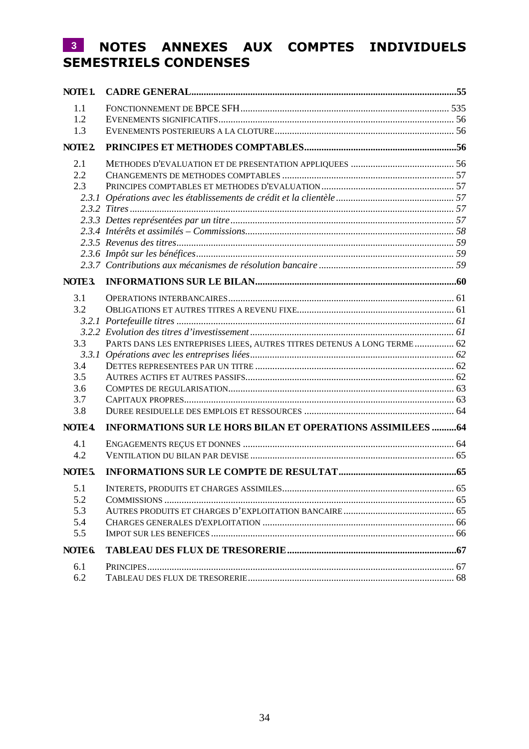# 3 NOTES ANNEXES AUX COMPTES INDIVIDUELS SEMESTRIELS CONDENSES

| | | |
|---|---|---|
| **NOTE 1.** | **CADRE GENERAL** | **55** |
| 1.1 | FONCTIONNEMENT DE BPCE SFH | 535 |
| 1.2 | EVENEMENTS SIGNIFICATIFS | 56 |
| 1.3 | EVENEMENTS POSTERIEURS A LA CLOTURE | 56 |
| **NOTE 2.** | **PRINCIPES ET METHODES COMPTABLES** | **56** |
| 2.1 | METHODES D'EVALUATION ET DE PRESENTATION APPLIQUEES | 56 |
| 2.2 | CHANGEMENTS DE METHODES COMPTABLES | 57 |
| 2.3 | PRINCIPES COMPTABLES ET METHODES D'EVALUATION | 57 |
| *2.3.1* | *Opérations avec les établissements de crédit et la clientèle* | *57* |
| *2.3.2* | *Titres* | *57* |
| *2.3.3* | *Dettes représentées par un titre* | *57* |
| *2.3.4* | *Intérêts et assimilés – Commissions* | *58* |
| *2.3.5* | *Revenus des titres* | *59* |
| *2.3.6* | *Impôt sur les bénéfices* | *59* |
| *2.3.7* | *Contributions aux mécanismes de résolution bancaire* | *59* |
| **NOTE 3.** | **INFORMATIONS SUR LE BILAN** | **60** |
| 3.1 | OPERATIONS INTERBANCAIRES | 61 |
| 3.2 | OBLIGATIONS ET AUTRES TITRES A REVENU FIXE | 61 |
| *3.2.1* | *Portefeuille titres* | *61* |
| *3.2.2* | *Evolution des titres d'investissement* | *61* |
| 3.3 | PARTS DANS LES ENTREPRISES LIEES, AUTRES TITRES DETENUS A LONG TERME | 62 |
| *3.3.1* | *Opérations avec les entreprises liées* | *62* |
| 3.4 | DETTES REPRESENTEES PAR UN TITRE | 62 |
| 3.5 | AUTRES ACTIFS ET AUTRES PASSIFS | 62 |
| 3.6 | COMPTES DE REGULARISATION | 63 |
| 3.7 | CAPITAUX PROPRES | 63 |
| 3.8 | DUREE RESIDUELLE DES EMPLOIS ET RESSOURCES | 64 |
| **NOTE 4.** | **INFORMATIONS SUR LE HORS BILAN ET OPERATIONS ASSIMILEES** | **64** |
| 4.1 | ENGAGEMENTS REÇUS ET DONNES | 64 |
| 4.2 | VENTILATION DU BILAN PAR DEVISE | 65 |
| **NOTE 5.** | **INFORMATIONS SUR LE COMPTE DE RESULTAT** | **65** |
| 5.1 | INTERETS, PRODUITS ET CHARGES ASSIMILES | 65 |
| 5.2 | COMMISSIONS | 65 |
| 5.3 | AUTRES PRODUITS ET CHARGES D'EXPLOITATION BANCAIRE | 65 |
| 5.4 | CHARGES GENERALES D'EXPLOITATION | 66 |
| 5.5 | IMPOT SUR LES BENEFICES | 66 |
| **NOTE 6.** | **TABLEAU DES FLUX DE TRESORERIE** | **67** |
| 6.1 | PRINCIPES | 67 |
| 6.2 | TABLEAU DES FLUX DE TRESORERIE | 68 |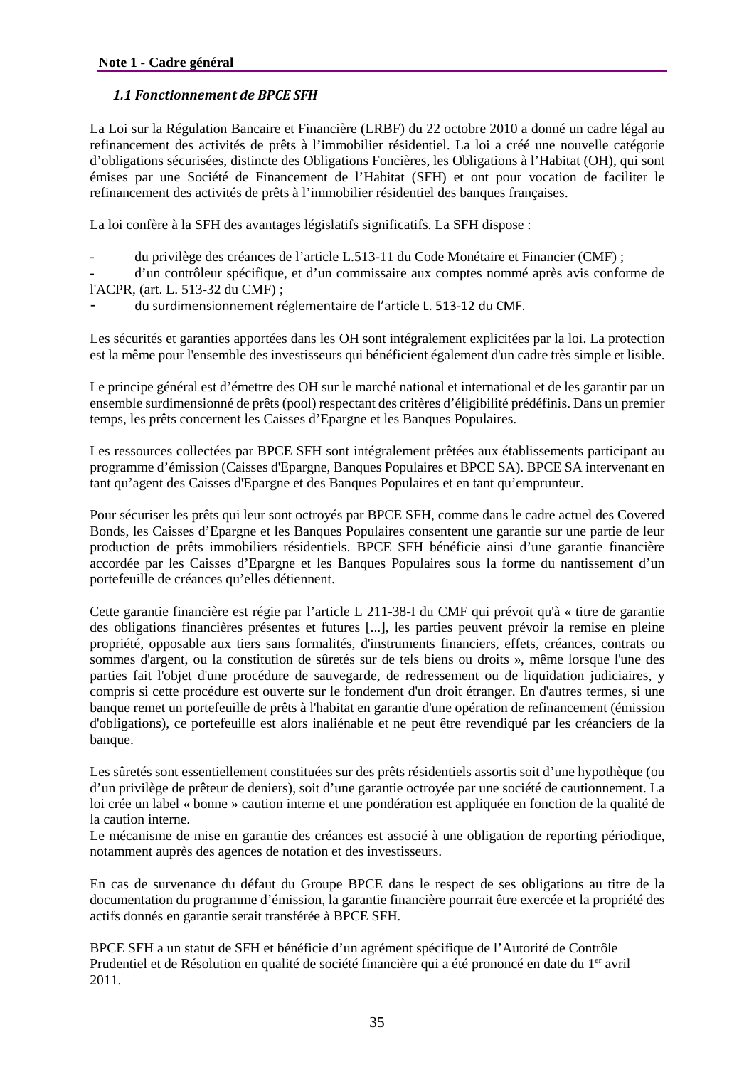## Note 1 - Cadre général

### *1.1 Fonctionnement de BPCE SFH*

La Loi sur la Régulation Bancaire et Financière (LRBF) du 22 octobre 2010 a donné un cadre légal au refinancement des activités de prêts à l'immobilier résidentiel. La loi a créé une nouvelle catégorie d'obligations sécurisées, distincte des Obligations Foncières, les Obligations à l'Habitat (OH), qui sont émises par une Société de Financement de l'Habitat (SFH) et ont pour vocation de faciliter le refinancement des activités de prêts à l'immobilier résidentiel des banques françaises.

La loi confère à la SFH des avantages législatifs significatifs. La SFH dispose :

- du privilège des créances de l'article L.513-11 du Code Monétaire et Financier (CMF) ;
- d'un contrôleur spécifique, et d'un commissaire aux comptes nommé après avis conforme de l'ACPR, (art. L. 513-32 du CMF) ;
- du surdimensionnement réglementaire de l'article L. 513-12 du CMF.

Les sécurités et garanties apportées dans les OH sont intégralement explicitées par la loi. La protection est la même pour l'ensemble des investisseurs qui bénéficient également d'un cadre très simple et lisible.

Le principe général est d'émettre des OH sur le marché national et international et de les garantir par un ensemble surdimensionné de prêts (pool) respectant des critères d'éligibilité prédéfinis. Dans un premier temps, les prêts concernent les Caisses d'Epargne et les Banques Populaires.

Les ressources collectées par BPCE SFH sont intégralement prêtées aux établissements participant au programme d'émission (Caisses d'Epargne, Banques Populaires et BPCE SA). BPCE SA intervenant en tant qu'agent des Caisses d'Epargne et des Banques Populaires et en tant qu'emprunteur.

Pour sécuriser les prêts qui leur sont octroyés par BPCE SFH, comme dans le cadre actuel des Covered Bonds, les Caisses d'Epargne et les Banques Populaires consentent une garantie sur une partie de leur production de prêts immobiliers résidentiels. BPCE SFH bénéficie ainsi d'une garantie financière accordée par les Caisses d'Epargne et les Banques Populaires sous la forme du nantissement d'un portefeuille de créances qu'elles détiennent.

Cette garantie financière est régie par l'article L 211-38-I du CMF qui prévoit qu'à « titre de garantie des obligations financières présentes et futures [...], les parties peuvent prévoir la remise en pleine propriété, opposable aux tiers sans formalités, d'instruments financiers, effets, créances, contrats ou sommes d'argent, ou la constitution de sûretés sur de tels biens ou droits », même lorsque l'une des parties fait l'objet d'une procédure de sauvegarde, de redressement ou de liquidation judiciaires, y compris si cette procédure est ouverte sur le fondement d'un droit étranger. En d'autres termes, si une banque remet un portefeuille de prêts à l'habitat en garantie d'une opération de refinancement (émission d'obligations), ce portefeuille est alors inaliénable et ne peut être revendiqué par les créanciers de la banque.

Les sûretés sont essentiellement constituées sur des prêts résidentiels assortis soit d'une hypothèque (ou d'un privilège de prêteur de deniers), soit d'une garantie octroyée par une société de cautionnement. La loi crée un label « bonne » caution interne et une pondération est appliquée en fonction de la qualité de la caution interne.
Le mécanisme de mise en garantie des créances est associé à une obligation de reporting périodique, notamment auprès des agences de notation et des investisseurs.

En cas de survenance du défaut du Groupe BPCE dans le respect de ses obligations au titre de la documentation du programme d'émission, la garantie financière pourrait être exercée et la propriété des actifs donnés en garantie serait transférée à BPCE SFH.

BPCE SFH a un statut de SFH et bénéficie d'un agrément spécifique de l'Autorité de Contrôle Prudentiel et de Résolution en qualité de société financière qui a été prononcé en date du 1er avril 2011.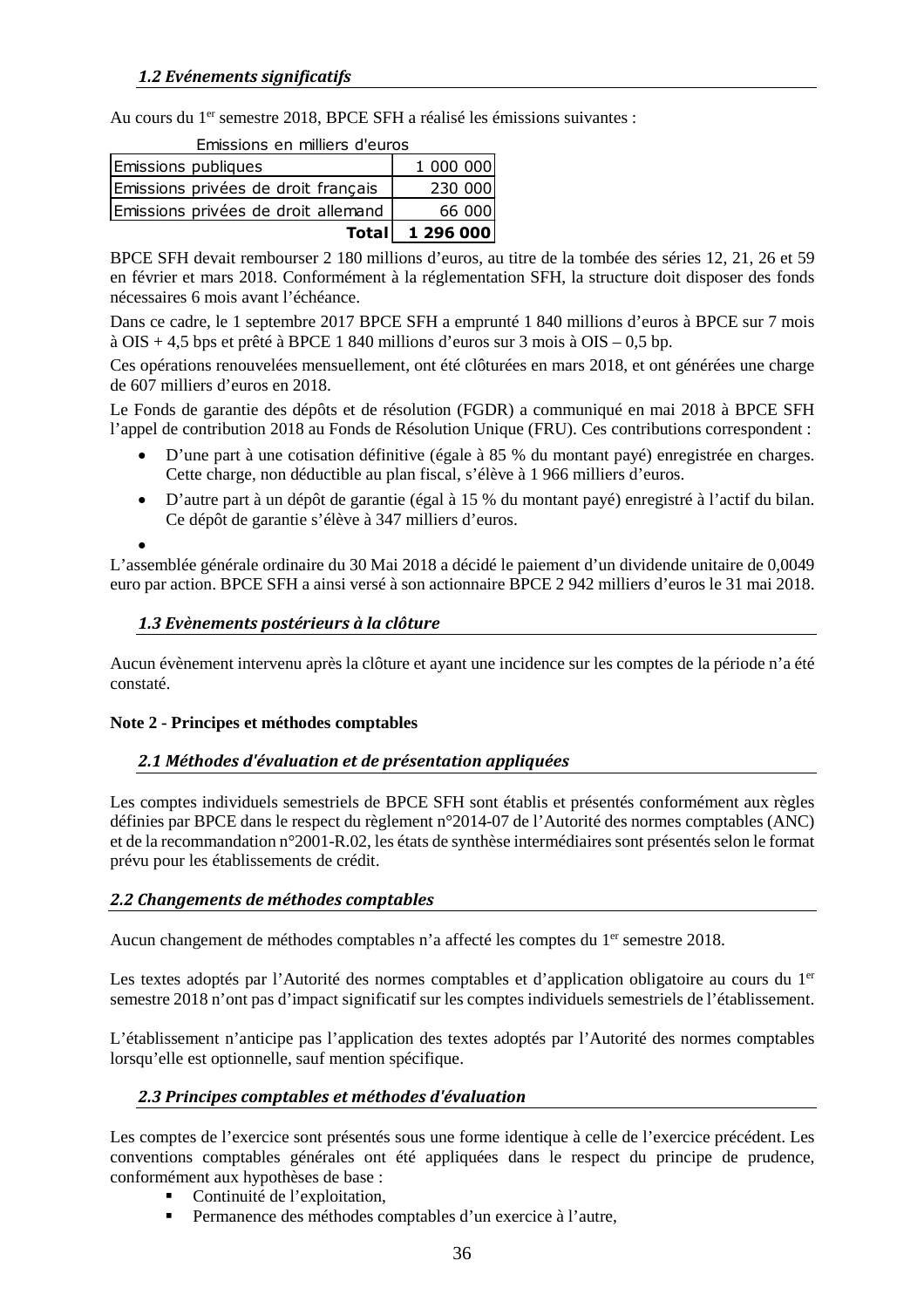### *1.2 Evénements significatifs*

Au cours du 1[er] semestre 2018, BPCE SFH a réalisé les émissions suivantes :

| Emissions en milliers d'euros | |
|---|---|
| Emissions publiques | 1 000 000 |
| Emissions privées de droit français | 230 000 |
| Emissions privées de droit allemand | 66 000 |
| **Total** | **1 296 000** |

BPCE SFH devait rembourser 2 180 millions d'euros, au titre de la tombée des séries 12, 21, 26 et 59 en février et mars 2018. Conformément à la réglementation SFH, la structure doit disposer des fonds nécessaires 6 mois avant l'échéance.

Dans ce cadre, le 1 septembre 2017 BPCE SFH a emprunté 1 840 millions d'euros à BPCE sur 7 mois à OIS + 4,5 bps et prêté à BPCE 1 840 millions d'euros sur 3 mois à OIS – 0,5 bp.

Ces opérations renouvelées mensuellement, ont été clôturées en mars 2018, et ont générées une charge de 607 milliers d'euros en 2018.

Le Fonds de garantie des dépôts et de résolution (FGDR) a communiqué en mai 2018 à BPCE SFH l'appel de contribution 2018 au Fonds de Résolution Unique (FRU). Ces contributions correspondent :

- D'une part à une cotisation définitive (égale à 85 % du montant payé) enregistrée en charges. Cette charge, non déductible au plan fiscal, s'élève à 1 966 milliers d'euros.
- D'autre part à un dépôt de garantie (égal à 15 % du montant payé) enregistré à l'actif du bilan. Ce dépôt de garantie s'élève à 347 milliers d'euros.
- 

L'assemblée générale ordinaire du 30 Mai 2018 a décidé le paiement d'un dividende unitaire de 0,0049 euro par action. BPCE SFH a ainsi versé à son actionnaire BPCE 2 942 milliers d'euros le 31 mai 2018.

### *1.3 Evènements postérieurs à la clôture*

Aucun évènement intervenu après la clôture et ayant une incidence sur les comptes de la période n'a été constaté.

## Note 2 - Principes et méthodes comptables

### *2.1 Méthodes d'évaluation et de présentation appliquées*

Les comptes individuels semestriels de BPCE SFH sont établis et présentés conformément aux règles définies par BPCE dans le respect du règlement n°2014-07 de l'Autorité des normes comptables (ANC) et de la recommandation n°2001-R.02, les états de synthèse intermédiaires sont présentés selon le format prévu pour les établissements de crédit.

### *2.2 Changements de méthodes comptables*

Aucun changement de méthodes comptables n'a affecté les comptes du 1[er] semestre 2018.

Les textes adoptés par l'Autorité des normes comptables et d'application obligatoire au cours du 1[er] semestre 2018 n'ont pas d'impact significatif sur les comptes individuels semestriels de l'établissement.

L'établissement n'anticipe pas l'application des textes adoptés par l'Autorité des normes comptables lorsqu'elle est optionnelle, sauf mention spécifique.

### *2.3 Principes comptables et méthodes d'évaluation*

Les comptes de l'exercice sont présentés sous une forme identique à celle de l'exercice précédent. Les conventions comptables générales ont été appliquées dans le respect du principe de prudence, conformément aux hypothèses de base :

- Continuité de l'exploitation,
- Permanence des méthodes comptables d'un exercice à l'autre,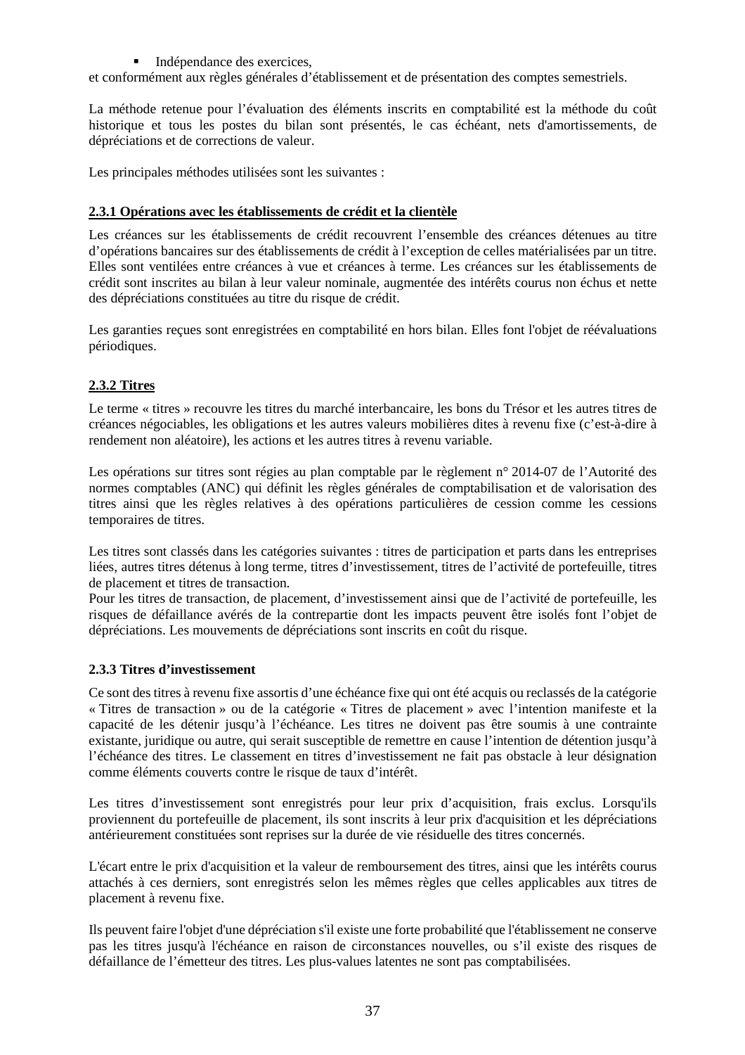- Indépendance des exercices,

et conformément aux règles générales d'établissement et de présentation des comptes semestriels.

La méthode retenue pour l'évaluation des éléments inscrits en comptabilité est la méthode du coût historique et tous les postes du bilan sont présentés, le cas échéant, nets d'amortissements, de dépréciations et de corrections de valeur.

Les principales méthodes utilisées sont les suivantes :

#### 2.3.1 Opérations avec les établissements de crédit et la clientèle

Les créances sur les établissements de crédit recouvrent l'ensemble des créances détenues au titre d'opérations bancaires sur des établissements de crédit à l'exception de celles matérialisées par un titre. Elles sont ventilées entre créances à vue et créances à terme. Les créances sur les établissements de crédit sont inscrites au bilan à leur valeur nominale, augmentée des intérêts courus non échus et nette des dépréciations constituées au titre du risque de crédit.

Les garanties reçues sont enregistrées en comptabilité en hors bilan. Elles font l'objet de réévaluations périodiques.

#### 2.3.2 Titres

Le terme « titres » recouvre les titres du marché interbancaire, les bons du Trésor et les autres titres de créances négociables, les obligations et les autres valeurs mobilières dites à revenu fixe (c'est-à-dire à rendement non aléatoire), les actions et les autres titres à revenu variable.

Les opérations sur titres sont régies au plan comptable par le règlement n° 2014-07 de l'Autorité des normes comptables (ANC) qui définit les règles générales de comptabilisation et de valorisation des titres ainsi que les règles relatives à des opérations particulières de cession comme les cessions temporaires de titres.

Les titres sont classés dans les catégories suivantes : titres de participation et parts dans les entreprises liées, autres titres détenus à long terme, titres d'investissement, titres de l'activité de portefeuille, titres de placement et titres de transaction.
Pour les titres de transaction, de placement, d'investissement ainsi que de l'activité de portefeuille, les risques de défaillance avérés de la contrepartie dont les impacts peuvent être isolés font l'objet de dépréciations. Les mouvements de dépréciations sont inscrits en coût du risque.

#### 2.3.3 Titres d'investissement

Ce sont des titres à revenu fixe assortis d'une échéance fixe qui ont été acquis ou reclassés de la catégorie « Titres de transaction » ou de la catégorie « Titres de placement » avec l'intention manifeste et la capacité de les détenir jusqu'à l'échéance. Les titres ne doivent pas être soumis à une contrainte existante, juridique ou autre, qui serait susceptible de remettre en cause l'intention de détention jusqu'à l'échéance des titres. Le classement en titres d'investissement ne fait pas obstacle à leur désignation comme éléments couverts contre le risque de taux d'intérêt.

Les titres d'investissement sont enregistrés pour leur prix d'acquisition, frais exclus. Lorsqu'ils proviennent du portefeuille de placement, ils sont inscrits à leur prix d'acquisition et les dépréciations antérieurement constituées sont reprises sur la durée de vie résiduelle des titres concernés.

L'écart entre le prix d'acquisition et la valeur de remboursement des titres, ainsi que les intérêts courus attachés à ces derniers, sont enregistrés selon les mêmes règles que celles applicables aux titres de placement à revenu fixe.

Ils peuvent faire l'objet d'une dépréciation s'il existe une forte probabilité que l'établissement ne conserve pas les titres jusqu'à l'échéance en raison de circonstances nouvelles, ou s'il existe des risques de défaillance de l'émetteur des titres. Les plus-values latentes ne sont pas comptabilisées.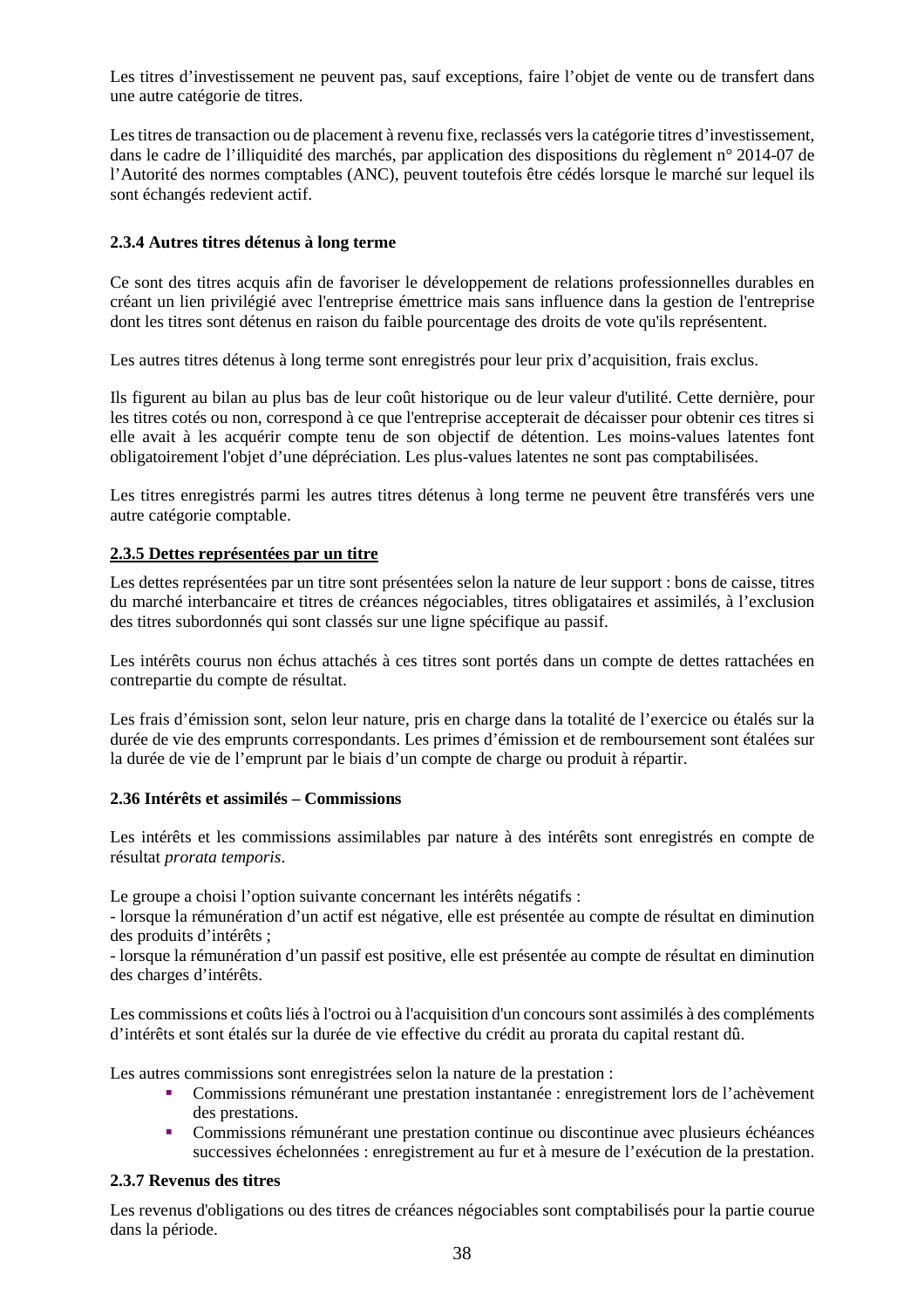Les titres d'investissement ne peuvent pas, sauf exceptions, faire l'objet de vente ou de transfert dans une autre catégorie de titres.

Les titres de transaction ou de placement à revenu fixe, reclassés vers la catégorie titres d'investissement, dans le cadre de l'illiquidité des marchés, par application des dispositions du règlement n° 2014-07 de l'Autorité des normes comptables (ANC), peuvent toutefois être cédés lorsque le marché sur lequel ils sont échangés redevient actif.

#### 2.3.4 Autres titres détenus à long terme

Ce sont des titres acquis afin de favoriser le développement de relations professionnelles durables en créant un lien privilégié avec l'entreprise émettrice mais sans influence dans la gestion de l'entreprise dont les titres sont détenus en raison du faible pourcentage des droits de vote qu'ils représentent.

Les autres titres détenus à long terme sont enregistrés pour leur prix d'acquisition, frais exclus.

Ils figurent au bilan au plus bas de leur coût historique ou de leur valeur d'utilité. Cette dernière, pour les titres cotés ou non, correspond à ce que l'entreprise accepterait de décaisser pour obtenir ces titres si elle avait à les acquérir compte tenu de son objectif de détention. Les moins-values latentes font obligatoirement l'objet d'une dépréciation. Les plus-values latentes ne sont pas comptabilisées.

Les titres enregistrés parmi les autres titres détenus à long terme ne peuvent être transférés vers une autre catégorie comptable.

#### 2.3.5 Dettes représentées par un titre

Les dettes représentées par un titre sont présentées selon la nature de leur support : bons de caisse, titres du marché interbancaire et titres de créances négociables, titres obligataires et assimilés, à l'exclusion des titres subordonnés qui sont classés sur une ligne spécifique au passif.

Les intérêts courus non échus attachés à ces titres sont portés dans un compte de dettes rattachées en contrepartie du compte de résultat.

Les frais d'émission sont, selon leur nature, pris en charge dans la totalité de l'exercice ou étalés sur la durée de vie des emprunts correspondants. Les primes d'émission et de remboursement sont étalées sur la durée de vie de l'emprunt par le biais d'un compte de charge ou produit à répartir.

#### 2.36 Intérêts et assimilés – Commissions

Les intérêts et les commissions assimilables par nature à des intérêts sont enregistrés en compte de résultat *prorata temporis*.

Le groupe a choisi l'option suivante concernant les intérêts négatifs :
- lorsque la rémunération d'un actif est négative, elle est présentée au compte de résultat en diminution des produits d'intérêts ;
- lorsque la rémunération d'un passif est positive, elle est présentée au compte de résultat en diminution des charges d'intérêts.

Les commissions et coûts liés à l'octroi ou à l'acquisition d'un concours sont assimilés à des compléments d'intérêts et sont étalés sur la durée de vie effective du crédit au prorata du capital restant dû.

Les autres commissions sont enregistrées selon la nature de la prestation :

- Commissions rémunérant une prestation instantanée : enregistrement lors de l'achèvement des prestations.
- Commissions rémunérant une prestation continue ou discontinue avec plusieurs échéances successives échelonnées : enregistrement au fur et à mesure de l'exécution de la prestation.

#### 2.3.7 Revenus des titres

Les revenus d'obligations ou des titres de créances négociables sont comptabilisés pour la partie courue dans la période.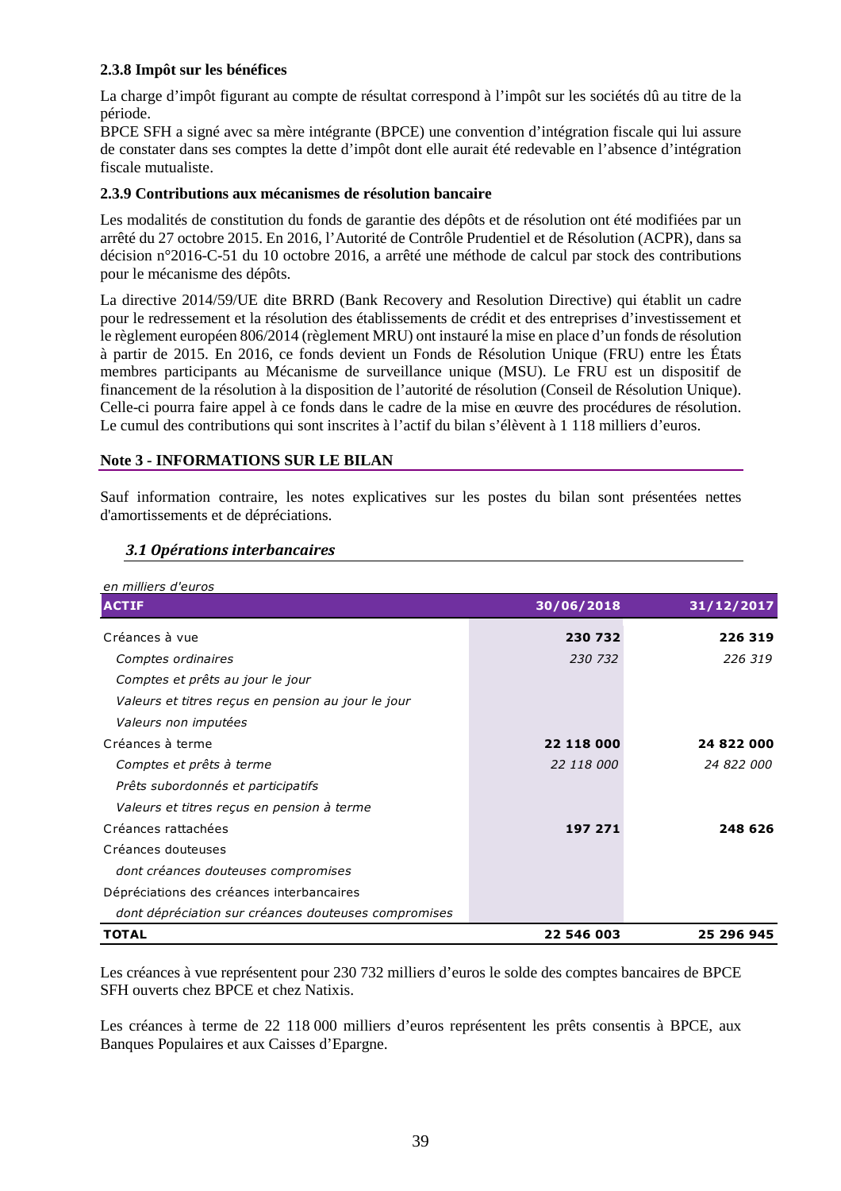### 2.3.8 Impôt sur les bénéfices

La charge d'impôt figurant au compte de résultat correspond à l'impôt sur les sociétés dû au titre de la période.
BPCE SFH a signé avec sa mère intégrante (BPCE) une convention d'intégration fiscale qui lui assure de constater dans ses comptes la dette d'impôt dont elle aurait été redevable en l'absence d'intégration fiscale mutualiste.

### 2.3.9 Contributions aux mécanismes de résolution bancaire

Les modalités de constitution du fonds de garantie des dépôts et de résolution ont été modifiées par un arrêté du 27 octobre 2015. En 2016, l'Autorité de Contrôle Prudentiel et de Résolution (ACPR), dans sa décision n°2016-C-51 du 10 octobre 2016, a arrêté une méthode de calcul par stock des contributions pour le mécanisme des dépôts.

La directive 2014/59/UE dite BRRD (Bank Recovery and Resolution Directive) qui établit un cadre pour le redressement et la résolution des établissements de crédit et des entreprises d'investissement et le règlement européen 806/2014 (règlement MRU) ont instauré la mise en place d'un fonds de résolution à partir de 2015. En 2016, ce fonds devient un Fonds de Résolution Unique (FRU) entre les États membres participants au Mécanisme de surveillance unique (MSU). Le FRU est un dispositif de financement de la résolution à la disposition de l'autorité de résolution (Conseil de Résolution Unique). Celle-ci pourra faire appel à ce fonds dans le cadre de la mise en œuvre des procédures de résolution. Le cumul des contributions qui sont inscrites à l'actif du bilan s'élèvent à 1 118 milliers d'euros.

## Note 3 - INFORMATIONS SUR LE BILAN

Sauf information contraire, les notes explicatives sur les postes du bilan sont présentées nettes d'amortissements et de dépréciations.

### *3.1 Opérations interbancaires*

*en milliers d'euros*

| ACTIF | 30/06/2018 | 31/12/2017 |
|---|---|---|
| Créances à vue | **230 732** | **226 319** |
| *Comptes ordinaires* | *230 732* | *226 319* |
| *Comptes et prêts au jour le jour* | | |
| *Valeurs et titres reçus en pension au jour le jour* | | |
| *Valeurs non imputées* | | |
| Créances à terme | **22 118 000** | **24 822 000** |
| *Comptes et prêts à terme* | *22 118 000* | *24 822 000* |
| *Prêts subordonnés et participatifs* | | |
| *Valeurs et titres reçus en pension à terme* | | |
| Créances rattachées | **197 271** | **248 626** |
| Créances douteuses | | |
| *dont créances douteuses compromises* | | |
| Dépréciations des créances interbancaires | | |
| *dont dépréciation sur créances douteuses compromises* | | |
| **TOTAL** | **22 546 003** | **25 296 945** |

Les créances à vue représentent pour 230 732 milliers d'euros le solde des comptes bancaires de BPCE SFH ouverts chez BPCE et chez Natixis.

Les créances à terme de 22 118 000 milliers d'euros représentent les prêts consentis à BPCE, aux Banques Populaires et aux Caisses d'Epargne.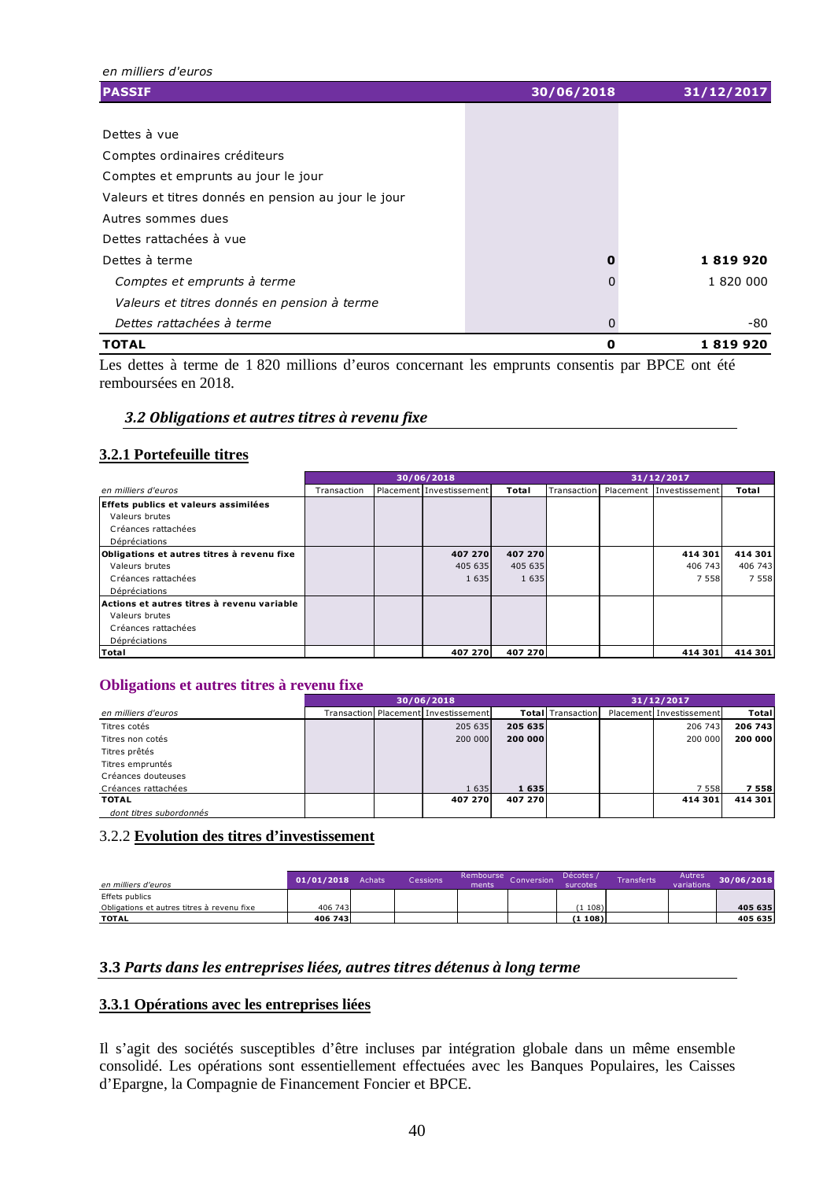en milliers d'euros

| PASSIF | 30/06/2018 | 31/12/2017 |
|---|---|---|
| Dettes à vue | | |
| Comptes ordinaires créditeurs | | |
| Comptes et emprunts au jour le jour | | |
| Valeurs et titres donnés en pension au jour le jour | | |
| Autres sommes dues | | |
| Dettes rattachées à vue | | |
| Dettes à terme | **0** | **1 819 920** |
| *Comptes et emprunts à terme* | 0 | 1 820 000 |
| *Valeurs et titres donnés en pension à terme* | | |
| *Dettes rattachées à terme* | 0 | -80 |
| **TOTAL** | **0** | **1 819 920** |

Les dettes à terme de 1 820 millions d'euros concernant les emprunts consentis par BPCE ont été remboursées en 2018.

### *3.2 Obligations et autres titres à revenu fixe*

#### 3.2.1 Portefeuille titres

| en milliers d'euros | 30/06/2018 | | | | 31/12/2017 | | | |
|---|---|---|---|---|---|---|---|---|
| | Transaction | Placement | Investissement | Total | Transaction | Placement | Investissement | Total |
| **Effets publics et valeurs assimilées** | | | | | | | | |
| Valeurs brutes | | | | | | | | |
| Créances rattachées | | | | | | | | |
| Dépréciations | | | | | | | | |
| **Obligations et autres titres à revenu fixe** | | | **407 270** | **407 270** | | | **414 301** | **414 301** |
| Valeurs brutes | | | 405 635 | 405 635 | | | 406 743 | 406 743 |
| Créances rattachées | | | 1 635 | 1 635 | | | 7 558 | 7 558 |
| Dépréciations | | | | | | | | |
| **Actions et autres titres à revenu variable** | | | | | | | | |
| Valeurs brutes | | | | | | | | |
| Créances rattachées | | | | | | | | |
| Dépréciations | | | | | | | | |
| **Total** | | | **407 270** | **407 270** | | | **414 301** | **414 301** |

**Obligations et autres titres à revenu fixe**

| en milliers d'euros | 30/06/2018 | | | | 31/12/2017 | | | |
|---|---|---|---|---|---|---|---|---|
| | Transaction | Placement | Investissement | Total | Transaction | Placement | Investissement | Total |
| Titres cotés | | | 205 635 | **205 635** | | | 206 743 | **206 743** |
| Titres non cotés | | | 200 000 | **200 000** | | | 200 000 | **200 000** |
| Titres prêtés | | | | | | | | |
| Titres empruntés | | | | | | | | |
| Créances douteuses | | | | | | | | |
| Créances rattachées | | | 1 635 | **1 635** | | | 7 558 | **7 558** |
| **TOTAL** | | | **407 270** | **407 270** | | | **414 301** | **414 301** |
| *dont titres subordonnés* | | | | | | | | |

#### 3.2.2 Evolution des titres d'investissement

| en milliers d'euros | 01/01/2018 | Achats | Cessions | Remboursements | Conversion | Décotes / surcotes | Transferts | Autres variations | 30/06/2018 |
|---|---|---|---|---|---|---|---|---|---|
| Effets publics | | | | | | | | | |
| Obligations et autres titres à revenu fixe | 406 743 | | | | | (1 108) | | | **405 635** |
| **TOTAL** | **406 743** | | | | | **(1 108)** | | | **405 635** |

### 3.3 *Parts dans les entreprises liées, autres titres détenus à long terme*

#### 3.3.1 Opérations avec les entreprises liées

Il s'agit des sociétés susceptibles d'être incluses par intégration globale dans un même ensemble consolidé. Les opérations sont essentiellement effectuées avec les Banques Populaires, les Caisses d'Epargne, la Compagnie de Financement Foncier et BPCE.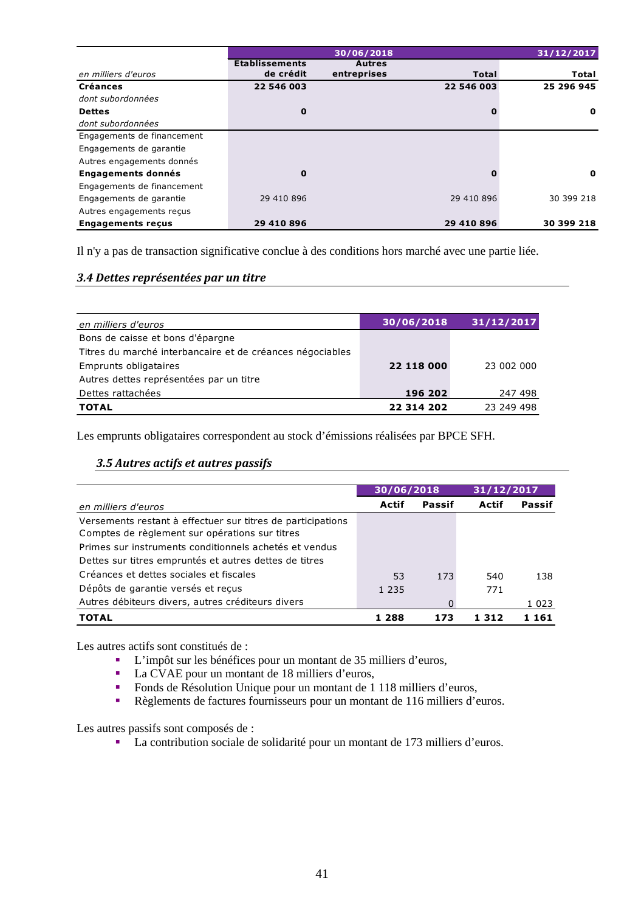| en milliers d'euros | 30/06/2018 | | | 31/12/2017 |
|---|---|---|---|---|
| | Etablissements de crédit | Autres entreprises | Total | Total |
| **Créances** | **22 546 003** | | **22 546 003** | **25 296 945** |
| *dont subordonnées* | | | | |
| **Dettes** | **0** | | **0** | **0** |
| *dont subordonnées* | | | | |
| Engagements de financement | | | | |
| Engagements de garantie | | | | |
| Autres engagements donnés | | | | |
| **Engagements donnés** | **0** | | **0** | **0** |
| Engagements de financement | | | | |
| Engagements de garantie | 29 410 896 | | 29 410 896 | 30 399 218 |
| Autres engagements reçus | | | | |
| **Engagements reçus** | **29 410 896** | | **29 410 896** | **30 399 218** |

Il n'y a pas de transaction significative conclue à des conditions hors marché avec une partie liée.

### *3.4 Dettes représentées par un titre*

| *en milliers d'euros* | 30/06/2018 | 31/12/2017 |
|---|---|---|
| Bons de caisse et bons d'épargne | | |
| Titres du marché interbancaire et de créances négociables | | |
| Emprunts obligataires | **22 118 000** | 23 002 000 |
| Autres dettes représentées par un titre | | |
| Dettes rattachées | **196 202** | 247 498 |
| **TOTAL** | **22 314 202** | 23 249 498 |

Les emprunts obligataires correspondent au stock d'émissions réalisées par BPCE SFH.

### *3.5 Autres actifs et autres passifs*

| *en milliers d'euros* | 30/06/2018 | | 31/12/2017 | |
|---|---|---|---|---|
| | Actif | Passif | Actif | Passif |
| Versements restant à effectuer sur titres de participations | | | | |
| Comptes de règlement sur opérations sur titres | | | | |
| Primes sur instruments conditionnels achetés et vendus | | | | |
| Dettes sur titres empruntés et autres dettes de titres | | | | |
| Créances et dettes sociales et fiscales | 53 | 173 | 540 | 138 |
| Dépôts de garantie versés et reçus | 1 235 | | 771 | |
| Autres débiteurs divers, autres créditeurs divers | | 0 | | 1 023 |
| **TOTAL** | **1 288** | **173** | **1 312** | **1 161** |

Les autres actifs sont constitués de :

- L'impôt sur les bénéfices pour un montant de 35 milliers d'euros,
- La CVAE pour un montant de 18 milliers d'euros,
- Fonds de Résolution Unique pour un montant de 1 118 milliers d'euros,
- Règlements de factures fournisseurs pour un montant de 116 milliers d'euros.

Les autres passifs sont composés de :

- La contribution sociale de solidarité pour un montant de 173 milliers d'euros.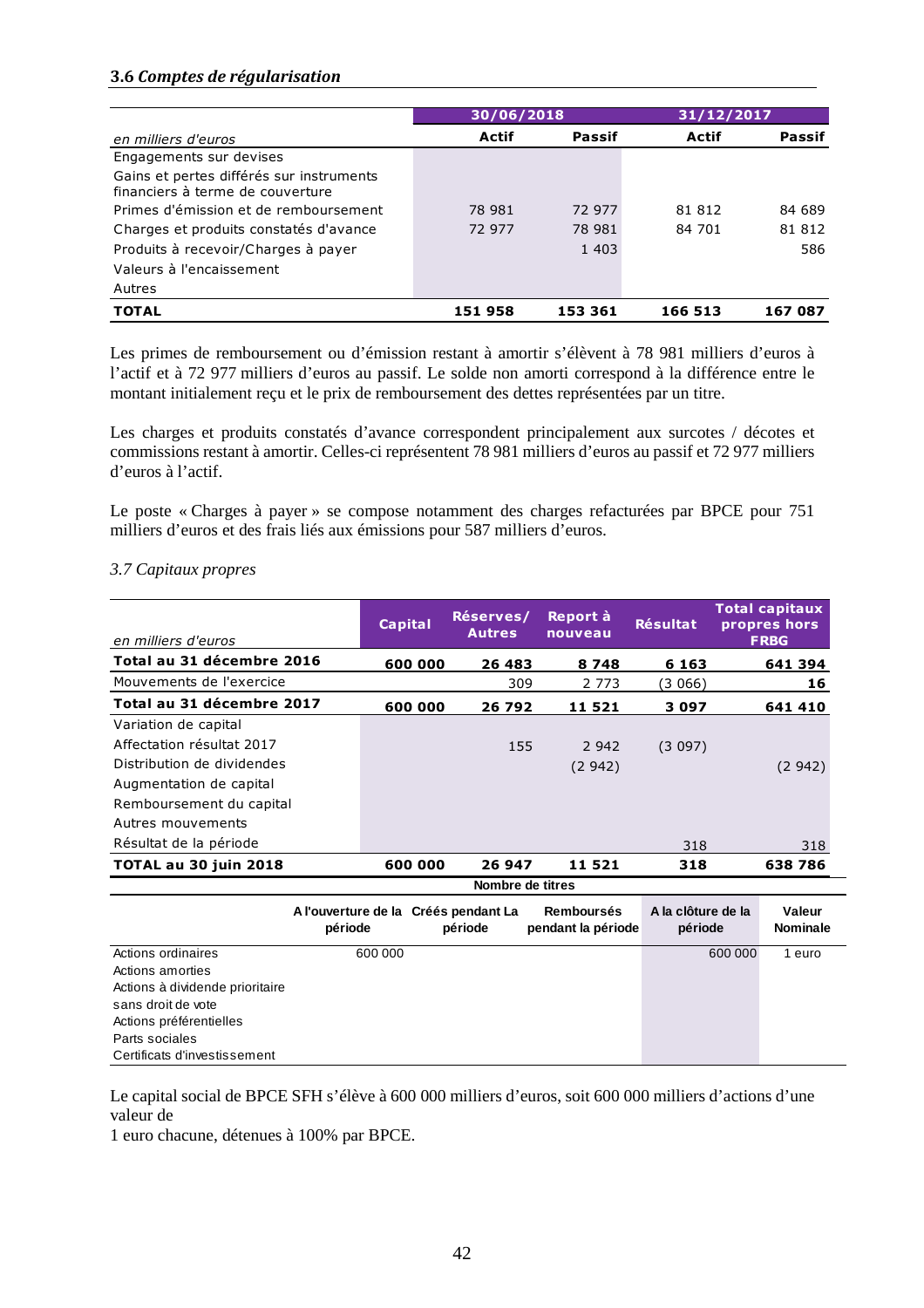### 3.6 *Comptes de régularisation*

| en milliers d'euros | 30/06/2018 | | 31/12/2017 | |
|---|---|---|---|---|
| | Actif | Passif | Actif | Passif |
| Engagements sur devises | | | | |
| Gains et pertes différés sur instruments financiers à terme de couverture | | | | |
| Primes d'émission et de remboursement | 78 981 | 72 977 | 81 812 | 84 689 |
| Charges et produits constatés d'avance | 72 977 | 78 981 | 84 701 | 81 812 |
| Produits à recevoir/Charges à payer | | 1 403 | | 586 |
| Valeurs à l'encaissement | | | | |
| Autres | | | | |
| **TOTAL** | **151 958** | **153 361** | **166 513** | **167 087** |

Les primes de remboursement ou d'émission restant à amortir s'élèvent à 78 981 milliers d'euros à l'actif et à 72 977 milliers d'euros au passif. Le solde non amorti correspond à la différence entre le montant initialement reçu et le prix de remboursement des dettes représentées par un titre.

Les charges et produits constatés d'avance correspondent principalement aux surcotes / décotes et commissions restant à amortir. Celles-ci représentent 78 981 milliers d'euros au passif et 72 977 milliers d'euros à l'actif.

Le poste « Charges à payer » se compose notamment des charges refacturées par BPCE pour 751 milliers d'euros et des frais liés aux émissions pour 587 milliers d'euros.

### *3.7 Capitaux propres*

| en milliers d'euros | Capital | Réserves/ Autres | Report à nouveau | Résultat | Total capitaux propres hors FRBG |
|---|---|---|---|---|---|
| **Total au 31 décembre 2016** | **600 000** | **26 483** | **8 748** | **6 163** | **641 394** |
| Mouvements de l'exercice | | 309 | 2 773 | (3 066) | **16** |
| **Total au 31 décembre 2017** | **600 000** | **26 792** | **11 521** | **3 097** | **641 410** |
| Variation de capital | | | | | |
| Affectation résultat 2017 | | 155 | 2 942 | (3 097) | |
| Distribution de dividendes | | | (2 942) | | (2 942) |
| Augmentation de capital | | | | | |
| Remboursement du capital | | | | | |
| Autres mouvements | | | | | |
| Résultat de la période | | | | 318 | 318 |
| **TOTAL au 30 juin 2018** | **600 000** | **26 947** | **11 521** | **318** | **638 786** |

| | Nombre de titres | | | | |
|---|---|---|---|---|---|
| | A l'ouverture de la période | Créés pendant La période | Remboursés pendant la période | A la clôture de la période | Valeur Nominale |
| Actions ordinaires | 600 000 | | | 600 000 | 1 euro |
| Actions amorties | | | | | |
| Actions à dividende prioritaire sans droit de vote | | | | | |
| Actions préférentielles | | | | | |
| Parts sociales | | | | | |
| Certificats d'investissement | | | | | |

Le capital social de BPCE SFH s'élève à 600 000 milliers d'euros, soit 600 000 milliers d'actions d'une valeur de
1 euro chacune, détenues à 100% par BPCE.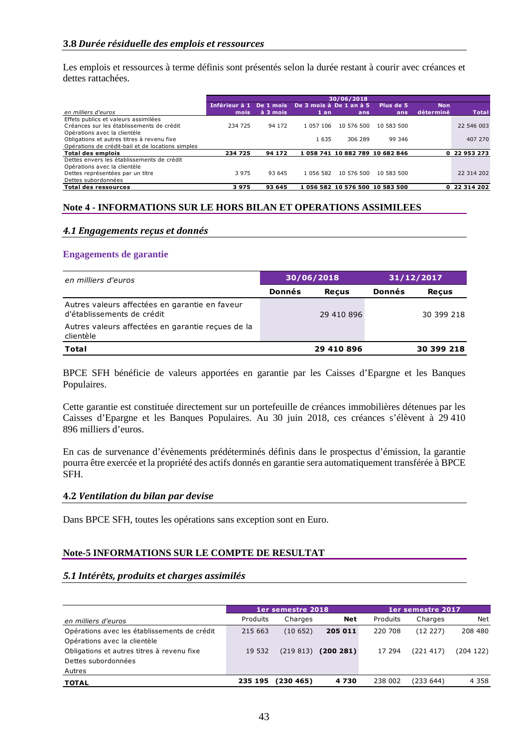### 3.8 *Durée résiduelle des emplois et ressources*

Les emplois et ressources à terme définis sont présentés selon la durée restant à courir avec créances et dettes rattachées.

| en milliers d'euros | 30/06/2018 | | | | | | |
|---|---|---|---|---|---|---|---|
| | Inférieur à 1 mois | De 1 mois à 3 mois | De 3 mois à 1 an | De 1 an à 5 ans | Plus de 5 ans | Non déterminé | Total |
| Effets publics et valeurs assimilées | | | | | | | |
| Créances sur les établissements de crédit | 234 725 | 94 172 | 1 057 106 | 10 576 500 | 10 583 500 | | 22 546 003 |
| Opérations avec la clientèle | | | | | | | |
| Obligations et autres titres à revenu fixe | | | 1 635 | 306 289 | 99 346 | | 407 270 |
| Opérations de crédit-bail et de locations simples | | | | | | | |
| **Total des emplois** | **234 725** | **94 172** | **1 058 741** | **10 882 789** | **10 682 846** | **0** | **22 953 273** |
| Dettes envers les établissements de crédit | | | | | | | |
| Opérations avec la clientèle | | | | | | | |
| Dettes représentées par un titre | 3 975 | 93 645 | 1 056 582 | 10 576 500 | 10 583 500 | | 22 314 202 |
| Dettes subordonnées | | | | | | | |
| **Total des ressources** | **3 975** | **93 645** | **1 056 582** | **10 576 500** | **10 583 500** | **0** | **22 314 202** |

## Note 4 - INFORMATIONS SUR LE HORS BILAN ET OPERATIONS ASSIMILEES

### 4.1 *Engagements reçus et donnés*

**Engagements de garantie**

| en milliers d'euros | 30/06/2018 | | 31/12/2017 | |
|---|---|---|---|---|
| | Donnés | Reçus | Donnés | Reçus |
| Autres valeurs affectées en garantie en faveur d'établissements de crédit | | 29 410 896 | | 30 399 218 |
| Autres valeurs affectées en garantie reçues de la clientèle | | | | |
| **Total** | | **29 410 896** | | **30 399 218** |

BPCE SFH bénéficie de valeurs apportées en garantie par les Caisses d'Epargne et les Banques Populaires.

Cette garantie est constituée directement sur un portefeuille de créances immobilières détenues par les Caisses d'Epargne et les Banques Populaires. Au 30 juin 2018, ces créances s'élèvent à 29 410 896 milliers d'euros.

En cas de survenance d'évènements prédéterminés définis dans le prospectus d'émission, la garantie pourra être exercée et la propriété des actifs donnés en garantie sera automatiquement transférée à BPCE SFH.

### 4.2 *Ventilation du bilan par devise*

Dans BPCE SFH, toutes les opérations sans exception sont en Euro.

## Note-5 INFORMATIONS SUR LE COMPTE DE RESULTAT

### 5.1 *Intérêts, produits et charges assimilés*

| en milliers d'euros | 1er semestre 2018 | | | 1er semestre 2017 | | |
|---|---|---|---|---|---|---|
| | Produits | Charges | Net | Produits | Charges | Net |
| Opérations avec les établissements de crédit | 215 663 | (10 652) | **205 011** | 220 708 | (12 227) | 208 480 |
| Opérations avec la clientèle | | | | | | |
| Obligations et autres titres à revenu fixe | 19 532 | (219 813) | **(200 281)** | 17 294 | (221 417) | (204 122) |
| Dettes subordonnées | | | | | | |
| Autres | | | | | | |
| **TOTAL** | **235 195** | **(230 465)** | **4 730** | 238 002 | (233 644) | 4 358 |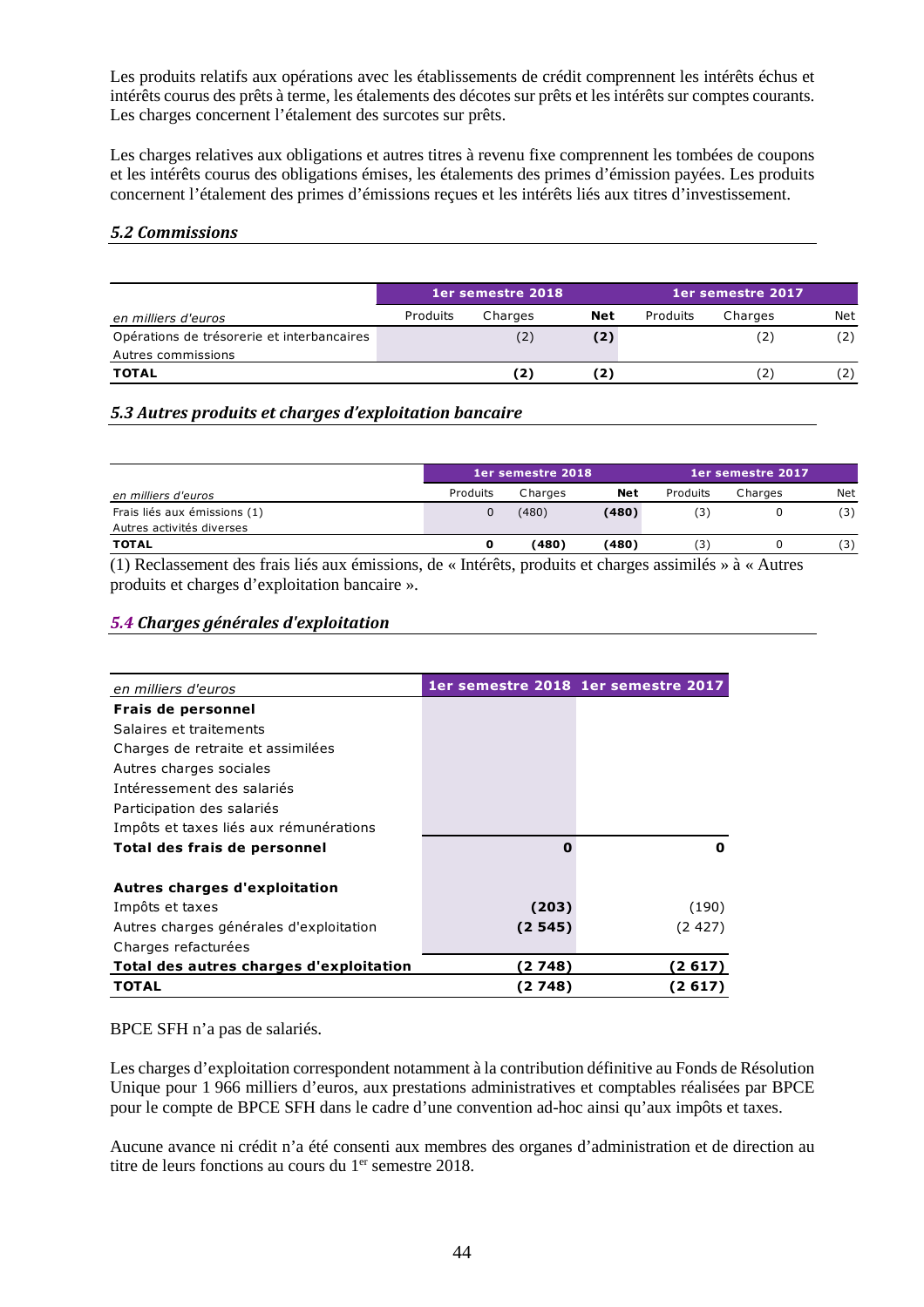Les produits relatifs aux opérations avec les établissements de crédit comprennent les intérêts échus et intérêts courus des prêts à terme, les étalements des décotes sur prêts et les intérêts sur comptes courants. Les charges concernent l'étalement des surcotes sur prêts.

Les charges relatives aux obligations et autres titres à revenu fixe comprennent les tombées de coupons et les intérêts courus des obligations émises, les étalements des primes d'émission payées. Les produits concernent l'étalement des primes d'émissions reçues et les intérêts liés aux titres d'investissement.

### *5.2 Commissions*

| | 1er semestre 2018 | | | 1er semestre 2017 | | |
|---|---|---|---|---|---|---|
| *en milliers d'euros* | Produits | Charges | **Net** | Produits | Charges | Net |
| Opérations de trésorerie et interbancaires | | (2) | **(2)** | | (2) | (2) |
| Autres commissions | | | | | | |
| **TOTAL** | | **(2)** | **(2)** | | (2) | (2) |

### *5.3 Autres produits et charges d'exploitation bancaire*

| | 1er semestre 2018 | | | 1er semestre 2017 | | |
|---|---|---|---|---|---|---|
| *en milliers d'euros* | Produits | Charges | **Net** | Produits | Charges | Net |
| Frais liés aux émissions (1) | 0 | (480) | **(480)** | (3) | 0 | (3) |
| Autres activités diverses | | | | | | |
| **TOTAL** | **0** | **(480)** | **(480)** | (3) | 0 | (3) |

(1) Reclassement des frais liés aux émissions, de « Intérêts, produits et charges assimilés » à « Autres produits et charges d'exploitation bancaire ».

### *5.4 Charges générales d'exploitation*

| *en milliers d'euros* | 1er semestre 2018 | 1er semestre 2017 |
|---|---|---|
| **Frais de personnel** | | |
| Salaires et traitements | | |
| Charges de retraite et assimilées | | |
| Autres charges sociales | | |
| Intéressement des salariés | | |
| Participation des salariés | | |
| Impôts et taxes liés aux rémunérations | | |
| **Total des frais de personnel** | **0** | **0** |
| | | |
| **Autres charges d'exploitation** | | |
| Impôts et taxes | **(203)** | (190) |
| Autres charges générales d'exploitation | **(2 545)** | (2 427) |
| Charges refacturées | | |
| **Total des autres charges d'exploitation** | **(2 748)** | **(2 617)** |
| **TOTAL** | **(2 748)** | **(2 617)** |

BPCE SFH n'a pas de salariés.

Les charges d'exploitation correspondent notamment à la contribution définitive au Fonds de Résolution Unique pour 1 966 milliers d'euros, aux prestations administratives et comptables réalisées par BPCE pour le compte de BPCE SFH dans le cadre d'une convention ad-hoc ainsi qu'aux impôts et taxes.

Aucune avance ni crédit n'a été consenti aux membres des organes d'administration et de direction au titre de leurs fonctions au cours du 1er semestre 2018.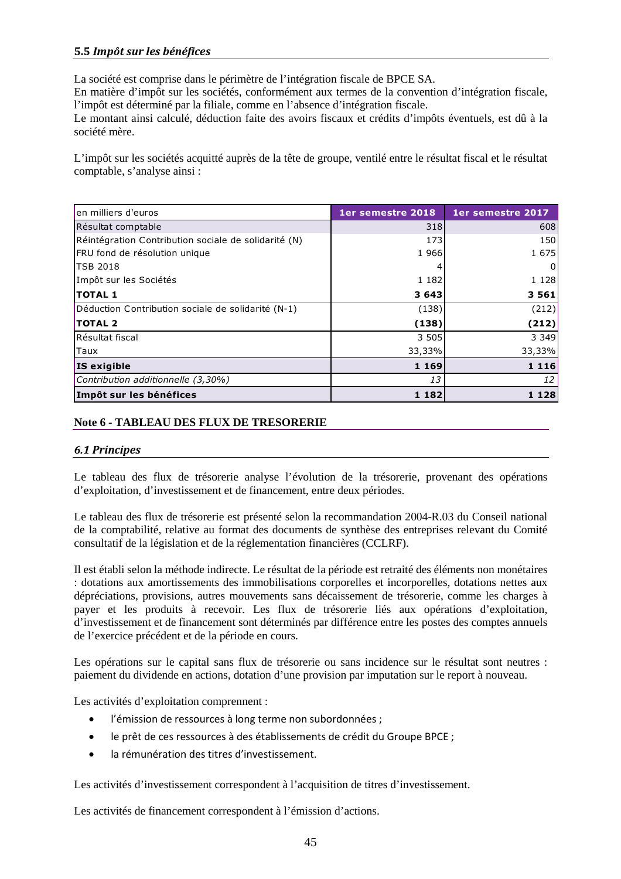### 5.5 *Impôt sur les bénéfices*

La société est comprise dans le périmètre de l'intégration fiscale de BPCE SA.
En matière d'impôt sur les sociétés, conformément aux termes de la convention d'intégration fiscale, l'impôt est déterminé par la filiale, comme en l'absence d'intégration fiscale.
Le montant ainsi calculé, déduction faite des avoirs fiscaux et crédits d'impôts éventuels, est dû à la société mère.

L'impôt sur les sociétés acquitté auprès de la tête de groupe, ventilé entre le résultat fiscal et le résultat comptable, s'analyse ainsi :

| en milliers d'euros | 1er semestre 2018 | 1er semestre 2017 |
|---|---|---|
| Résultat comptable | 318 | 608 |
| Réintégration Contribution sociale de solidarité (N) | 173 | 150 |
| FRU fond de résolution unique | 1 966 | 1 675 |
| TSB 2018 | 4 | 0 |
| Impôt sur les Sociétés | 1 182 | 1 128 |
| **TOTAL 1** | **3 643** | **3 561** |
| Déduction Contribution sociale de solidarité (N-1) | (138) | (212) |
| **TOTAL 2** | **(138)** | **(212)** |
| Résultat fiscal | 3 505 | 3 349 |
| Taux | 33,33% | 33,33% |
| **IS exigible** | **1 169** | **1 116** |
| *Contribution additionnelle (3,30%)* | *13* | *12* |
| **Impôt sur les bénéfices** | **1 182** | **1 128** |

## Note 6 - TABLEAU DES FLUX DE TRESORERIE

### *6.1 Principes*

Le tableau des flux de trésorerie analyse l'évolution de la trésorerie, provenant des opérations d'exploitation, d'investissement et de financement, entre deux périodes.

Le tableau des flux de trésorerie est présenté selon la recommandation 2004-R.03 du Conseil national de la comptabilité, relative au format des documents de synthèse des entreprises relevant du Comité consultatif de la législation et de la réglementation financières (CCLRF).

Il est établi selon la méthode indirecte. Le résultat de la période est retraité des éléments non monétaires : dotations aux amortissements des immobilisations corporelles et incorporelles, dotations nettes aux dépréciations, provisions, autres mouvements sans décaissement de trésorerie, comme les charges à payer et les produits à recevoir. Les flux de trésorerie liés aux opérations d'exploitation, d'investissement et de financement sont déterminés par différence entre les postes des comptes annuels de l'exercice précédent et de la période en cours.

Les opérations sur le capital sans flux de trésorerie ou sans incidence sur le résultat sont neutres : paiement du dividende en actions, dotation d'une provision par imputation sur le report à nouveau.

Les activités d'exploitation comprennent :

- l'émission de ressources à long terme non subordonnées ;
- le prêt de ces ressources à des établissements de crédit du Groupe BPCE ;
- la rémunération des titres d'investissement.

Les activités d'investissement correspondent à l'acquisition de titres d'investissement.

Les activités de financement correspondent à l'émission d'actions.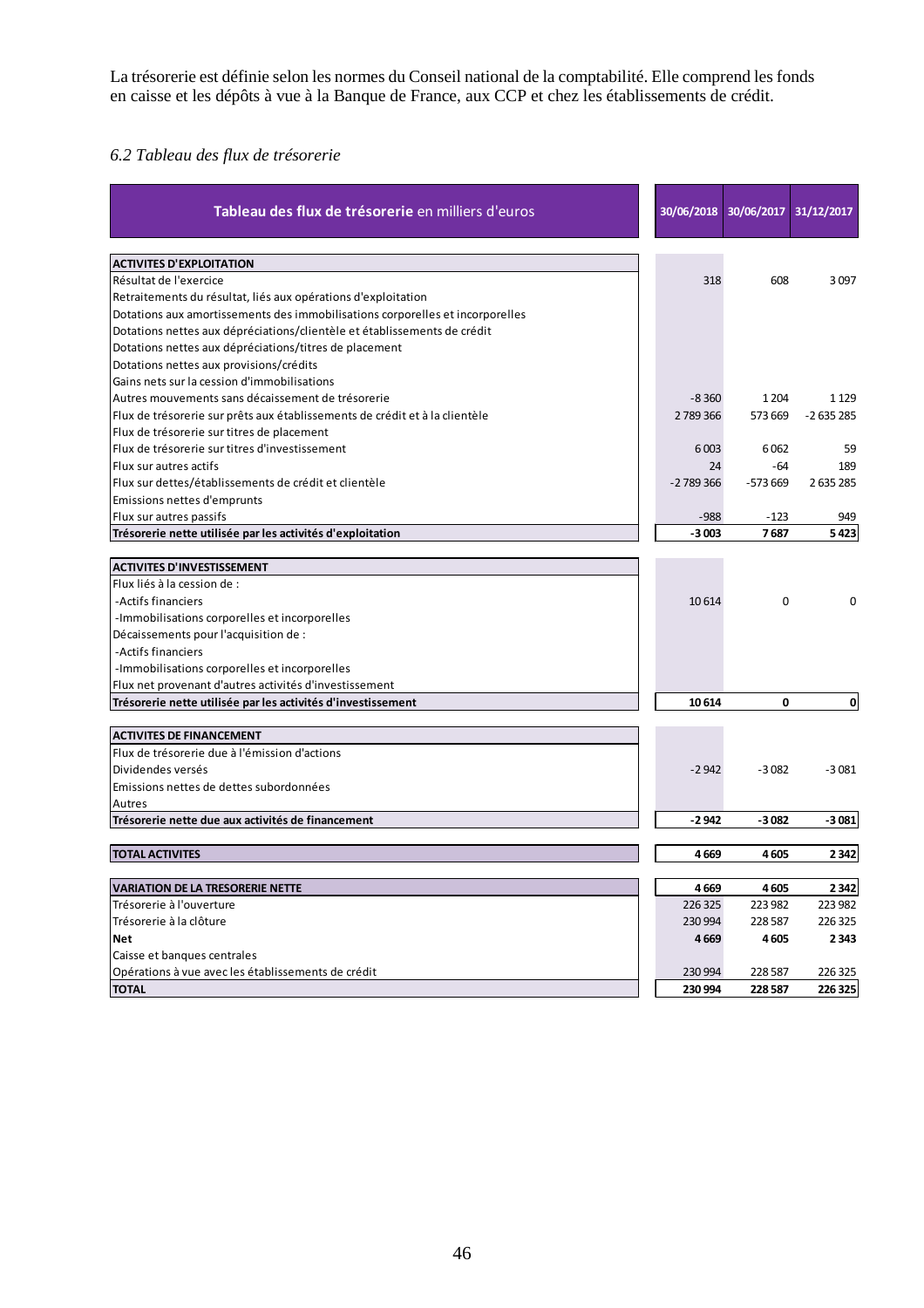La trésorerie est définie selon les normes du Conseil national de la comptabilité. Elle comprend les fonds en caisse et les dépôts à vue à la Banque de France, aux CCP et chez les établissements de crédit.

*6.2 Tableau des flux de trésorerie*

| **Tableau des flux de trésorerie** en milliers d'euros | 30/06/2018 | 30/06/2017 | 31/12/2017 |
|---|---|---|---|
| **ACTIVITES D'EXPLOITATION** | | | |
| Résultat de l'exercice | 318 | 608 | 3 097 |
| Retraitements du résultat, liés aux opérations d'exploitation | | | |
| Dotations aux amortissements des immobilisations corporelles et incorporelles | | | |
| Dotations nettes aux dépréciations/clientèle et établissements de crédit | | | |
| Dotations nettes aux dépréciations/titres de placement | | | |
| Dotations nettes aux provisions/crédits | | | |
| Gains nets sur la cession d'immobilisations | | | |
| Autres mouvements sans décaissement de trésorerie | -8 360 | 1 204 | 1 129 |
| Flux de trésorerie sur prêts aux établissements de crédit et à la clientèle | 2 789 366 | 573 669 | -2 635 285 |
| Flux de trésorerie sur titres de placement | | | |
| Flux de trésorerie sur titres d'investissement | 6 003 | 6 062 | 59 |
| Flux sur autres actifs | 24 | -64 | 189 |
| Flux sur dettes/établissements de crédit et clientèle | -2 789 366 | -573 669 | 2 635 285 |
| Emissions nettes d'emprunts | | | |
| Flux sur autres passifs | -988 | -123 | 949 |
| **Trésorerie nette utilisée par les activités d'exploitation** | **-3 003** | **7 687** | **5 423** |
| **ACTIVITES D'INVESTISSEMENT** | | | |
| Flux liés à la cession de : | | | |
| -Actifs financiers | 10 614 | 0 | 0 |
| -Immobilisations corporelles et incorporelles | | | |
| Décaissements pour l'acquisition de : | | | |
| -Actifs financiers | | | |
| -Immobilisations corporelles et incorporelles | | | |
| Flux net provenant d'autres activités d'investissement | | | |
| **Trésorerie nette utilisée par les activités d'investissement** | **10 614** | **0** | **0** |
| **ACTIVITES DE FINANCEMENT** | | | |
| Flux de trésorerie due à l'émission d'actions | | | |
| Dividendes versés | -2 942 | -3 082 | -3 081 |
| Emissions nettes de dettes subordonnées | | | |
| Autres | | | |
| **Trésorerie nette due aux activités de financement** | **-2 942** | **-3 082** | **-3 081** |
| **TOTAL ACTIVITES** | **4 669** | **4 605** | **2 342** |
| **VARIATION DE LA TRESORERIE NETTE** | **4 669** | **4 605** | **2 342** |
| Trésorerie à l'ouverture | 226 325 | 223 982 | 223 982 |
| Trésorerie à la clôture | 230 994 | 228 587 | 226 325 |
| **Net** | **4 669** | **4 605** | **2 343** |
| Caisse et banques centrales | | | |
| Opérations à vue avec les établissements de crédit | 230 994 | 228 587 | 226 325 |
| **TOTAL** | **230 994** | **228 587** | **226 325** |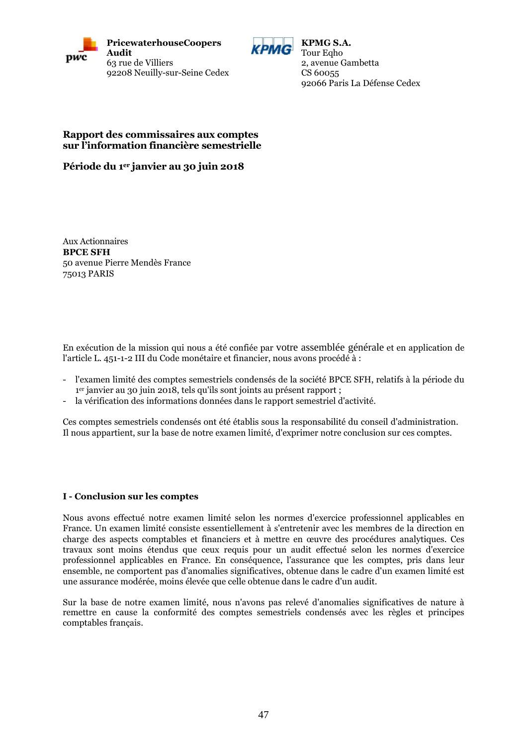**PricewaterhouseCoopers Audit**
63 rue de Villiers
92208 Neuilly-sur-Seine Cedex

**KPMG S.A.**
Tour Eqho
2, avenue Gambetta
CS 60055
92066 Paris La Défense Cedex

# Rapport des commissaires aux comptes sur l'information financière semestrielle

## Période du 1er janvier au 30 juin 2018

Aux Actionnaires
**BPCE SFH**
50 avenue Pierre Mendès France
75013 PARIS

En exécution de la mission qui nous a été confiée par votre assemblée générale et en application de l'article L. 451-1-2 III du Code monétaire et financier, nous avons procédé à :

- l'examen limité des comptes semestriels condensés de la société BPCE SFH, relatifs à la période du 1er janvier au 30 juin 2018, tels qu'ils sont joints au présent rapport ;
- la vérification des informations données dans le rapport semestriel d'activité.

Ces comptes semestriels condensés ont été établis sous la responsabilité du conseil d'administration. Il nous appartient, sur la base de notre examen limité, d'exprimer notre conclusion sur ces comptes.

### I - Conclusion sur les comptes

Nous avons effectué notre examen limité selon les normes d'exercice professionnel applicables en France. Un examen limité consiste essentiellement à s'entretenir avec les membres de la direction en charge des aspects comptables et financiers et à mettre en œuvre des procédures analytiques. Ces travaux sont moins étendus que ceux requis pour un audit effectué selon les normes d'exercice professionnel applicables en France. En conséquence, l'assurance que les comptes, pris dans leur ensemble, ne comportent pas d'anomalies significatives, obtenue dans le cadre d'un examen limité est une assurance modérée, moins élevée que celle obtenue dans le cadre d'un audit.

Sur la base de notre examen limité, nous n'avons pas relevé d'anomalies significatives de nature à remettre en cause la conformité des comptes semestriels condensés avec les règles et principes comptables français.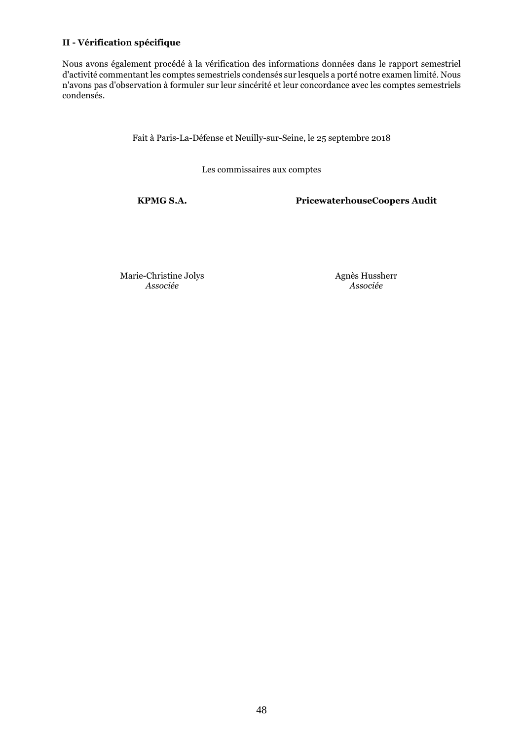## II - Vérification spécifique

Nous avons également procédé à la vérification des informations données dans le rapport semestriel d'activité commentant les comptes semestriels condensés sur lesquels a porté notre examen limité. Nous n'avons pas d'observation à formuler sur leur sincérité et leur concordance avec les comptes semestriels condensés.

Fait à Paris-La-Défense et Neuilly-sur-Seine, le 25 septembre 2018

Les commissaires aux comptes

**KPMG S.A.**

Marie-Christine Jolys
*Associée*

**PricewaterhouseCoopers Audit**

Agnès Hussherr
*Associée*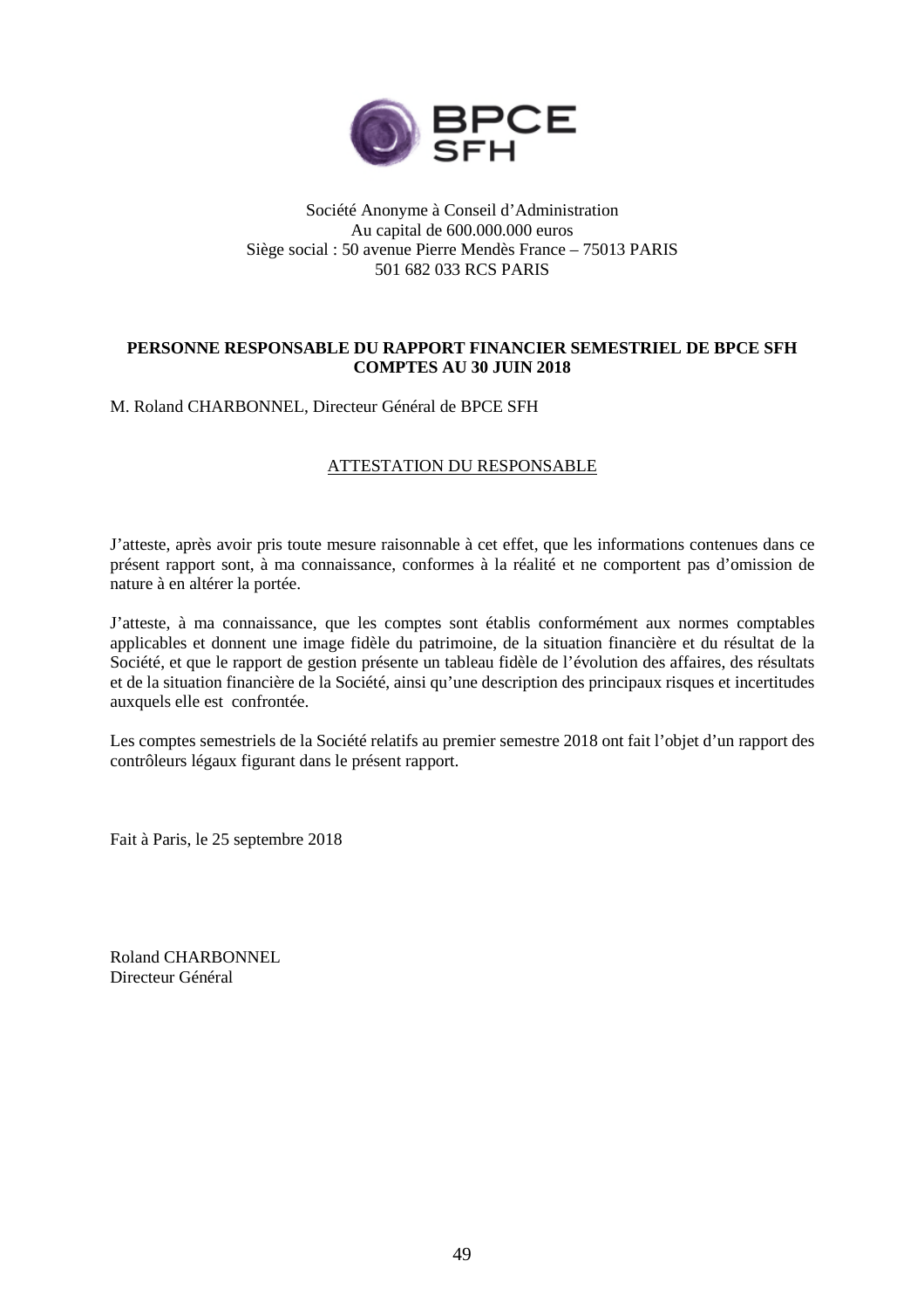Société Anonyme à Conseil d'Administration
Au capital de 600.000.000 euros
Siège social : 50 avenue Pierre Mendès France – 75013 PARIS
501 682 033 RCS PARIS

**PERSONNE RESPONSABLE DU RAPPORT FINANCIER SEMESTRIEL DE BPCE SFH COMPTES AU 30 JUIN 2018**

M. Roland CHARBONNEL, Directeur Général de BPCE SFH

ATTESTATION DU RESPONSABLE

J'atteste, après avoir pris toute mesure raisonnable à cet effet, que les informations contenues dans ce présent rapport sont, à ma connaissance, conformes à la réalité et ne comportent pas d'omission de nature à en altérer la portée.

J'atteste, à ma connaissance, que les comptes sont établis conformément aux normes comptables applicables et donnent une image fidèle du patrimoine, de la situation financière et du résultat de la Société, et que le rapport de gestion présente un tableau fidèle de l'évolution des affaires, des résultats et de la situation financière de la Société, ainsi qu'une description des principaux risques et incertitudes auxquels elle est confrontée.

Les comptes semestriels de la Société relatifs au premier semestre 2018 ont fait l'objet d'un rapport des contrôleurs légaux figurant dans le présent rapport.

Fait à Paris, le 25 septembre 2018

Roland CHARBONNEL
Directeur Général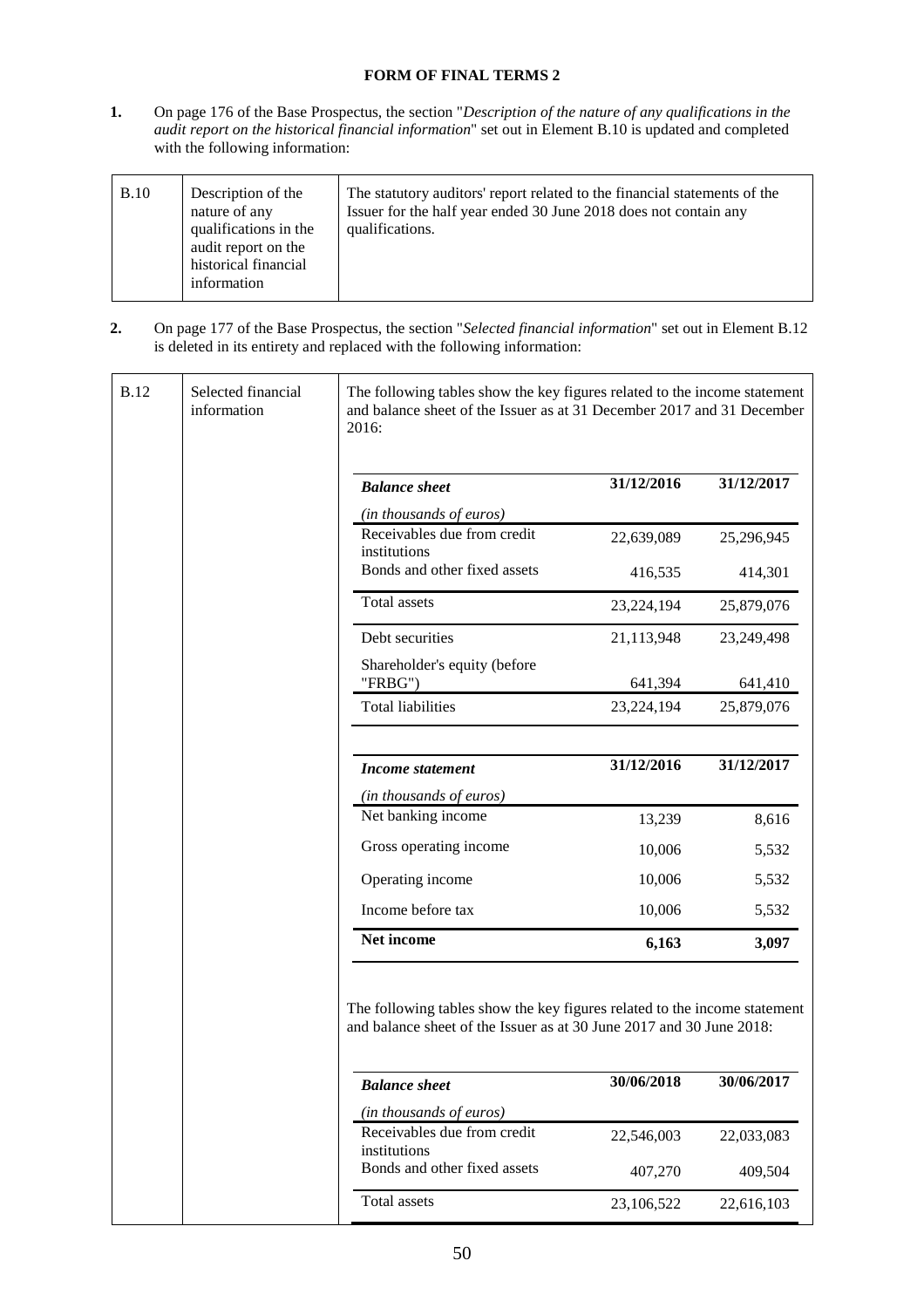**FORM OF FINAL TERMS 2**

**1.** On page 176 of the Base Prospectus, the section "*Description of the nature of any qualifications in the audit report on the historical financial information*" set out in Element B.10 is updated and completed with the following information:

| B.10 | Description of the nature of any qualifications in the audit report on the historical financial information | The statutory auditors' report related to the financial statements of the Issuer for the half year ended 30 June 2018 does not contain any qualifications. |
|---|---|---|

**2.** On page 177 of the Base Prospectus, the section "*Selected financial information*" set out in Element B.12 is deleted in its entirety and replaced with the following information:

B.12 — Selected financial information

The following tables show the key figures related to the income statement and balance sheet of the Issuer as at 31 December 2017 and 31 December 2016:

| ***Balance sheet*** | **31/12/2016** | **31/12/2017** |
|---|---|---|
| *(in thousands of euros)* | | |
| Receivables due from credit institutions | 22,639,089 | 25,296,945 |
| Bonds and other fixed assets | 416,535 | 414,301 |
| Total assets | 23,224,194 | 25,879,076 |
| Debt securities | 21,113,948 | 23,249,498 |
| Shareholder's equity (before "FRBG") | 641,394 | 641,410 |
| Total liabilities | 23,224,194 | 25,879,076 |

| ***Income statement*** | **31/12/2016** | **31/12/2017** |
|---|---|---|
| *(in thousands of euros)* | | |
| Net banking income | 13,239 | 8,616 |
| Gross operating income | 10,006 | 5,532 |
| Operating income | 10,006 | 5,532 |
| Income before tax | 10,006 | 5,532 |
| **Net income** | **6,163** | **3,097** |

The following tables show the key figures related to the income statement and balance sheet of the Issuer as at 30 June 2017 and 30 June 2018:

| ***Balance sheet*** | **30/06/2018** | **30/06/2017** |
|---|---|---|
| *(in thousands of euros)* | | |
| Receivables due from credit institutions | 22,546,003 | 22,033,083 |
| Bonds and other fixed assets | 407,270 | 409,504 |
| Total assets | 23,106,522 | 22,616,103 |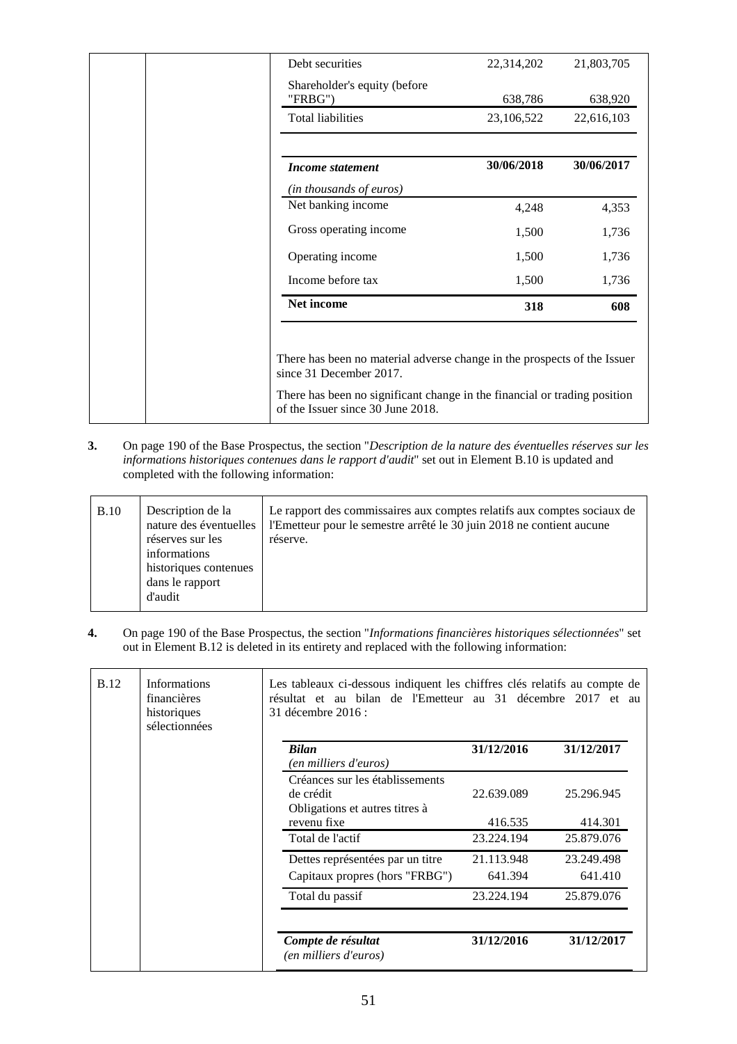| | | | | |
|---|---|---|---|---|
| | | Debt securities | 22,314,202 | 21,803,705 |
| | | Shareholder's equity (before "FRBG") | 638,786 | 638,920 |
| | | Total liabilities | 23,106,522 | 22,616,103 |

| *Income statement* *(in thousands of euros)* | 30/06/2018 | 30/06/2017 |
|---|---|---|
| Net banking income | 4,248 | 4,353 |
| Gross operating income | 1,500 | 1,736 |
| Operating income | 1,500 | 1,736 |
| Income before tax | 1,500 | 1,736 |
| **Net income** | **318** | **608** |

There has been no material adverse change in the prospects of the Issuer since 31 December 2017.

There has been no significant change in the financial or trading position of the Issuer since 30 June 2018.

**3.** On page 190 of the Base Prospectus, the section "*Description de la nature des éventuelles réserves sur les informations historiques contenues dans le rapport d'audit*" set out in Element B.10 is updated and completed with the following information:

| | | |
|---|---|---|
| B.10 | Description de la nature des éventuelles réserves sur les informations historiques contenues dans le rapport d'audit | Le rapport des commissaires aux comptes relatifs aux comptes sociaux de l'Emetteur pour le semestre arrêté le 30 juin 2018 ne contient aucune réserve. |

**4.** On page 190 of the Base Prospectus, the section "*Informations financières historiques sélectionnées*" set out in Element B.12 is deleted in its entirety and replaced with the following information:

| | | |
|---|---|---|
| B.12 | Informations financières historiques sélectionnées | Les tableaux ci-dessous indiquent les chiffres clés relatifs au compte de résultat et au bilan de l'Emetteur au 31 décembre 2017 et au 31 décembre 2016 : |

| ***Bilan*** *(en milliers d'euros)* | **31/12/2016** | **31/12/2017** |
|---|---|---|
| Créances sur les établissements de crédit | 22.639.089 | 25.296.945 |
| Obligations et autres titres à revenu fixe | 416.535 | 414.301 |
| Total de l'actif | 23.224.194 | 25.879.076 |
| Dettes représentées par un titre | 21.113.948 | 23.249.498 |
| Capitaux propres (hors "FRBG") | 641.394 | 641.410 |
| Total du passif | 23.224.194 | 25.879.076 |

| ***Compte de résultat*** *(en milliers d'euros)* | **31/12/2016** | **31/12/2017** |
|---|---|---|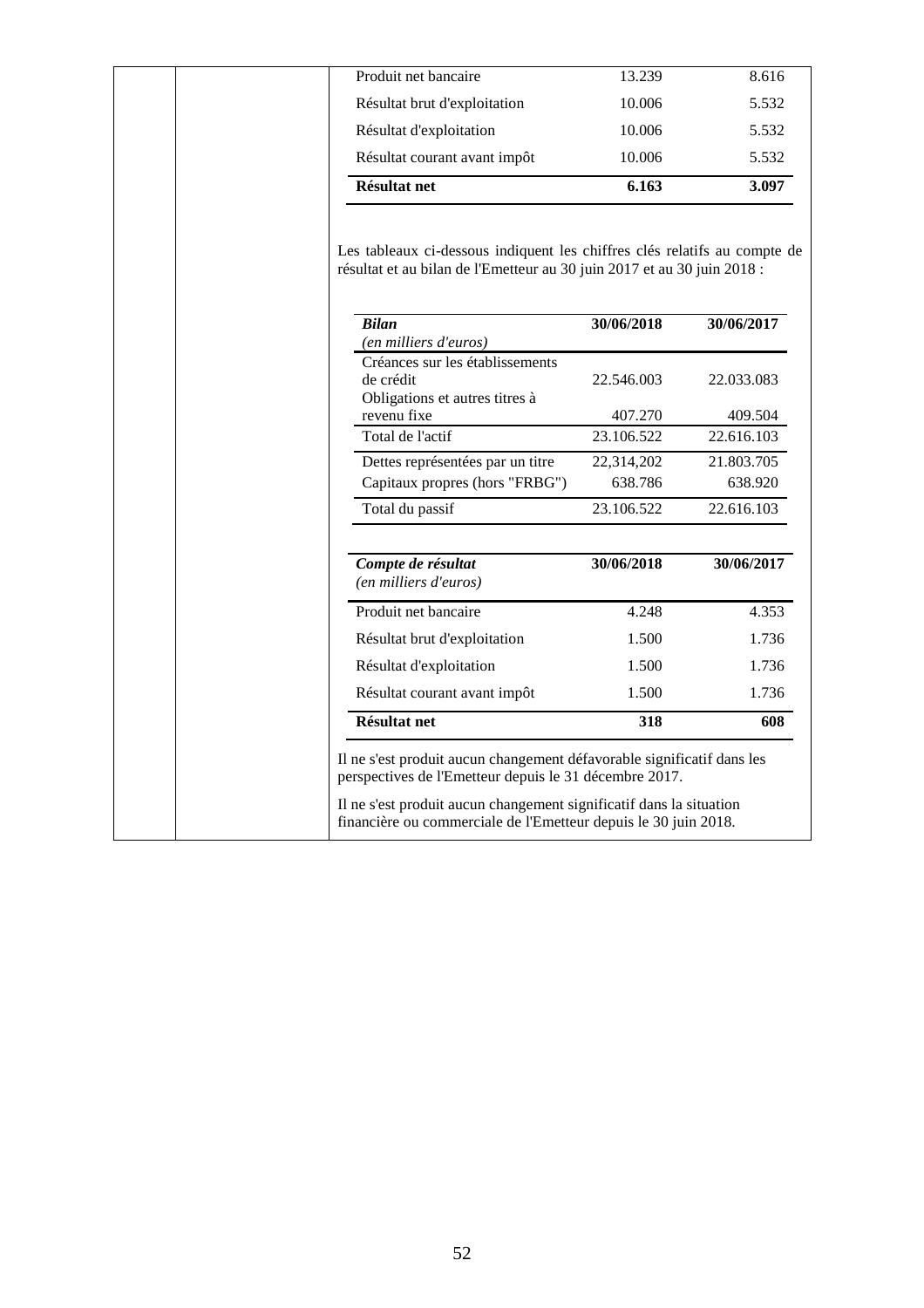| | |
|---|---|
| Produit net bancaire | 13.239 | 8.616 |
| Résultat brut d'exploitation | 10.006 | 5.532 |
| Résultat d'exploitation | 10.006 | 5.532 |
| Résultat courant avant impôt | 10.006 | 5.532 |
| **Résultat net** | **6.163** | **3.097** |

Les tableaux ci-dessous indiquent les chiffres clés relatifs au compte de résultat et au bilan de l'Emetteur au 30 juin 2017 et au 30 juin 2018 :

| ***Bilan*** *(en milliers d'euros)* | **30/06/2018** | **30/06/2017** |
|---|---|---|
| Créances sur les établissements de crédit | 22.546.003 | 22.033.083 |
| Obligations et autres titres à revenu fixe | 407.270 | 409.504 |
| Total de l'actif | 23.106.522 | 22.616.103 |
| Dettes représentées par un titre | 22,314,202 | 21.803.705 |
| Capitaux propres (hors "FRBG") | 638.786 | 638.920 |
| Total du passif | 23.106.522 | 22.616.103 |

| ***Compte de résultat*** *(en milliers d'euros)* | **30/06/2018** | **30/06/2017** |
|---|---|---|
| Produit net bancaire | 4.248 | 4.353 |
| Résultat brut d'exploitation | 1.500 | 1.736 |
| Résultat d'exploitation | 1.500 | 1.736 |
| Résultat courant avant impôt | 1.500 | 1.736 |
| **Résultat net** | **318** | **608** |

Il ne s'est produit aucun changement défavorable significatif dans les perspectives de l'Emetteur depuis le 31 décembre 2017.

Il ne s'est produit aucun changement significatif dans la situation financière ou commerciale de l'Emetteur depuis le 30 juin 2018.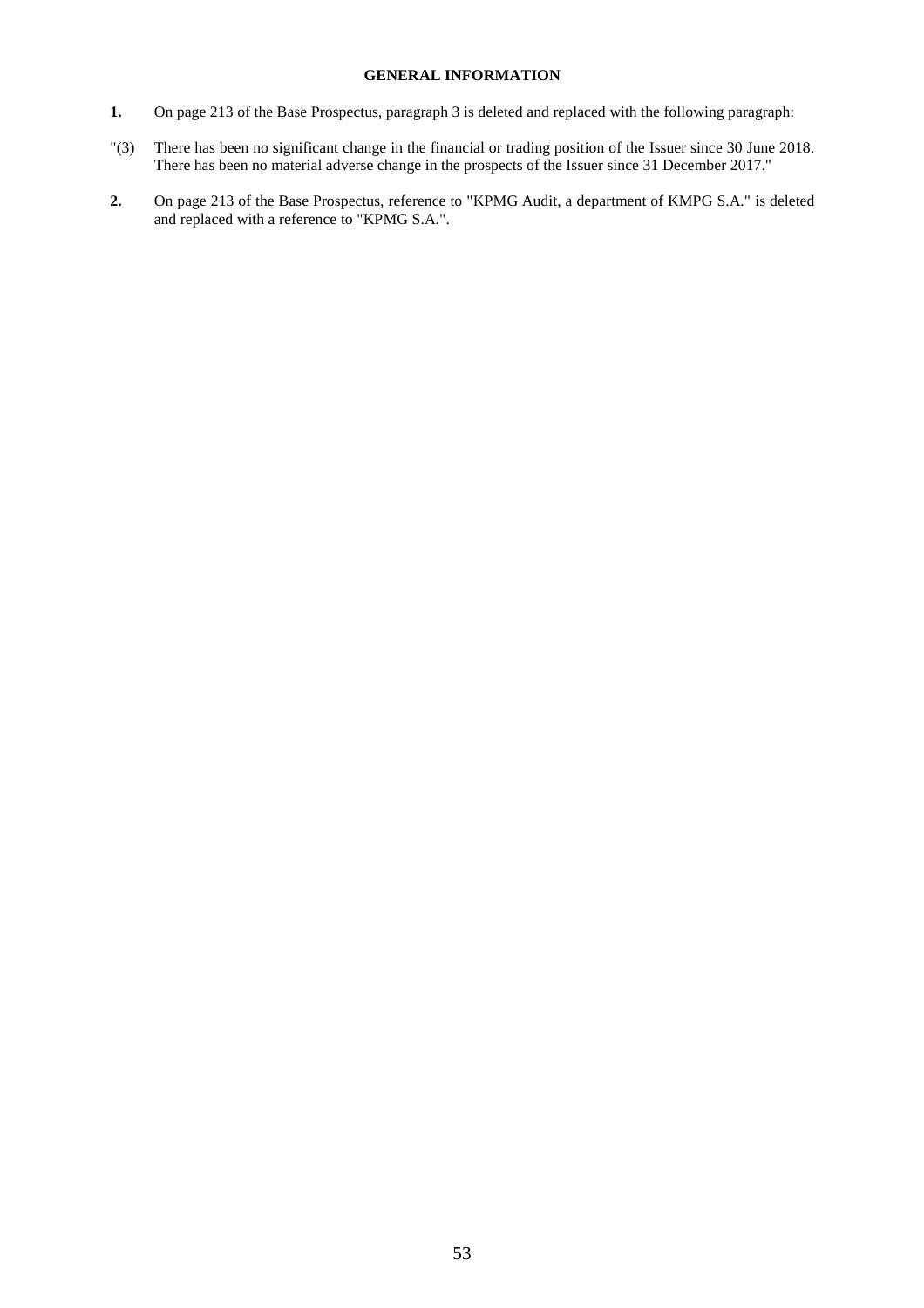**GENERAL INFORMATION**

**1.** On page 213 of the Base Prospectus, paragraph 3 is deleted and replaced with the following paragraph:

"(3) There has been no significant change in the financial or trading position of the Issuer since 30 June 2018. There has been no material adverse change in the prospects of the Issuer since 31 December 2017."

**2.** On page 213 of the Base Prospectus, reference to "KPMG Audit, a department of KMPG S.A." is deleted and replaced with a reference to "KPMG S.A.".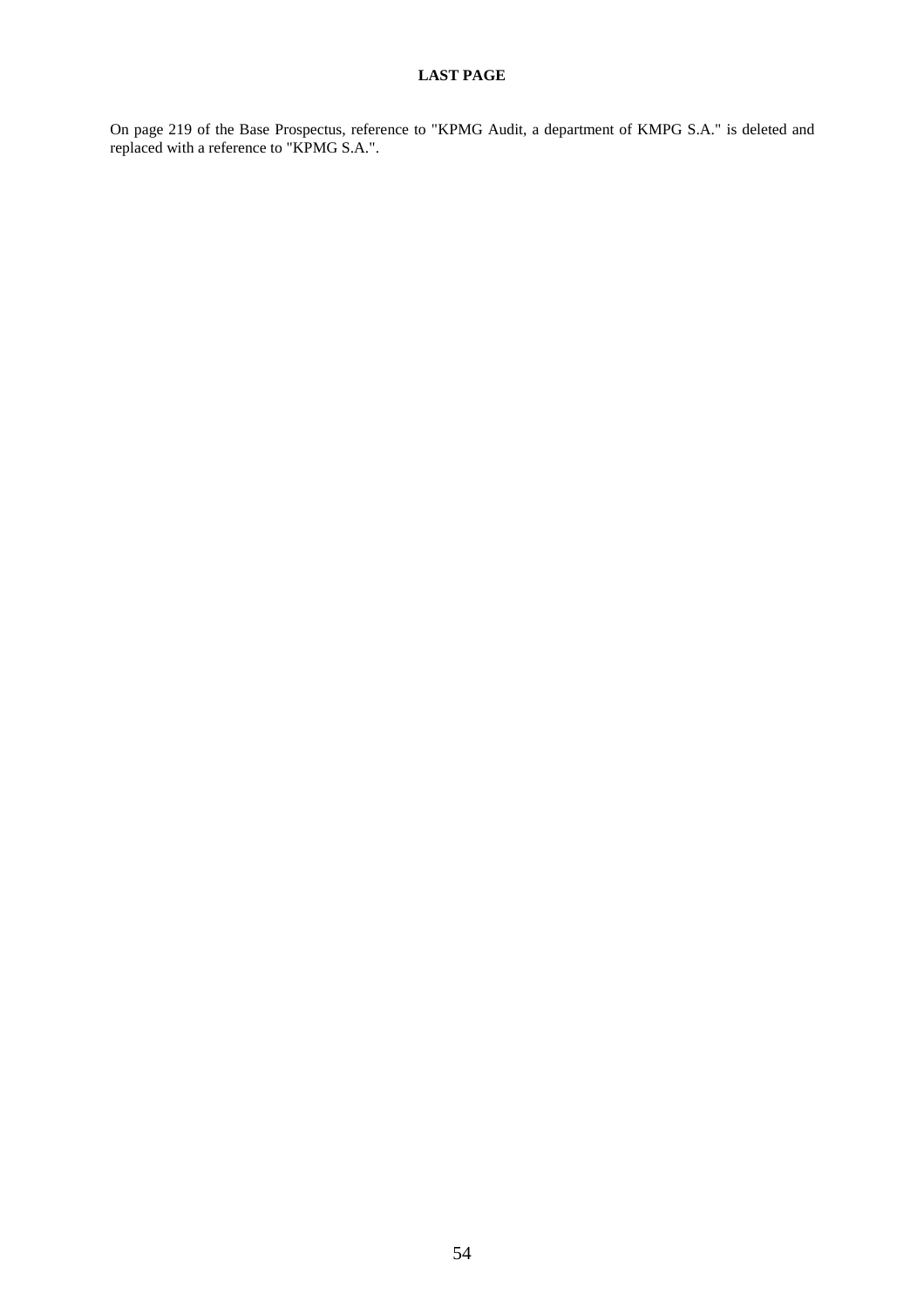## LAST PAGE

On page 219 of the Base Prospectus, reference to "KPMG Audit, a department of KMPG S.A." is deleted and replaced with a reference to "KPMG S.A.".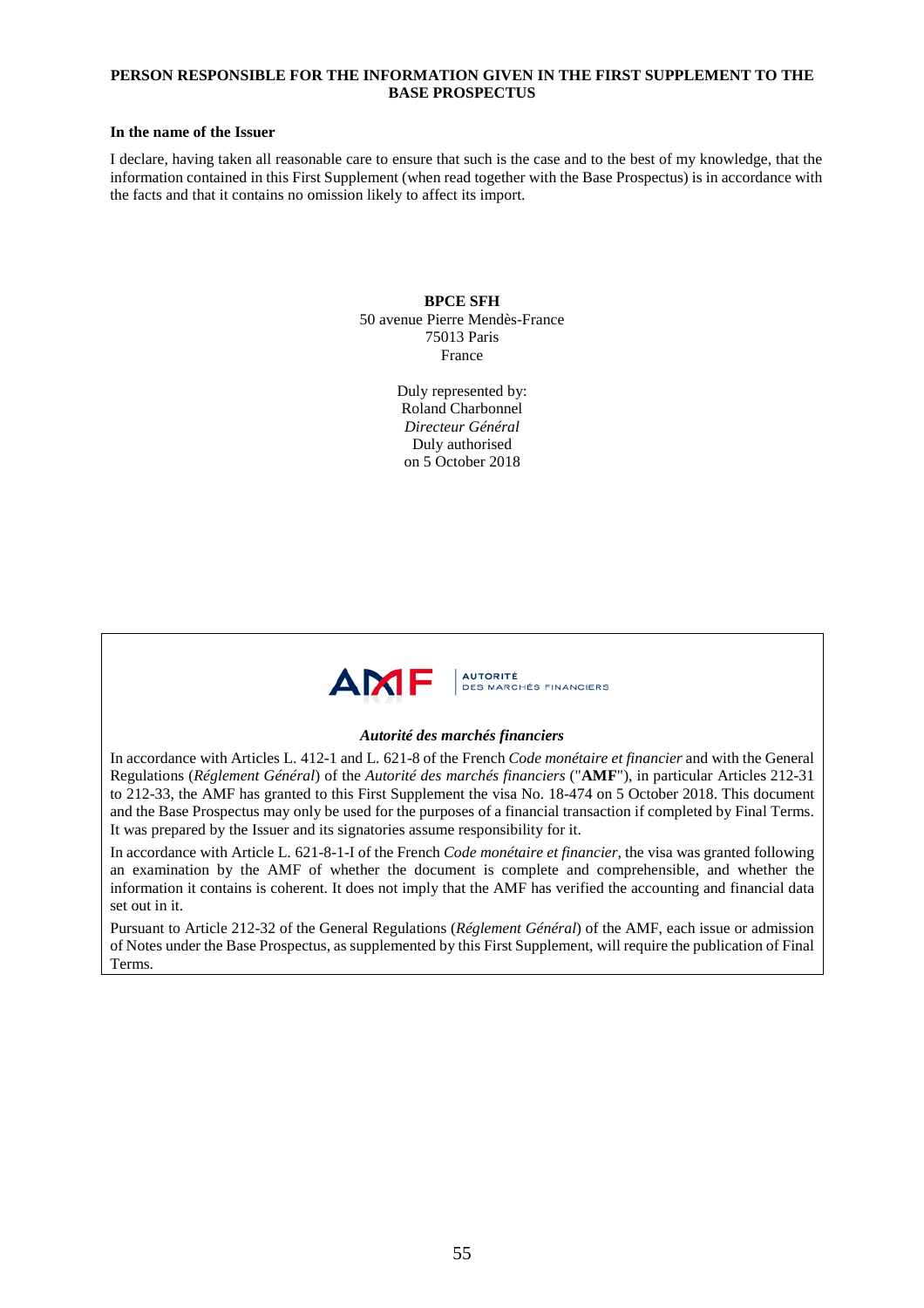**PERSON RESPONSIBLE FOR THE INFORMATION GIVEN IN THE FIRST SUPPLEMENT TO THE BASE PROSPECTUS**

**In the name of the Issuer**

I declare, having taken all reasonable care to ensure that such is the case and to the best of my knowledge, that the information contained in this First Supplement (when read together with the Base Prospectus) is in accordance with the facts and that it contains no omission likely to affect its import.

**BPCE SFH**
50 avenue Pierre Mendès-France
75013 Paris
France

Duly represented by:
Roland Charbonnel
*Directeur Général*
Duly authorised
on 5 October 2018

AMF | AUTORITÉ DES MARCHÉS FINANCIERS

***Autorité des marchés financiers***

In accordance with Articles L. 412-1 and L. 621-8 of the French *Code monétaire et financier* and with the General Regulations (*Réglement Général*) of the *Autorité des marchés financiers* ("**AMF**"), in particular Articles 212-31 to 212-33, the AMF has granted to this First Supplement the visa No. 18-474 on 5 October 2018. This document and the Base Prospectus may only be used for the purposes of a financial transaction if completed by Final Terms. It was prepared by the Issuer and its signatories assume responsibility for it.

In accordance with Article L. 621-8-1-I of the French *Code monétaire et financier*, the visa was granted following an examination by the AMF of whether the document is complete and comprehensible, and whether the information it contains is coherent. It does not imply that the AMF has verified the accounting and financial data set out in it.

Pursuant to Article 212-32 of the General Regulations (*Réglement Général*) of the AMF, each issue or admission of Notes under the Base Prospectus, as supplemented by this First Supplement, will require the publication of Final Terms.